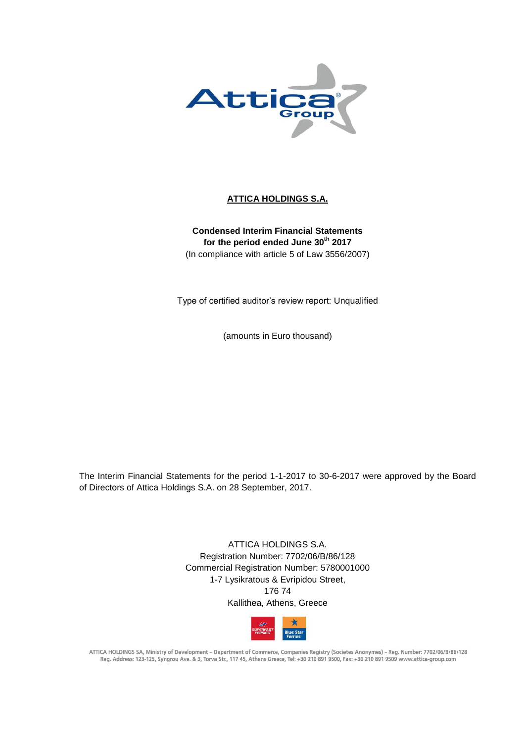# ATTICA HOLDINGS S.A.

**Condensed Interim Financial Statements**
**for the period ended June 30th 2017**
(In compliance with article 5 of Law 3556/2007)

Type of certified auditor's review report: Unqualified

(amounts in Euro thousand)

The Interim Financial Statements for the period 1-1-2017 to 30-6-2017 were approved by the Board of Directors of Attica Holdings S.A. on 28 September, 2017.

ATTICA HOLDINGS S.A.
Registration Number: 7702/06/B/86/128
Commercial Registration Number: 5780001000
1-7 Lysikratous & Evripidou Street,
176 74
Kallithea, Athens, Greece

ATTICA HOLDINGS SA, Ministry of Development – Department of Commerce, Companies Registry (Societes Anonymes) – Reg. Number: 7702/06/B/86/128
Reg. Address: 123-125, Syngrou Ave. & 3, Torva Str., 117 45, Athens Greece, Tel: +30 210 891 9500, Fax: +30 210 891 9509 www.attica-group.com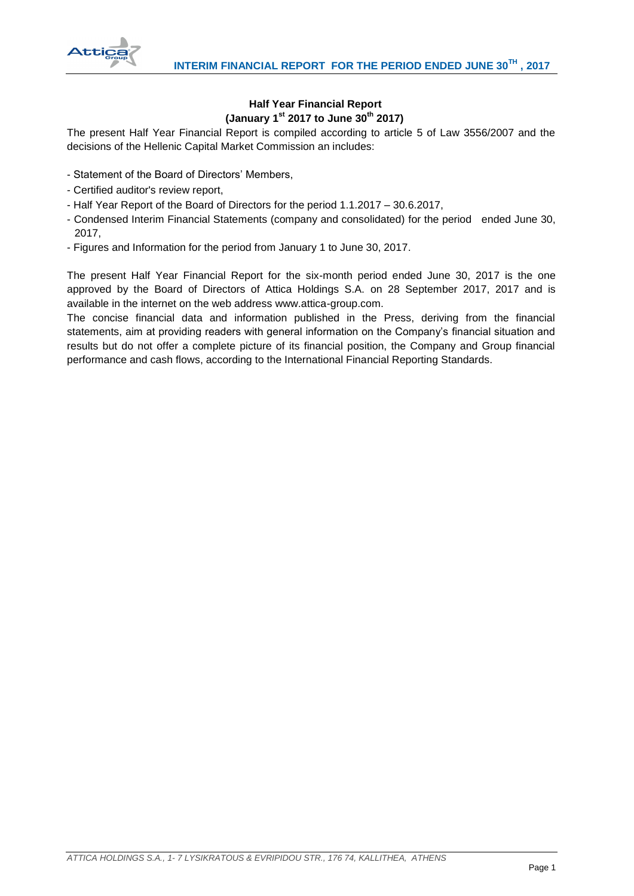## Half Year Financial Report
## (January 1st 2017 to June 30th 2017)

The present Half Year Financial Report is compiled according to article 5 of Law 3556/2007 and the decisions of the Hellenic Capital Market Commission an includes:

- Statement of the Board of Directors' Members,
- Certified auditor's review report,
- Half Year Report of the Board of Directors for the period 1.1.2017 – 30.6.2017,
- Condensed Interim Financial Statements (company and consolidated) for the period ended June 30, 2017,
- Figures and Information for the period from January 1 to June 30, 2017.

The present Half Year Financial Report for the six-month period ended June 30, 2017 is the one approved by the Board of Directors of Attica Holdings S.A. on 28 September 2017, 2017 and is available in the internet on the web address www.attica-group.com.

The concise financial data and information published in the Press, deriving from the financial statements, aim at providing readers with general information on the Company's financial situation and results but do not offer a complete picture of its financial position, the Company and Group financial performance and cash flows, according to the International Financial Reporting Standards.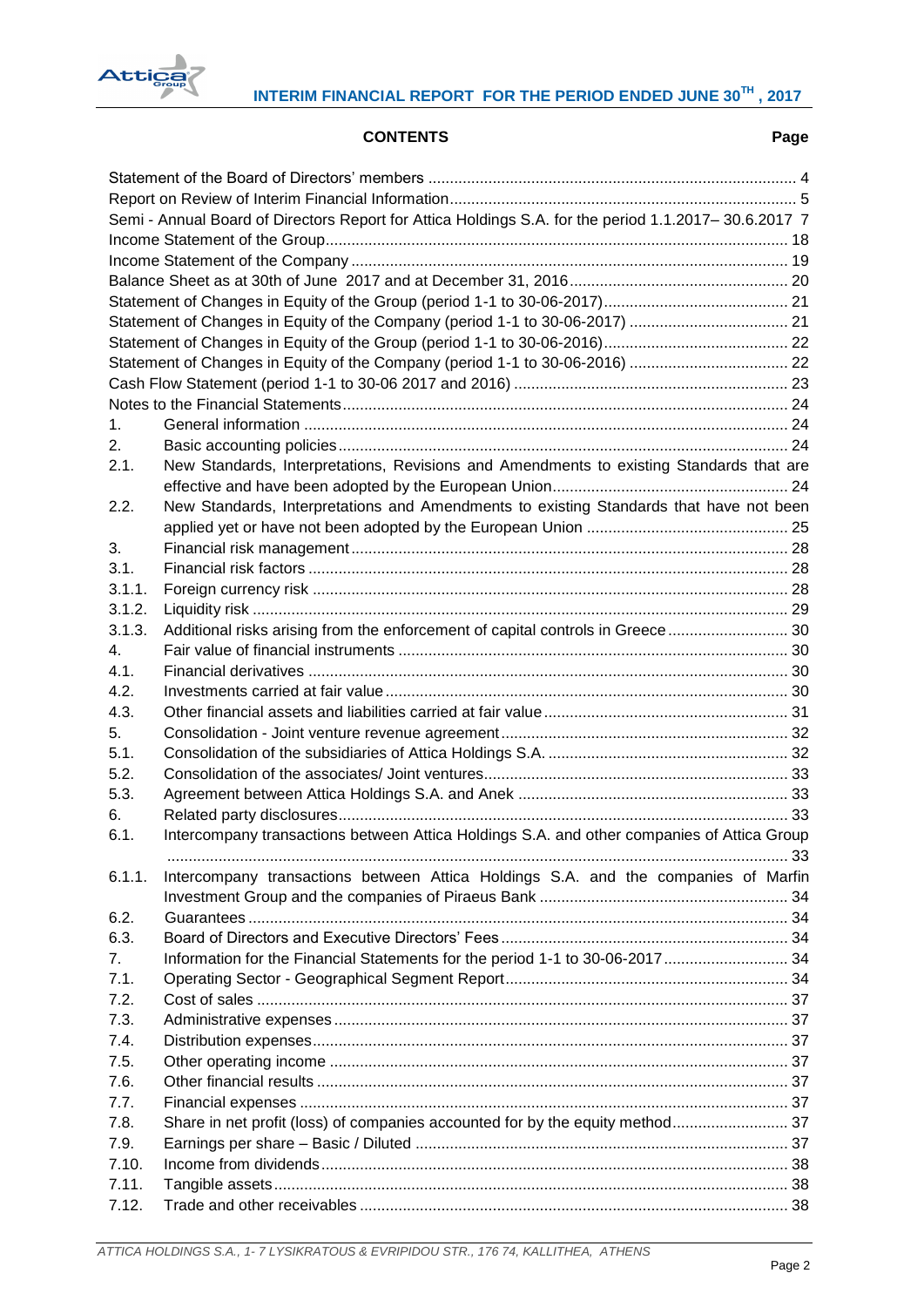## CONTENTS

| | | Page |
|---|---|---|
| Statement of the Board of Directors' members | | 4 |
| Report on Review of Interim Financial Information | | 5 |
| Semi - Annual Board of Directors Report for Attica Holdings S.A. for the period 1.1.2017– 30.6.2017 | | 7 |
| Income Statement of the Group | | 18 |
| Income Statement of the Company | | 19 |
| Balance Sheet as at 30th of June 2017 and at December 31, 2016 | | 20 |
| Statement of Changes in Equity of the Group (period 1-1 to 30-06-2017) | | 21 |
| Statement of Changes in Equity of the Company (period 1-1 to 30-06-2017) | | 21 |
| Statement of Changes in Equity of the Group (period 1-1 to 30-06-2016) | | 22 |
| Statement of Changes in Equity of the Company (period 1-1 to 30-06-2016) | | 22 |
| Cash Flow Statement (period 1-1 to 30-06 2017 and 2016) | | 23 |
| Notes to the Financial Statements | | 24 |
| 1. | General information | 24 |
| 2. | Basic accounting policies | 24 |
| 2.1. | New Standards, Interpretations, Revisions and Amendments to existing Standards that are effective and have been adopted by the European Union | 24 |
| 2.2. | New Standards, Interpretations and Amendments to existing Standards that have not been applied yet or have not been adopted by the European Union | 25 |
| 3. | Financial risk management | 28 |
| 3.1. | Financial risk factors | 28 |
| 3.1.1. | Foreign currency risk | 28 |
| 3.1.2. | Liquidity risk | 29 |
| 3.1.3. | Additional risks arising from the enforcement of capital controls in Greece | 30 |
| 4. | Fair value of financial instruments | 30 |
| 4.1. | Financial derivatives | 30 |
| 4.2. | Investments carried at fair value | 30 |
| 4.3. | Other financial assets and liabilities carried at fair value | 31 |
| 5. | Consolidation - Joint venture revenue agreement | 32 |
| 5.1. | Consolidation of the subsidiaries of Attica Holdings S.A. | 32 |
| 5.2. | Consolidation of the associates/ Joint ventures | 33 |
| 5.3. | Agreement between Attica Holdings S.A. and Anek | 33 |
| 6. | Related party disclosures | 33 |
| 6.1. | Intercompany transactions between Attica Holdings S.A. and other companies of Attica Group | 33 |
| 6.1.1. | Intercompany transactions between Attica Holdings S.A. and the companies of Marfin Investment Group and the companies of Piraeus Bank | 34 |
| 6.2. | Guarantees | 34 |
| 6.3. | Board of Directors and Executive Directors' Fees | 34 |
| 7. | Information for the Financial Statements for the period 1-1 to 30-06-2017 | 34 |
| 7.1. | Operating Sector - Geographical Segment Report | 34 |
| 7.2. | Cost of sales | 37 |
| 7.3. | Administrative expenses | 37 |
| 7.4. | Distribution expenses | 37 |
| 7.5. | Other operating income | 37 |
| 7.6. | Other financial results | 37 |
| 7.7. | Financial expenses | 37 |
| 7.8. | Share in net profit (loss) of companies accounted for by the equity method | 37 |
| 7.9. | Earnings per share – Basic / Diluted | 37 |
| 7.10. | Income from dividends | 38 |
| 7.11. | Tangible assets | 38 |
| 7.12. | Trade and other receivables | 38 |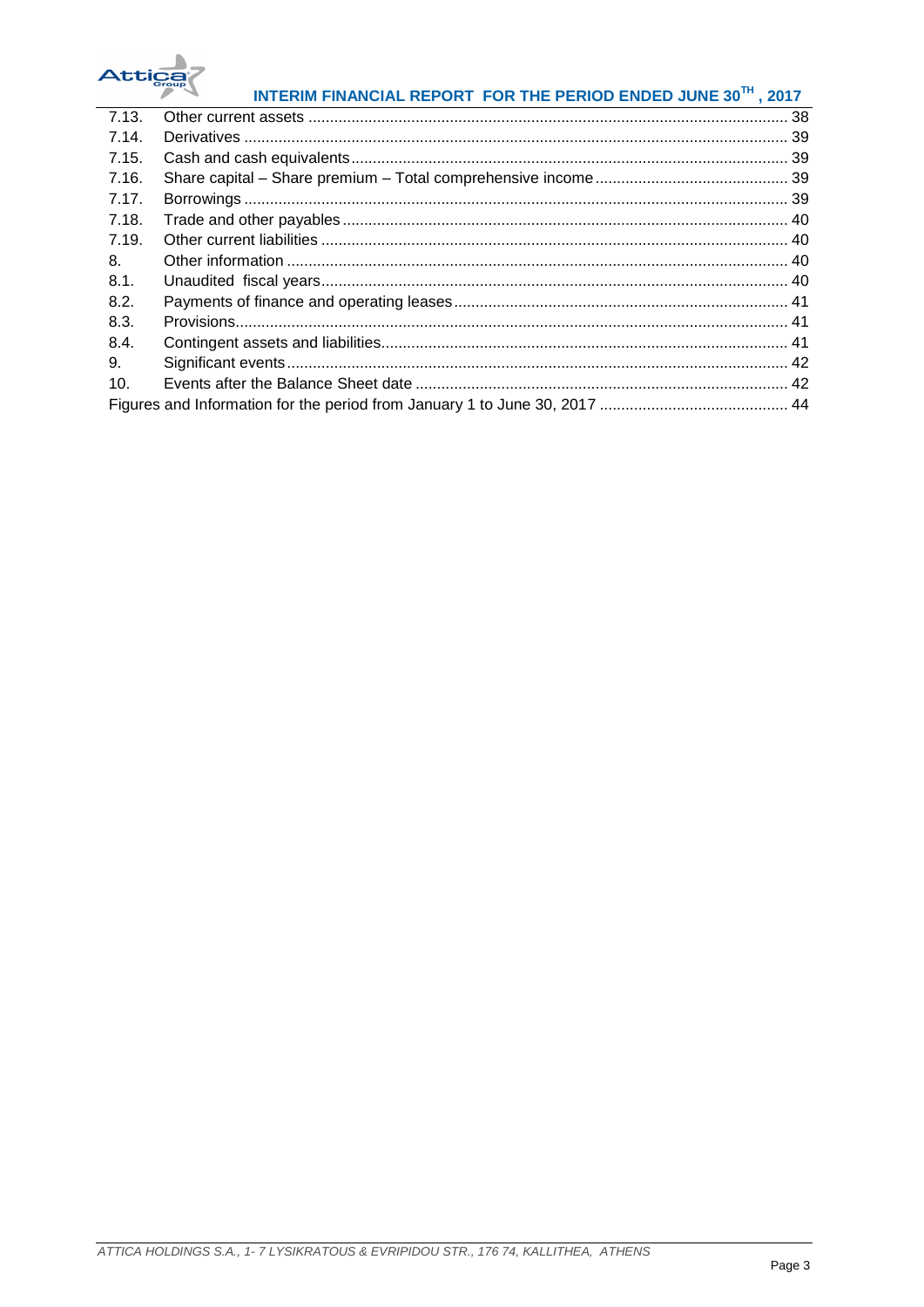| | | |
|---|---|---|
| 7.13. | Other current assets | 38 |
| 7.14. | Derivatives | 39 |
| 7.15. | Cash and cash equivalents | 39 |
| 7.16. | Share capital – Share premium – Total comprehensive income | 39 |
| 7.17. | Borrowings | 39 |
| 7.18. | Trade and other payables | 40 |
| 7.19. | Other current liabilities | 40 |
| 8. | Other information | 40 |
| 8.1. | Unaudited fiscal years | 40 |
| 8.2. | Payments of finance and operating leases | 41 |
| 8.3. | Provisions | 41 |
| 8.4. | Contingent assets and liabilities | 41 |
| 9. | Significant events | 42 |
| 10. | Events after the Balance Sheet date | 42 |
| | Figures and Information for the period from January 1 to June 30, 2017 | 44 |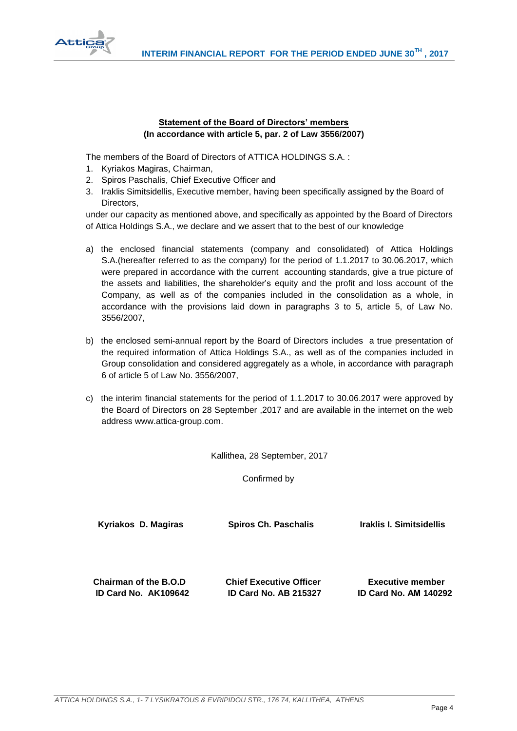**Statement of the Board of Directors' members**
**(In accordance with article 5, par. 2 of Law 3556/2007)**

The members of the Board of Directors of ATTICA HOLDINGS S.A. :

1. Kyriakos Magiras, Chairman,
2. Spiros Paschalis, Chief Executive Officer and
3. Iraklis Simitsidellis, Executive member, having been specifically assigned by the Board of Directors,

under our capacity as mentioned above, and specifically as appointed by the Board of Directors of Attica Holdings S.A., we declare and we assert that to the best of our knowledge

a) the enclosed financial statements (company and consolidated) of Attica Holdings S.A.(hereafter referred to as the company) for the period of 1.1.2017 to 30.06.2017, which were prepared in accordance with the current accounting standards, give a true picture of the assets and liabilities, the shareholder's equity and the profit and loss account of the Company, as well as of the companies included in the consolidation as a whole, in accordance with the provisions laid down in paragraphs 3 to 5, article 5, of Law No. 3556/2007,

b) the enclosed semi-annual report by the Board of Directors includes a true presentation of the required information of Attica Holdings S.A., as well as of the companies included in Group consolidation and considered aggregately as a whole, in accordance with paragraph 6 of article 5 of Law No. 3556/2007,

c) the interim financial statements for the period of 1.1.2017 to 30.06.2017 were approved by the Board of Directors on 28 September ,2017 and are available in the internet on the web address www.attica-group.com.

Kallithea, 28 September, 2017

Confirmed by

| **Kyriakos D. Magiras** | **Spiros Ch. Paschalis** | **Iraklis I. Simitsidellis** |
|---|---|---|
| **Chairman of the B.O.D** | **Chief Executive Officer** | **Executive member** |
| **ID Card No. AK109642** | **ID Card No. AB 215327** | **ID Card No. AM 140292** |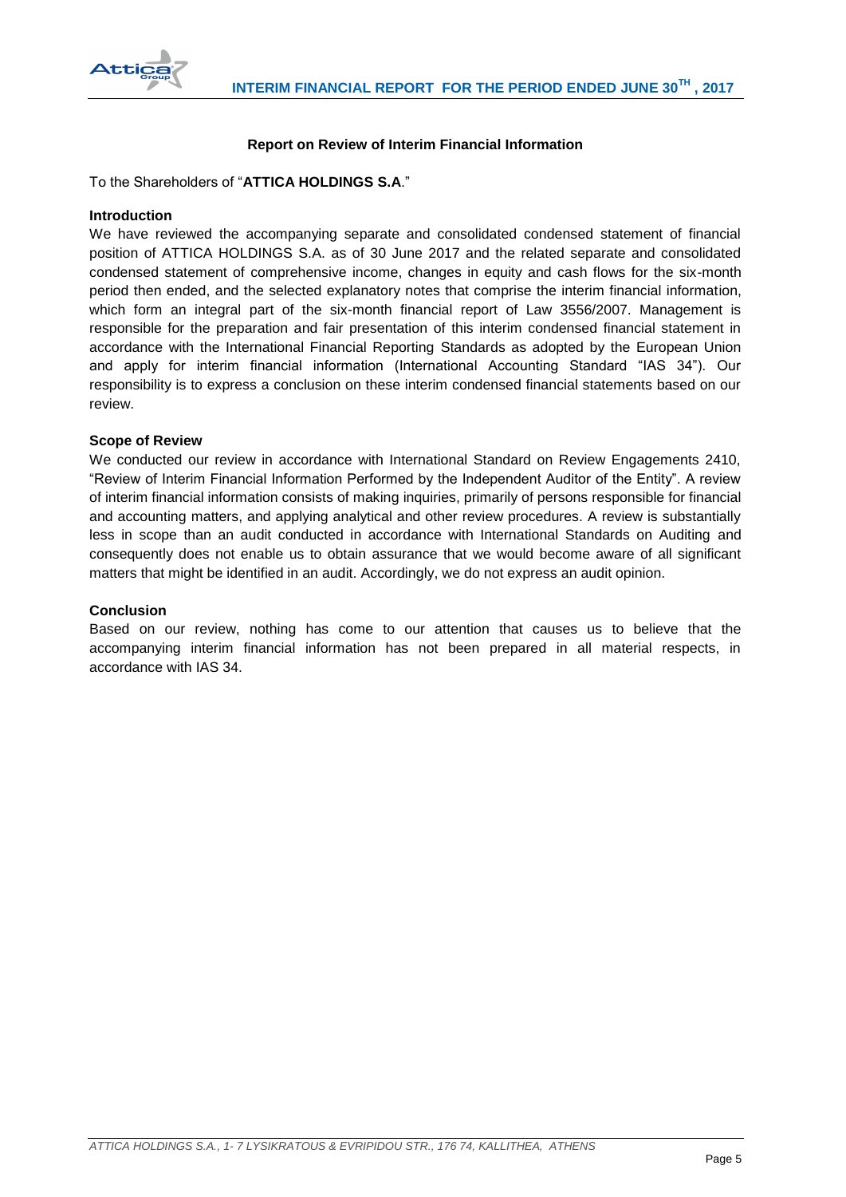## Report on Review of Interim Financial Information

To the Shareholders of "**ATTICA HOLDINGS S.A**."

### Introduction

We have reviewed the accompanying separate and consolidated condensed statement of financial position of ATTICA HOLDINGS S.A. as of 30 June 2017 and the related separate and consolidated condensed statement of comprehensive income, changes in equity and cash flows for the six-month period then ended, and the selected explanatory notes that comprise the interim financial information, which form an integral part of the six-month financial report of Law 3556/2007. Management is responsible for the preparation and fair presentation of this interim condensed financial statement in accordance with the International Financial Reporting Standards as adopted by the European Union and apply for interim financial information (International Accounting Standard "IAS 34"). Our responsibility is to express a conclusion on these interim condensed financial statements based on our review.

### Scope of Review

We conducted our review in accordance with International Standard on Review Engagements 2410, "Review of Interim Financial Information Performed by the Independent Auditor of the Entity". A review of interim financial information consists of making inquiries, primarily of persons responsible for financial and accounting matters, and applying analytical and other review procedures. A review is substantially less in scope than an audit conducted in accordance with International Standards on Auditing and consequently does not enable us to obtain assurance that we would become aware of all significant matters that might be identified in an audit. Accordingly, we do not express an audit opinion.

### Conclusion

Based on our review, nothing has come to our attention that causes us to believe that the accompanying interim financial information has not been prepared in all material respects, in accordance with IAS 34.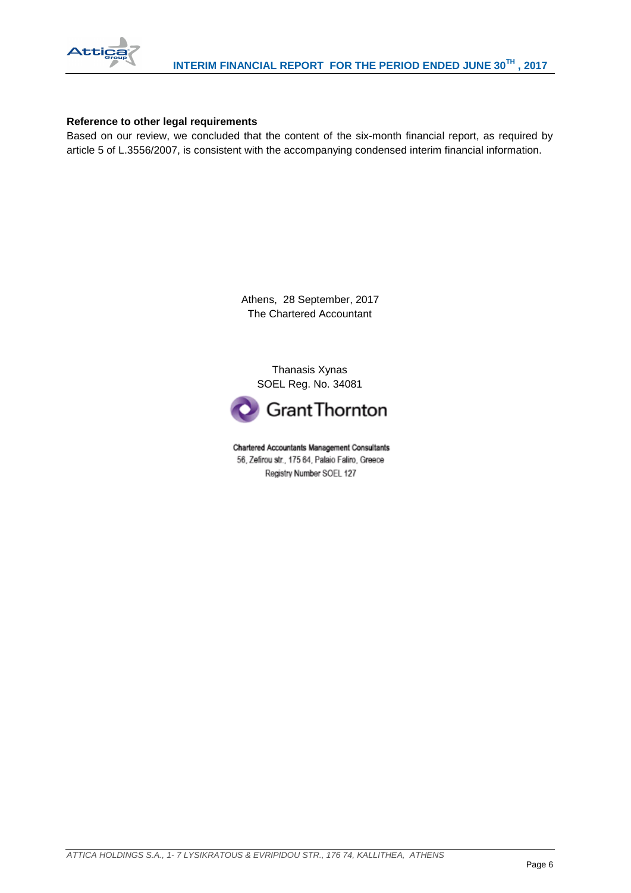**Reference to other legal requirements**

Based on our review, we concluded that the content of the six-month financial report, as required by article 5 of L.3556/2007, is consistent with the accompanying condensed interim financial information.

Athens, 28 September, 2017
The Chartered Accountant

Thanasis Xynas
SOEL Reg. No. 34081

Grant Thornton

Chartered Accountants Management Consultants
56, Zefirou str., 175 64, Palaio Faliro, Greece
Registry Number SOEL 127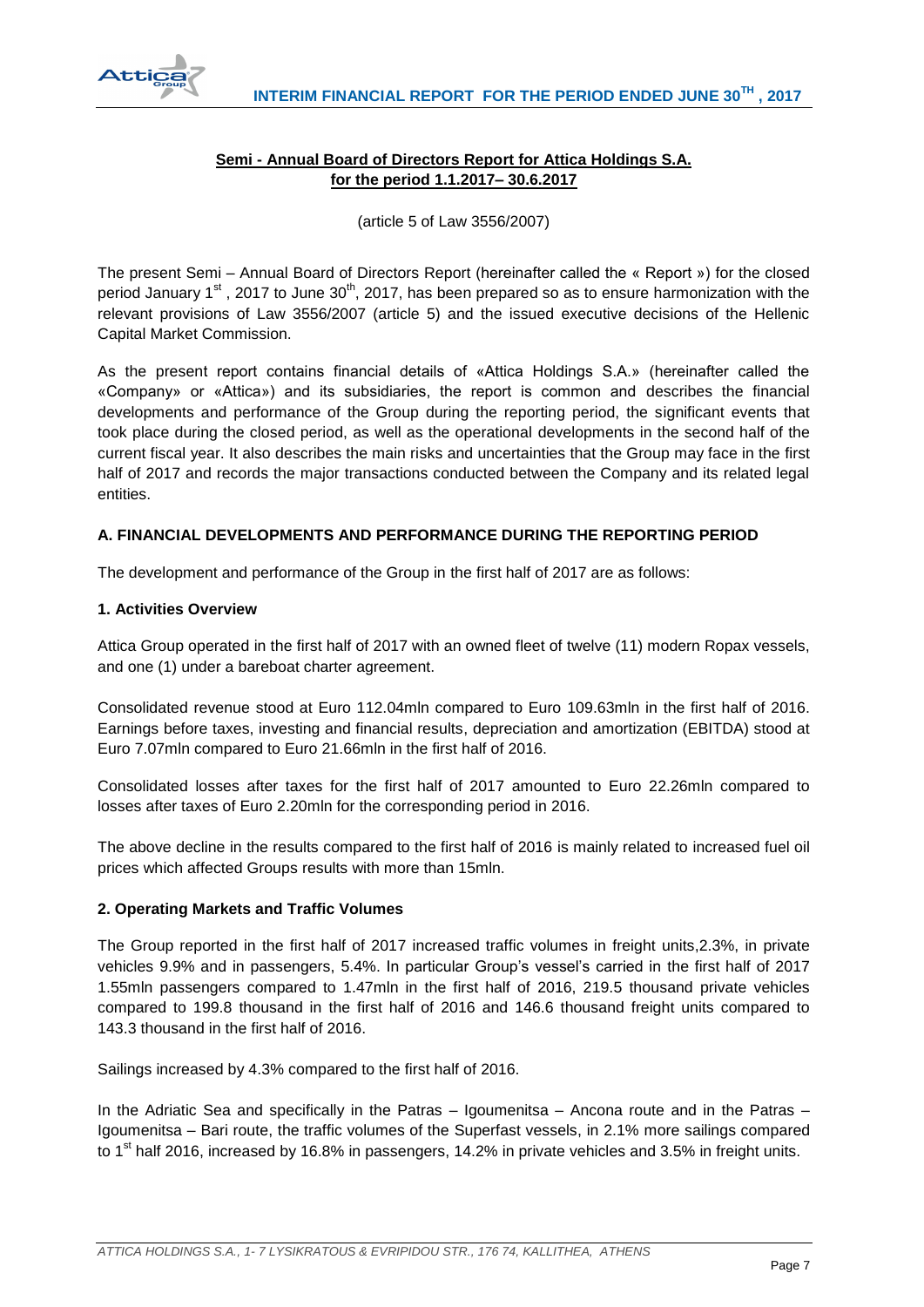## Semi - Annual Board of Directors Report for Attica Holdings S.A. for the period 1.1.2017– 30.6.2017

(article 5 of Law 3556/2007)

The present Semi – Annual Board of Directors Report (hereinafter called the « Report ») for the closed period January 1st , 2017 to June 30th, 2017, has been prepared so as to ensure harmonization with the relevant provisions of Law 3556/2007 (article 5) and the issued executive decisions of the Hellenic Capital Market Commission.

As the present report contains financial details of «Attica Holdings S.A.» (hereinafter called the «Company» or «Attica») and its subsidiaries, the report is common and describes the financial developments and performance of the Group during the reporting period, the significant events that took place during the closed period, as well as the operational developments in the second half of the current fiscal year. It also describes the main risks and uncertainties that the Group may face in the first half of 2017 and records the major transactions conducted between the Company and its related legal entities.

### A. FINANCIAL DEVELOPMENTS AND PERFORMANCE DURING THE REPORTING PERIOD

The development and performance of the Group in the first half of 2017 are as follows:

#### 1. Activities Overview

Attica Group operated in the first half of 2017 with an owned fleet of twelve (11) modern Ropax vessels, and one (1) under a bareboat charter agreement.

Consolidated revenue stood at Euro 112.04mln compared to Euro 109.63mln in the first half of 2016. Earnings before taxes, investing and financial results, depreciation and amortization (EBITDA) stood at Euro 7.07mln compared to Euro 21.66mln in the first half of 2016.

Consolidated losses after taxes for the first half of 2017 amounted to Euro 22.26mln compared to losses after taxes of Euro 2.20mln for the corresponding period in 2016.

The above decline in the results compared to the first half of 2016 is mainly related to increased fuel oil prices which affected Groups results with more than 15mln.

#### 2. Operating Markets and Traffic Volumes

The Group reported in the first half of 2017 increased traffic volumes in freight units,2.3%, in private vehicles 9.9% and in passengers, 5.4%. In particular Group's vessel's carried in the first half of 2017 1.55mln passengers compared to 1.47mln in the first half of 2016, 219.5 thousand private vehicles compared to 199.8 thousand in the first half of 2016 and 146.6 thousand freight units compared to 143.3 thousand in the first half of 2016.

Sailings increased by 4.3% compared to the first half of 2016.

In the Adriatic Sea and specifically in the Patras – Igoumenitsa – Ancona route and in the Patras – Igoumenitsa – Bari route, the traffic volumes of the Superfast vessels, in 2.1% more sailings compared to 1st half 2016, increased by 16.8% in passengers, 14.2% in private vehicles and 3.5% in freight units.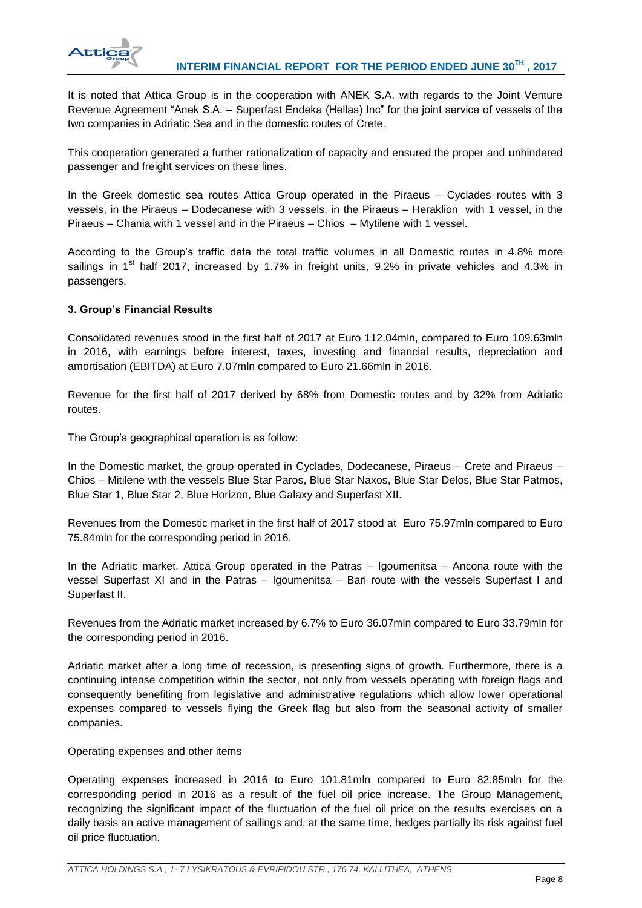It is noted that Attica Group is in the cooperation with ANEK S.A. with regards to the Joint Venture Revenue Agreement "Anek S.A. – Superfast Endeka (Hellas) Inc" for the joint service of vessels of the two companies in Adriatic Sea and in the domestic routes of Crete.

This cooperation generated a further rationalization of capacity and ensured the proper and unhindered passenger and freight services on these lines.

In the Greek domestic sea routes Attica Group operated in the Piraeus – Cyclades routes with 3 vessels, in the Piraeus – Dodecanese with 3 vessels, in the Piraeus – Heraklion with 1 vessel, in the Piraeus – Chania with 1 vessel and in the Piraeus – Chios – Mytilene with 1 vessel.

According to the Group's traffic data the total traffic volumes in all Domestic routes in 4.8% more sailings in 1st half 2017, increased by 1.7% in freight units, 9.2% in private vehicles and 4.3% in passengers.

### 3. Group's Financial Results

Consolidated revenues stood in the first half of 2017 at Euro 112.04mln, compared to Euro 109.63mln in 2016, with earnings before interest, taxes, investing and financial results, depreciation and amortisation (EBITDA) at Euro 7.07mln compared to Euro 21.66mln in 2016.

Revenue for the first half of 2017 derived by 68% from Domestic routes and by 32% from Adriatic routes.

The Group's geographical operation is as follow:

In the Domestic market, the group operated in Cyclades, Dodecanese, Piraeus – Crete and Piraeus – Chios – Mitilene with the vessels Blue Star Paros, Blue Star Naxos, Blue Star Delos, Blue Star Patmos, Blue Star 1, Blue Star 2, Blue Horizon, Blue Galaxy and Superfast XII.

Revenues from the Domestic market in the first half of 2017 stood at Euro 75.97mln compared to Euro 75.84mln for the corresponding period in 2016.

In the Adriatic market, Attica Group operated in the Patras – Igoumenitsa – Ancona route with the vessel Superfast XI and in the Patras – Igoumenitsa – Bari route with the vessels Superfast I and Superfast II.

Revenues from the Adriatic market increased by 6.7% to Euro 36.07mln compared to Euro 33.79mln for the corresponding period in 2016.

Adriatic market after a long time of recession, is presenting signs of growth. Furthermore, there is a continuing intense competition within the sector, not only from vessels operating with foreign flags and consequently benefiting from legislative and administrative regulations which allow lower operational expenses compared to vessels flying the Greek flag but also from the seasonal activity of smaller companies.

Operating expenses and other items

Operating expenses increased in 2016 to Euro 101.81mln compared to Euro 82.85mln for the corresponding period in 2016 as a result of the fuel oil price increase. The Group Management, recognizing the significant impact of the fluctuation of the fuel oil price on the results exercises on a daily basis an active management of sailings and, at the same time, hedges partially its risk against fuel oil price fluctuation.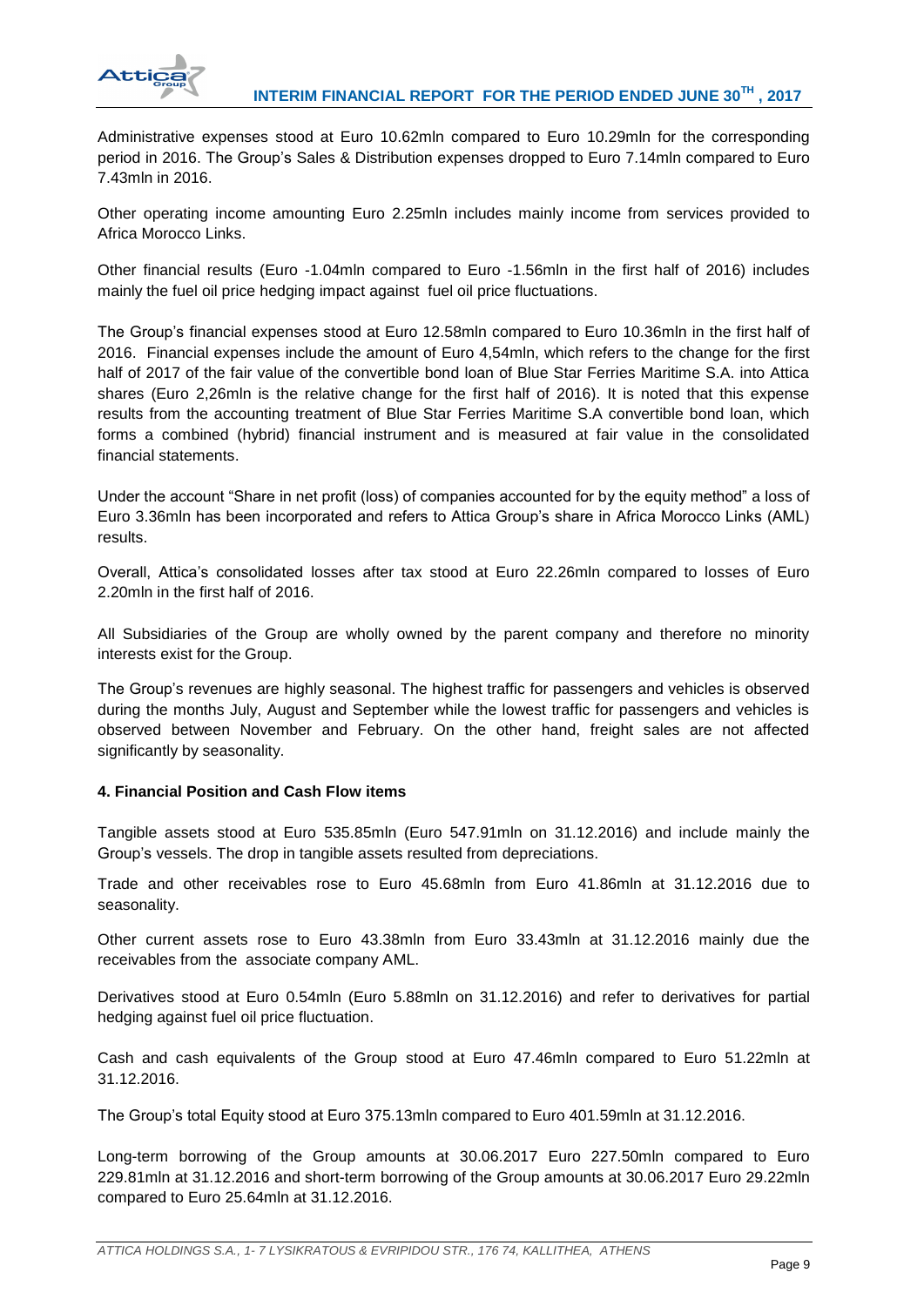Administrative expenses stood at Euro 10.62mln compared to Euro 10.29mln for the corresponding period in 2016. The Group's Sales & Distribution expenses dropped to Euro 7.14mln compared to Euro 7.43mln in 2016.

Other operating income amounting Euro 2.25mln includes mainly income from services provided to Africa Morocco Links.

Other financial results (Euro -1.04mln compared to Euro -1.56mln in the first half of 2016) includes mainly the fuel oil price hedging impact against fuel oil price fluctuations.

The Group's financial expenses stood at Euro 12.58mln compared to Euro 10.36mln in the first half of 2016. Financial expenses include the amount of Euro 4,54mln, which refers to the change for the first half of 2017 of the fair value of the convertible bond loan of Blue Star Ferries Maritime S.A. into Attica shares (Euro 2,26mln is the relative change for the first half of 2016). It is noted that this expense results from the accounting treatment of Blue Star Ferries Maritime S.A convertible bond loan, which forms a combined (hybrid) financial instrument and is measured at fair value in the consolidated financial statements.

Under the account "Share in net profit (loss) of companies accounted for by the equity method" a loss of Euro 3.36mln has been incorporated and refers to Attica Group's share in Africa Morocco Links (AML) results.

Overall, Attica's consolidated losses after tax stood at Euro 22.26mln compared to losses of Euro 2.20mln in the first half of 2016.

All Subsidiaries of the Group are wholly owned by the parent company and therefore no minority interests exist for the Group.

The Group's revenues are highly seasonal. The highest traffic for passengers and vehicles is observed during the months July, August and September while the lowest traffic for passengers and vehicles is observed between November and February. On the other hand, freight sales are not affected significantly by seasonality.

#### 4. Financial Position and Cash Flow items

Tangible assets stood at Euro 535.85mln (Euro 547.91mln on 31.12.2016) and include mainly the Group's vessels. The drop in tangible assets resulted from depreciations.

Trade and other receivables rose to Euro 45.68mln from Euro 41.86mln at 31.12.2016 due to seasonality.

Other current assets rose to Euro 43.38mln from Euro 33.43mln at 31.12.2016 mainly due the receivables from the associate company AML.

Derivatives stood at Euro 0.54mln (Euro 5.88mln on 31.12.2016) and refer to derivatives for partial hedging against fuel oil price fluctuation.

Cash and cash equivalents of the Group stood at Euro 47.46mln compared to Euro 51.22mln at 31.12.2016.

The Group's total Equity stood at Euro 375.13mln compared to Euro 401.59mln at 31.12.2016.

Long-term borrowing of the Group amounts at 30.06.2017 Euro 227.50mln compared to Euro 229.81mln at 31.12.2016 and short-term borrowing of the Group amounts at 30.06.2017 Euro 29.22mln compared to Euro 25.64mln at 31.12.2016.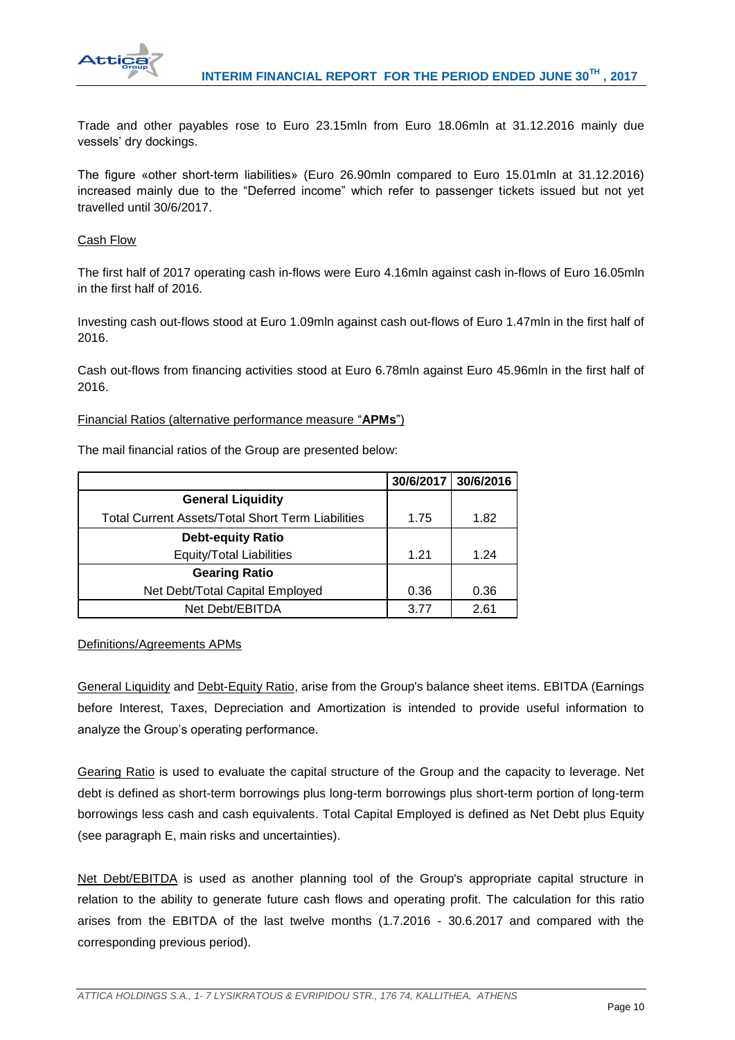Trade and other payables rose to Euro 23.15mln from Euro 18.06mln at 31.12.2016 mainly due vessels' dry dockings.

The figure «other short-term liabilities» (Euro 26.90mln compared to Euro 15.01mln at 31.12.2016) increased mainly due to the "Deferred income" which refer to passenger tickets issued but not yet travelled until 30/6/2017.

Cash Flow

The first half of 2017 operating cash in-flows were Euro 4.16mln against cash in-flows of Euro 16.05mln in the first half of 2016.

Investing cash out-flows stood at Euro 1.09mln against cash out-flows of Euro 1.47mln in the first half of 2016.

Cash out-flows from financing activities stood at Euro 6.78mln against Euro 45.96mln in the first half of 2016.

Financial Ratios (alternative performance measure "**APMs**")

The mail financial ratios of the Group are presented below:

| | 30/6/2017 | 30/6/2016 |
|---|---|---|
| **General Liquidity** | | |
| Total Current Assets/Total Short Term Liabilities | 1.75 | 1.82 |
| **Debt-equity Ratio** | | |
| Equity/Total Liabilities | 1.21 | 1.24 |
| **Gearing Ratio** | | |
| Net Debt/Total Capital Employed | 0.36 | 0.36 |
| Net Debt/EBITDA | 3.77 | 2.61 |

Definitions/Agreements APMs

General Liquidity and Debt-Equity Ratio, arise from the Group's balance sheet items. EBITDA (Earnings before Interest, Taxes, Depreciation and Amortization is intended to provide useful information to analyze the Group's operating performance.

Gearing Ratio is used to evaluate the capital structure of the Group and the capacity to leverage. Net debt is defined as short-term borrowings plus long-term borrowings plus short-term portion of long-term borrowings less cash and cash equivalents. Total Capital Employed is defined as Net Debt plus Equity (see paragraph E, main risks and uncertainties).

Net Debt/EBITDA is used as another planning tool of the Group's appropriate capital structure in relation to the ability to generate future cash flows and operating profit. The calculation for this ratio arises from the EBITDA of the last twelve months (1.7.2016 - 30.6.2017 and compared with the corresponding previous period).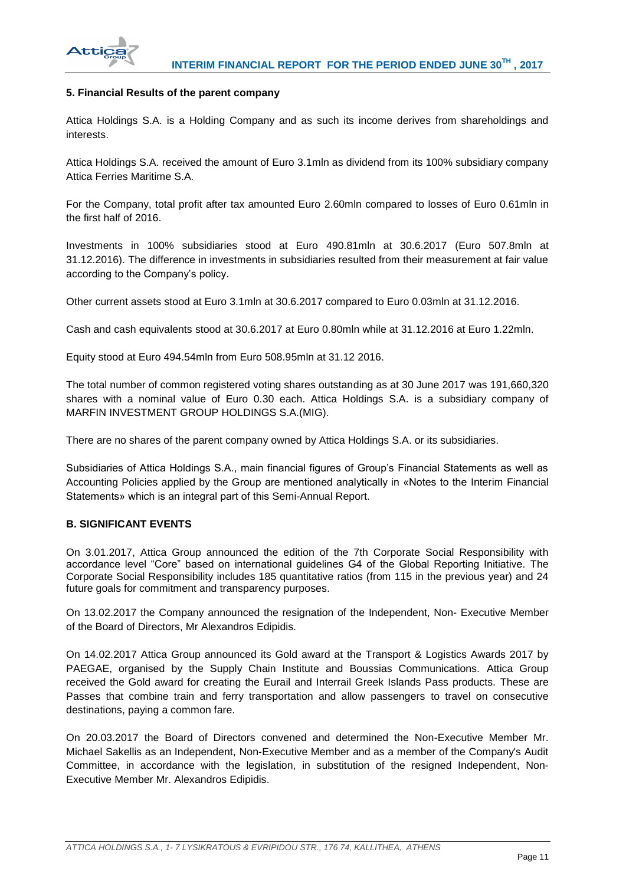### 5. Financial Results of the parent company

Attica Holdings S.A. is a Holding Company and as such its income derives from shareholdings and interests.

Attica Holdings S.A. received the amount of Euro 3.1mln as dividend from its 100% subsidiary company Attica Ferries Maritime S.A.

For the Company, total profit after tax amounted Euro 2.60mln compared to losses of Euro 0.61mln in the first half of 2016.

Investments in 100% subsidiaries stood at Euro 490.81mln at 30.6.2017 (Euro 507.8mln at 31.12.2016). The difference in investments in subsidiaries resulted from their measurement at fair value according to the Company's policy.

Other current assets stood at Euro 3.1mln at 30.6.2017 compared to Euro 0.03mln at 31.12.2016.

Cash and cash equivalents stood at 30.6.2017 at Euro 0.80mln while at 31.12.2016 at Euro 1.22mln.

Equity stood at Euro 494.54mln from Euro 508.95mln at 31.12 2016.

The total number of common registered voting shares outstanding as at 30 June 2017 was 191,660,320 shares with a nominal value of Euro 0.30 each. Attica Holdings S.A. is a subsidiary company of MARFIN INVESTMENT GROUP HOLDINGS S.A.(MIG).

There are no shares of the parent company owned by Attica Holdings S.A. or its subsidiaries.

Subsidiaries of Attica Holdings S.A., main financial figures of Group's Financial Statements as well as Accounting Policies applied by the Group are mentioned analytically in «Notes to the Interim Financial Statements» which is an integral part of this Semi-Annual Report.

## B. SIGNIFICANT EVENTS

On 3.01.2017, Attica Group announced the edition of the 7th Corporate Social Responsibility with accordance level "Core" based on international guidelines G4 of the Global Reporting Initiative. The Corporate Social Responsibility includes 185 quantitative ratios (from 115 in the previous year) and 24 future goals for commitment and transparency purposes.

On 13.02.2017 the Company announced the resignation of the Independent, Non- Executive Member of the Board of Directors, Mr Alexandros Edipidis.

On 14.02.2017 Attica Group announced its Gold award at the Transport & Logistics Awards 2017 by PAEGAE, organised by the Supply Chain Institute and Boussias Communications. Attica Group received the Gold award for creating the Eurail and Interrail Greek Islands Pass products. These are Passes that combine train and ferry transportation and allow passengers to travel on consecutive destinations, paying a common fare.

On 20.03.2017 the Board of Directors convened and determined the Non-Executive Member Mr. Michael Sakellis as an Independent, Non-Executive Member and as a member of the Company's Audit Committee, in accordance with the legislation, in substitution of the resigned Independent, Non-Executive Member Mr. Alexandros Edipidis.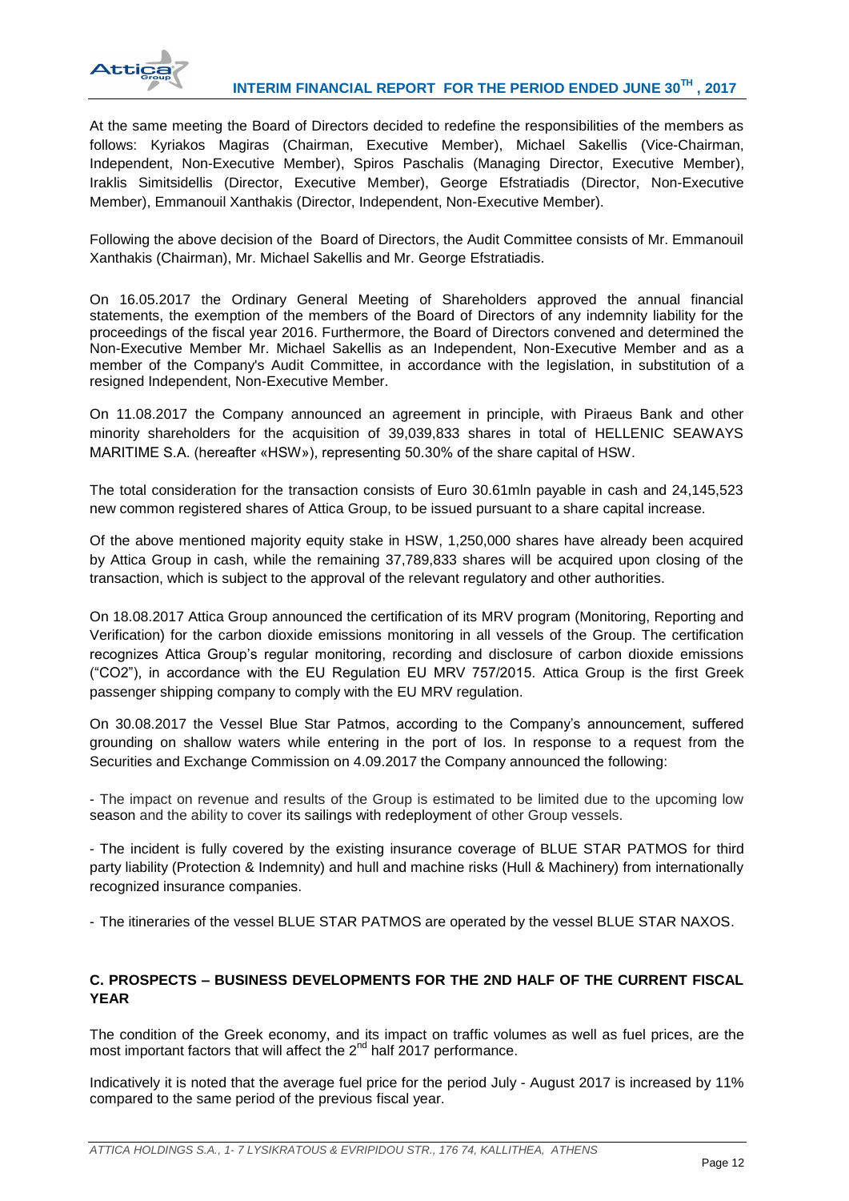At the same meeting the Board of Directors decided to redefine the responsibilities of the members as follows: Kyriakos Magiras (Chairman, Executive Member), Michael Sakellis (Vice-Chairman, Independent, Non-Executive Member), Spiros Paschalis (Managing Director, Executive Member), Iraklis Simitsidellis (Director, Executive Member), George Efstratiadis (Director, Non-Executive Member), Emmanouil Xanthakis (Director, Independent, Non-Executive Member).

Following the above decision of the Board of Directors, the Audit Committee consists of Mr. Emmanouil Xanthakis (Chairman), Mr. Michael Sakellis and Mr. George Efstratiadis.

On 16.05.2017 the Ordinary General Meeting of Shareholders approved the annual financial statements, the exemption of the members of the Board of Directors of any indemnity liability for the proceedings of the fiscal year 2016. Furthermore, the Board of Directors convened and determined the Non-Executive Member Mr. Michael Sakellis as an Independent, Non-Executive Member and as a member of the Company's Audit Committee, in accordance with the legislation, in substitution of a resigned Independent, Non-Executive Member.

On 11.08.2017 the Company announced an agreement in principle, with Piraeus Bank and other minority shareholders for the acquisition of 39,039,833 shares in total of HELLENIC SEAWAYS MARITIME S.A. (hereafter «HSW»), representing 50.30% of the share capital of HSW.

The total consideration for the transaction consists of Euro 30.61mln payable in cash and 24,145,523 new common registered shares of Attica Group, to be issued pursuant to a share capital increase.

Of the above mentioned majority equity stake in HSW, 1,250,000 shares have already been acquired by Attica Group in cash, while the remaining 37,789,833 shares will be acquired upon closing of the transaction, which is subject to the approval of the relevant regulatory and other authorities.

On 18.08.2017 Attica Group announced the certification of its MRV program (Monitoring, Reporting and Verification) for the carbon dioxide emissions monitoring in all vessels of the Group. The certification recognizes Attica Group's regular monitoring, recording and disclosure of carbon dioxide emissions ("CO2"), in accordance with the EU Regulation EU MRV 757/2015. Attica Group is the first Greek passenger shipping company to comply with the EU MRV regulation.

On 30.08.2017 the Vessel Blue Star Patmos, according to the Company's announcement, suffered grounding on shallow waters while entering in the port of Ios. In response to a request from the Securities and Exchange Commission on 4.09.2017 the Company announced the following:

- The impact on revenue and results of the Group is estimated to be limited due to the upcoming low season and the ability to cover its sailings with redeployment of other Group vessels.

- The incident is fully covered by the existing insurance coverage of BLUE STAR PATMOS for third party liability (Protection & Indemnity) and hull and machine risks (Hull & Machinery) from internationally recognized insurance companies.

- The itineraries of the vessel BLUE STAR PATMOS are operated by the vessel BLUE STAR NAXOS.

## C. PROSPECTS – BUSINESS DEVELOPMENTS FOR THE 2ND HALF OF THE CURRENT FISCAL YEAR

The condition of the Greek economy, and its impact on traffic volumes as well as fuel prices, are the most important factors that will affect the 2nd half 2017 performance.

Indicatively it is noted that the average fuel price for the period July - August 2017 is increased by 11% compared to the same period of the previous fiscal year.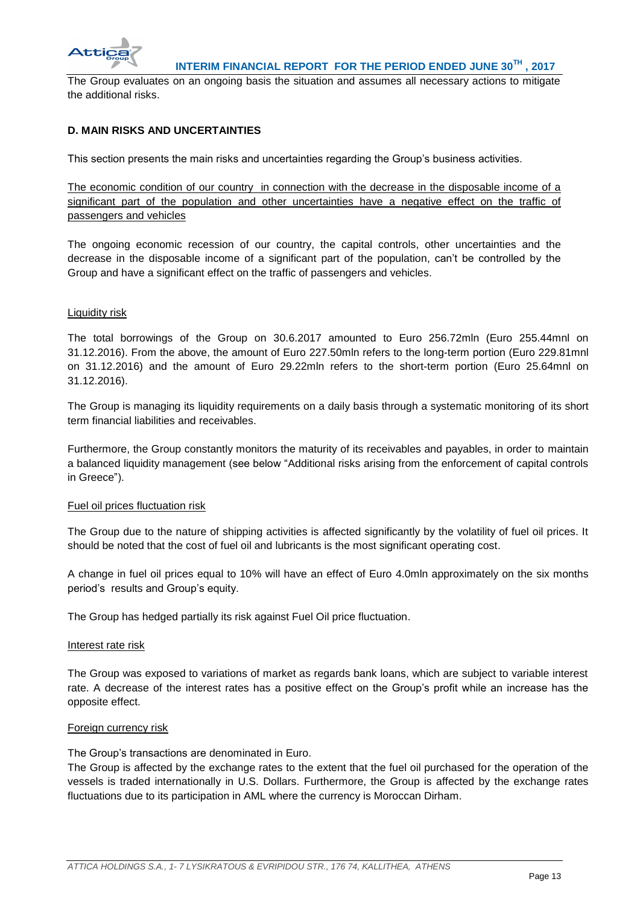The Group evaluates on an ongoing basis the situation and assumes all necessary actions to mitigate the additional risks.

## D. MAIN RISKS AND UNCERTAINTIES

This section presents the main risks and uncertainties regarding the Group's business activities.

The economic condition of our country in connection with the decrease in the disposable income of a significant part of the population and other uncertainties have a negative effect on the traffic of passengers and vehicles

The ongoing economic recession of our country, the capital controls, other uncertainties and the decrease in the disposable income of a significant part of the population, can't be controlled by the Group and have a significant effect on the traffic of passengers and vehicles.

### Liquidity risk

The total borrowings of the Group on 30.6.2017 amounted to Euro 256.72mln (Euro 255.44mnl on 31.12.2016). From the above, the amount of Euro 227.50mln refers to the long-term portion (Euro 229.81mnl on 31.12.2016) and the amount of Euro 29.22mln refers to the short-term portion (Euro 25.64mnl on 31.12.2016).

The Group is managing its liquidity requirements on a daily basis through a systematic monitoring of its short term financial liabilities and receivables.

Furthermore, the Group constantly monitors the maturity of its receivables and payables, in order to maintain a balanced liquidity management (see below "Additional risks arising from the enforcement of capital controls in Greece").

### Fuel oil prices fluctuation risk

The Group due to the nature of shipping activities is affected significantly by the volatility of fuel oil prices. It should be noted that the cost of fuel oil and lubricants is the most significant operating cost.

A change in fuel oil prices equal to 10% will have an effect of Euro 4.0mln approximately on the six months period's results and Group's equity.

The Group has hedged partially its risk against Fuel Oil price fluctuation.

### Interest rate risk

The Group was exposed to variations of market as regards bank loans, which are subject to variable interest rate. A decrease of the interest rates has a positive effect on the Group's profit while an increase has the opposite effect.

### Foreign currency risk

The Group's transactions are denominated in Euro.

The Group is affected by the exchange rates to the extent that the fuel oil purchased for the operation of the vessels is traded internationally in U.S. Dollars. Furthermore, the Group is affected by the exchange rates fluctuations due to its participation in AML where the currency is Moroccan Dirham.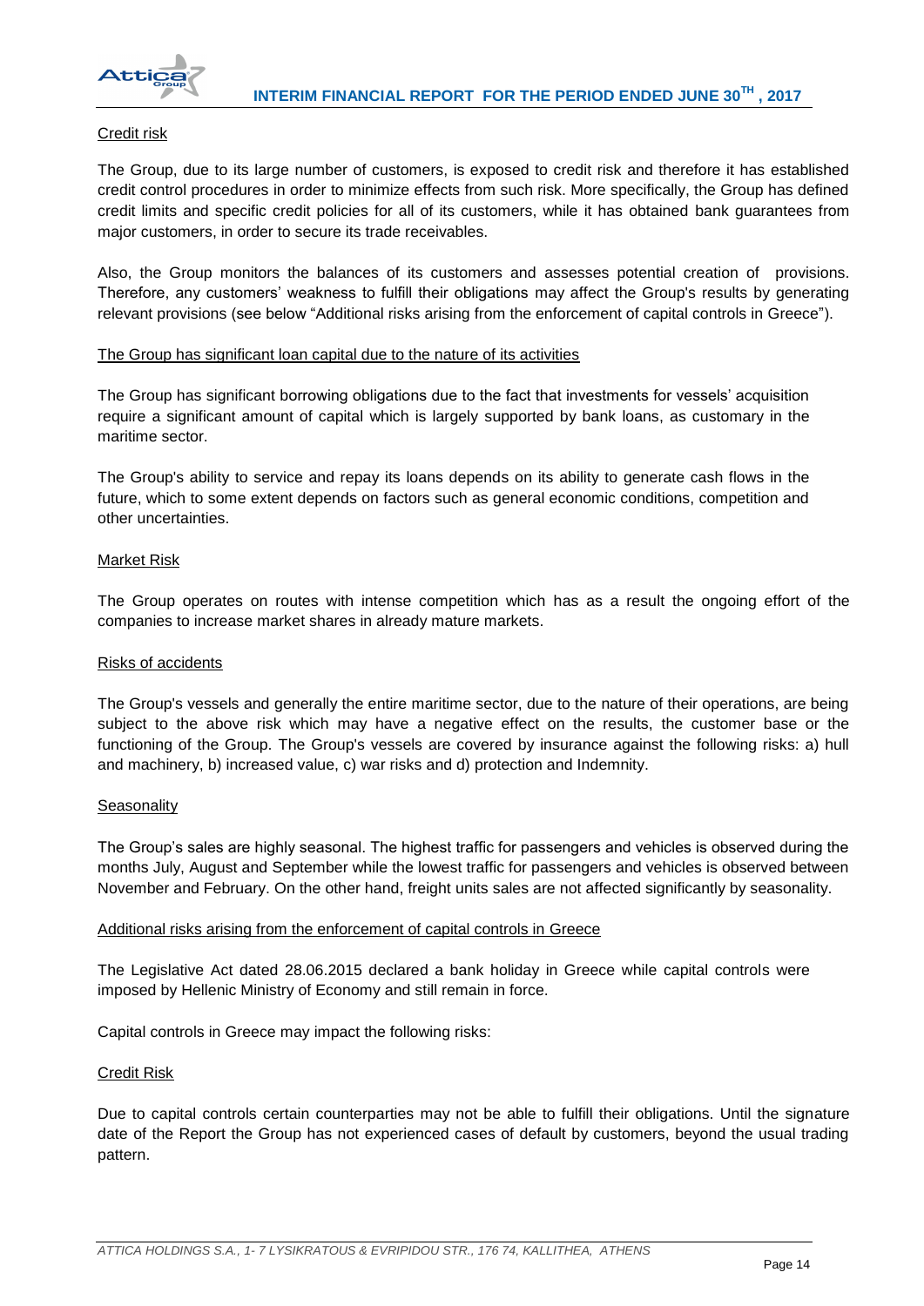Credit risk

The Group, due to its large number of customers, is exposed to credit risk and therefore it has established credit control procedures in order to minimize effects from such risk. More specifically, the Group has defined credit limits and specific credit policies for all of its customers, while it has obtained bank guarantees from major customers, in order to secure its trade receivables.

Also, the Group monitors the balances of its customers and assesses potential creation of provisions. Therefore, any customers' weakness to fulfill their obligations may affect the Group's results by generating relevant provisions (see below "Additional risks arising from the enforcement of capital controls in Greece").

The Group has significant loan capital due to the nature of its activities

The Group has significant borrowing obligations due to the fact that investments for vessels' acquisition require a significant amount of capital which is largely supported by bank loans, as customary in the maritime sector.

The Group's ability to service and repay its loans depends on its ability to generate cash flows in the future, which to some extent depends on factors such as general economic conditions, competition and other uncertainties.

Market Risk

The Group operates on routes with intense competition which has as a result the ongoing effort of the companies to increase market shares in already mature markets.

Risks of accidents

The Group's vessels and generally the entire maritime sector, due to the nature of their operations, are being subject to the above risk which may have a negative effect on the results, the customer base or the functioning of the Group. The Group's vessels are covered by insurance against the following risks: a) hull and machinery, b) increased value, c) war risks and d) protection and Indemnity.

Seasonality

The Group's sales are highly seasonal. The highest traffic for passengers and vehicles is observed during the months July, August and September while the lowest traffic for passengers and vehicles is observed between November and February. On the other hand, freight units sales are not affected significantly by seasonality.

Additional risks arising from the enforcement of capital controls in Greece

The Legislative Act dated 28.06.2015 declared a bank holiday in Greece while capital controls were imposed by Hellenic Ministry of Economy and still remain in force.

Capital controls in Greece may impact the following risks:

Credit Risk

Due to capital controls certain counterparties may not be able to fulfill their obligations. Until the signature date of the Report the Group has not experienced cases of default by customers, beyond the usual trading pattern.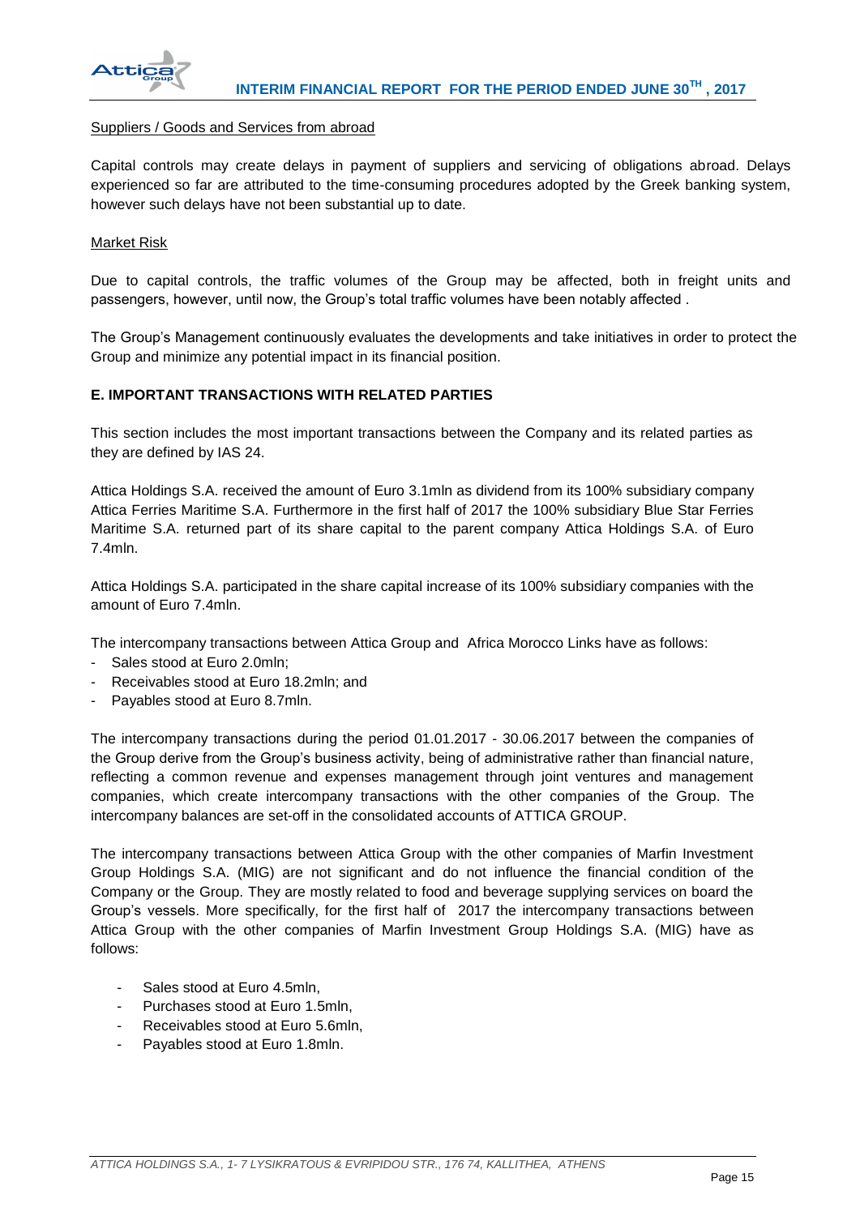Suppliers / Goods and Services from abroad

Capital controls may create delays in payment of suppliers and servicing of obligations abroad. Delays experienced so far are attributed to the time-consuming procedures adopted by the Greek banking system, however such delays have not been substantial up to date.

Market Risk

Due to capital controls, the traffic volumes of the Group may be affected, both in freight units and passengers, however, until now, the Group's total traffic volumes have been notably affected .

The Group's Management continuously evaluates the developments and take initiatives in order to protect the Group and minimize any potential impact in its financial position.

## E. IMPORTANT TRANSACTIONS WITH RELATED PARTIES

This section includes the most important transactions between the Company and its related parties as they are defined by IAS 24.

Attica Holdings S.A. received the amount of Euro 3.1mln as dividend from its 100% subsidiary company Attica Ferries Maritime S.A. Furthermore in the first half of 2017 the 100% subsidiary Blue Star Ferries Maritime S.A. returned part of its share capital to the parent company Attica Holdings S.A. of Euro 7.4mln.

Attica Holdings S.A. participated in the share capital increase of its 100% subsidiary companies with the amount of Euro 7.4mln.

The intercompany transactions between Attica Group and Africa Morocco Links have as follows:

- Sales stood at Euro 2.0mln;
- Receivables stood at Euro 18.2mln; and
- Payables stood at Euro 8.7mln.

The intercompany transactions during the period 01.01.2017 - 30.06.2017 between the companies of the Group derive from the Group's business activity, being of administrative rather than financial nature, reflecting a common revenue and expenses management through joint ventures and management companies, which create intercompany transactions with the other companies of the Group. The intercompany balances are set-off in the consolidated accounts of ATTICA GROUP.

The intercompany transactions between Attica Group with the other companies of Marfin Investment Group Holdings S.A. (MIG) are not significant and do not influence the financial condition of the Company or the Group. They are mostly related to food and beverage supplying services on board the Group's vessels. More specifically, for the first half of 2017 the intercompany transactions between Attica Group with the other companies of Marfin Investment Group Holdings S.A. (MIG) have as follows:

- Sales stood at Euro 4.5mln,
- Purchases stood at Euro 1.5mln,
- Receivables stood at Euro 5.6mln,
- Payables stood at Euro 1.8mln.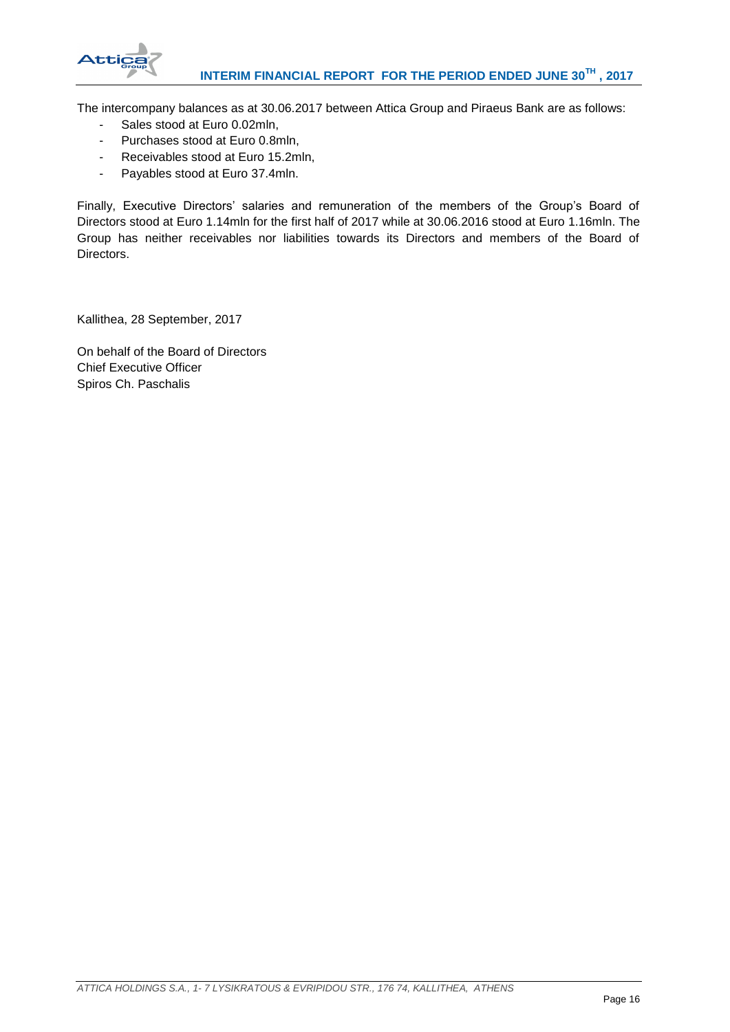The intercompany balances as at 30.06.2017 between Attica Group and Piraeus Bank are as follows:

- Sales stood at Euro 0.02mln,
- Purchases stood at Euro 0.8mln,
- Receivables stood at Euro 15.2mln,
- Payables stood at Euro 37.4mln.

Finally, Executive Directors' salaries and remuneration of the members of the Group's Board of Directors stood at Euro 1.14mln for the first half of 2017 while at 30.06.2016 stood at Euro 1.16mln. The Group has neither receivables nor liabilities towards its Directors and members of the Board of Directors.

Kallithea, 28 September, 2017

On behalf of the Board of Directors
Chief Executive Officer
Spiros Ch. Paschalis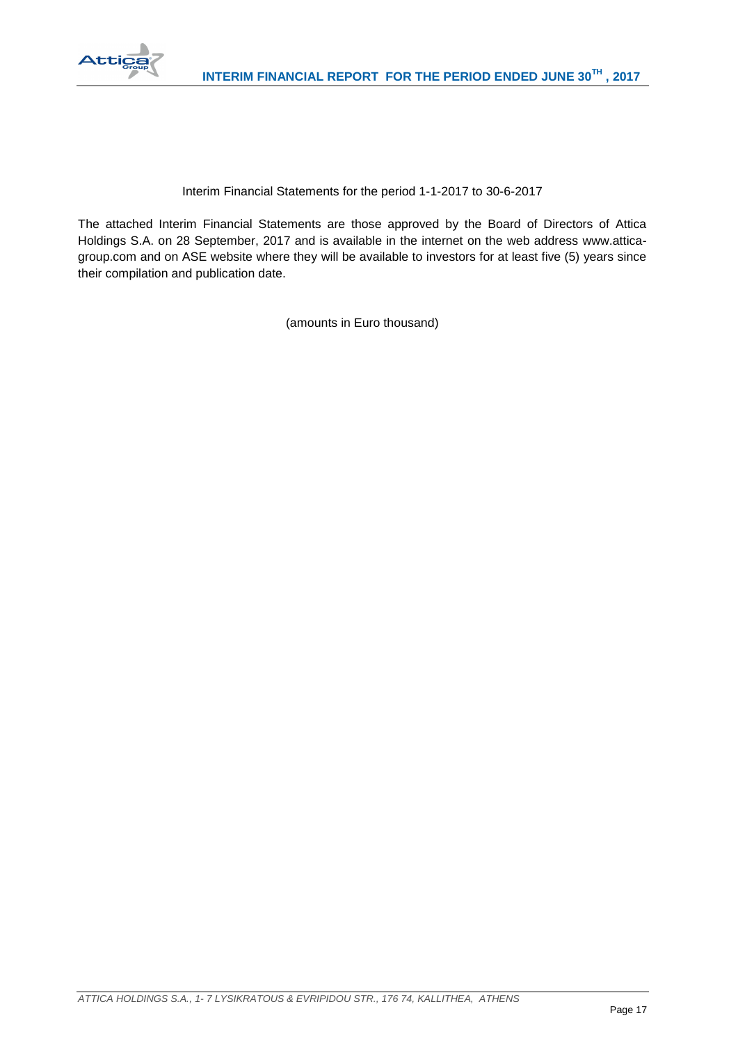Interim Financial Statements for the period 1-1-2017 to 30-6-2017

The attached Interim Financial Statements are those approved by the Board of Directors of Attica Holdings S.A. on 28 September, 2017 and is available in the internet on the web address www.attica-group.com and on ASE website where they will be available to investors for at least five (5) years since their compilation and publication date.

(amounts in Euro thousand)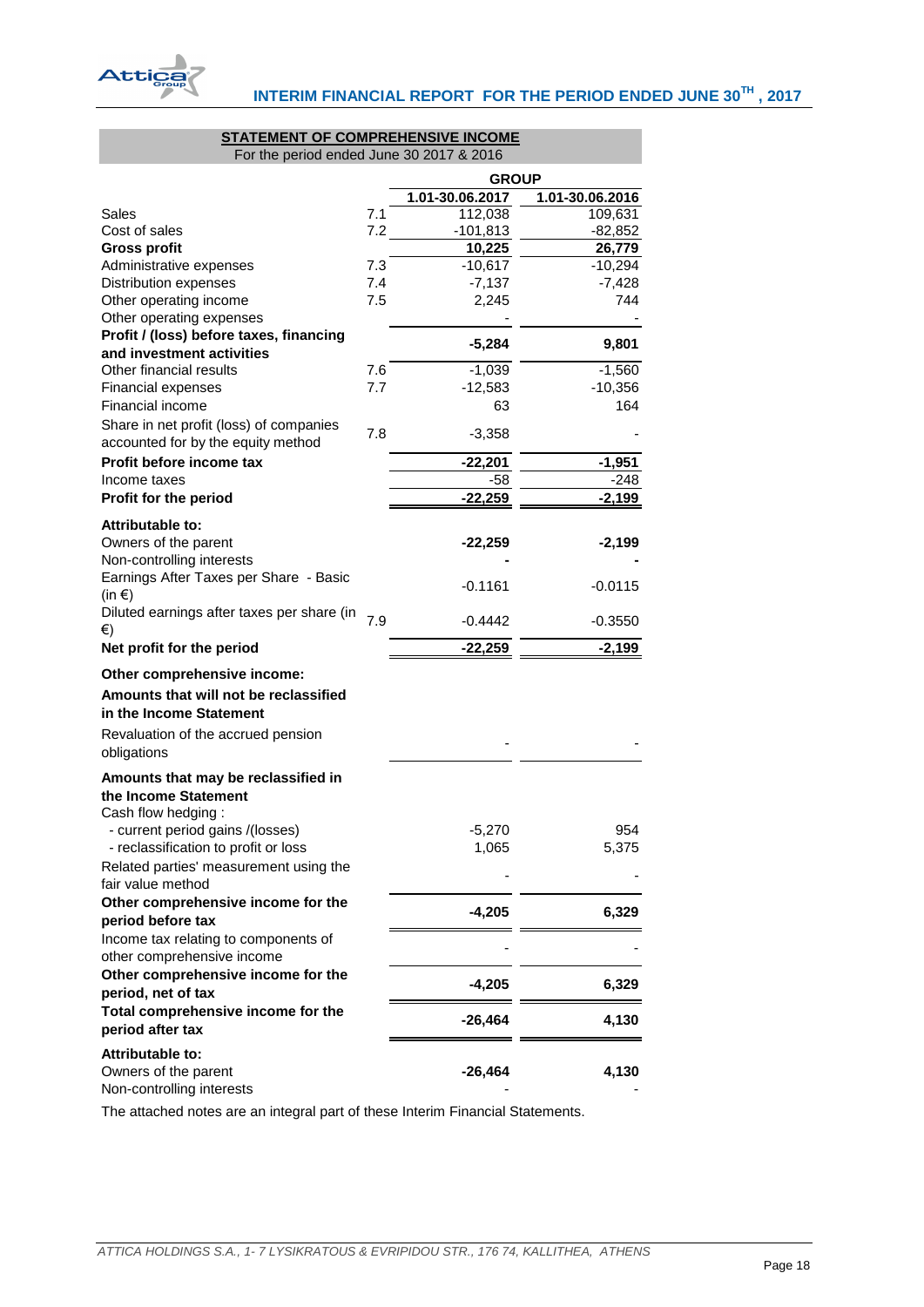## STATEMENT OF COMPREHENSIVE INCOME

For the period ended June 30 2017 & 2016

| | | GROUP | |
|---|---|---|---|
| | | 1.01-30.06.2017 | 1.01-30.06.2016 |
| Sales | 7.1 | 112,038 | 109,631 |
| Cost of sales | 7.2 | -101,813 | -82,852 |
| **Gross profit** | | **10,225** | **26,779** |
| Administrative expenses | 7.3 | -10,617 | -10,294 |
| Distribution expenses | 7.4 | -7,137 | -7,428 |
| Other operating income | 7.5 | 2,245 | 744 |
| Other operating expenses | | - | - |
| **Profit / (loss) before taxes, financing and investment activities** | | **-5,284** | **9,801** |
| Other financial results | 7.6 | -1,039 | -1,560 |
| Financial expenses | 7.7 | -12,583 | -10,356 |
| Financial income | | 63 | 164 |
| Share in net profit (loss) of companies accounted for by the equity method | 7.8 | -3,358 | - |
| **Profit before income tax** | | **-22,201** | **-1,951** |
| Income taxes | | -58 | -248 |
| **Profit for the period** | | **-22,259** | **-2,199** |
| **Attributable to:** | | | |
| Owners of the parent | | **-22,259** | **-2,199** |
| Non-controlling interests | | **-** | **-** |
| Earnings After Taxes per Share - Basic (in €) | | -0.1161 | -0.0115 |
| Diluted earnings after taxes per share (in €) | 7.9 | -0.4442 | -0.3550 |
| **Net profit for the period** | | **-22,259** | **-2,199** |
| **Other comprehensive income:** | | | |
| **Amounts that will not be reclassified in the Income Statement** | | | |
| Revaluation of the accrued pension obligations | | - | - |
| **Amounts that may be reclassified in the Income Statement** | | | |
| Cash flow hedging : | | | |
| - current period gains /(losses) | | -5,270 | 954 |
| - reclassification to profit or loss | | 1,065 | 5,375 |
| Related parties' measurement using the fair value method | | - | - |
| **Other comprehensive income for the period before tax** | | **-4,205** | **6,329** |
| Income tax relating to components of other comprehensive income | | - | - |
| **Other comprehensive income for the period, net of tax** | | **-4,205** | **6,329** |
| **Total comprehensive income for the period after tax** | | **-26,464** | **4,130** |
| **Attributable to:** | | | |
| Owners of the parent | | **-26,464** | **4,130** |
| Non-controlling interests | | - | - |

The attached notes are an integral part of these Interim Financial Statements.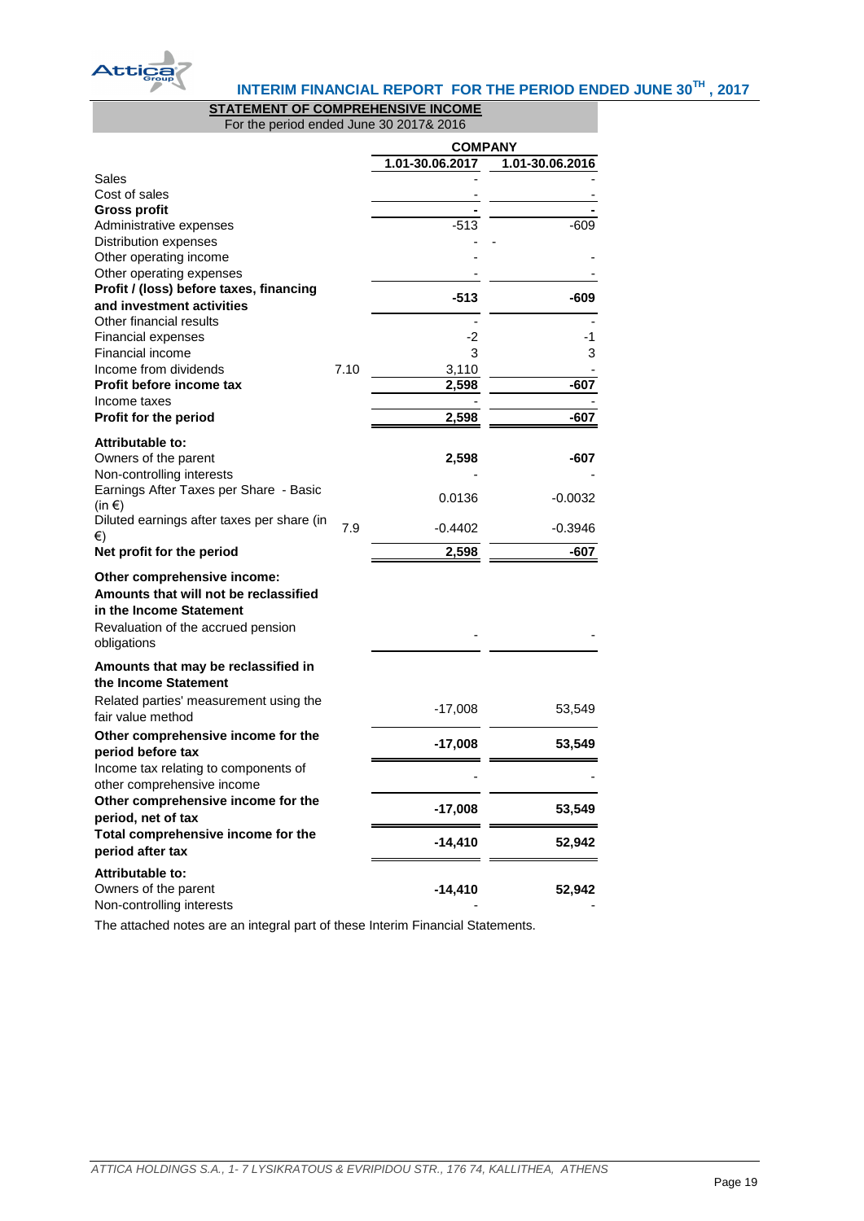## STATEMENT OF COMPREHENSIVE INCOME

For the period ended June 30 2017& 2016

| | | COMPANY | |
|---|---|---|---|
| | | 1.01-30.06.2017 | 1.01-30.06.2016 |
| Sales | | - | - |
| Cost of sales | | - | - |
| **Gross profit** | | **-** | **-** |
| Administrative expenses | | -513 | -609 |
| Distribution expenses | | - | - |
| Other operating income | | - | - |
| Other operating expenses | | - | - |
| **Profit / (loss) before taxes, financing and investment activities** | | **-513** | **-609** |
| Other financial results | | - | - |
| Financial expenses | | -2 | -1 |
| Financial income | | 3 | 3 |
| Income from dividends | 7.10 | 3,110 | - |
| **Profit before income tax** | | **2,598** | **-607** |
| Income taxes | | - | - |
| **Profit for the period** | | **2,598** | **-607** |
| **Attributable to:** | | | |
| Owners of the parent | | **2,598** | **-607** |
| Non-controlling interests | | - | - |
| Earnings After Taxes per Share - Basic (in €) | | 0.0136 | -0.0032 |
| Diluted earnings after taxes per share (in €) | 7.9 | -0.4402 | -0.3946 |
| **Net profit for the period** | | **2,598** | **-607** |
| **Other comprehensive income:** | | | |
| **Amounts that will not be reclassified in the Income Statement** | | | |
| Revaluation of the accrued pension obligations | | - | - |
| **Amounts that may be reclassified in the Income Statement** | | | |
| Related parties' measurement using the fair value method | | -17,008 | 53,549 |
| **Other comprehensive income for the period before tax** | | **-17,008** | **53,549** |
| Income tax relating to components of other comprehensive income | | - | - |
| **Other comprehensive income for the period, net of tax** | | **-17,008** | **53,549** |
| **Total comprehensive income for the period after tax** | | **-14,410** | **52,942** |
| **Attributable to:** | | | |
| Owners of the parent | | **-14,410** | **52,942** |
| Non-controlling interests | | - | - |

The attached notes are an integral part of these Interim Financial Statements.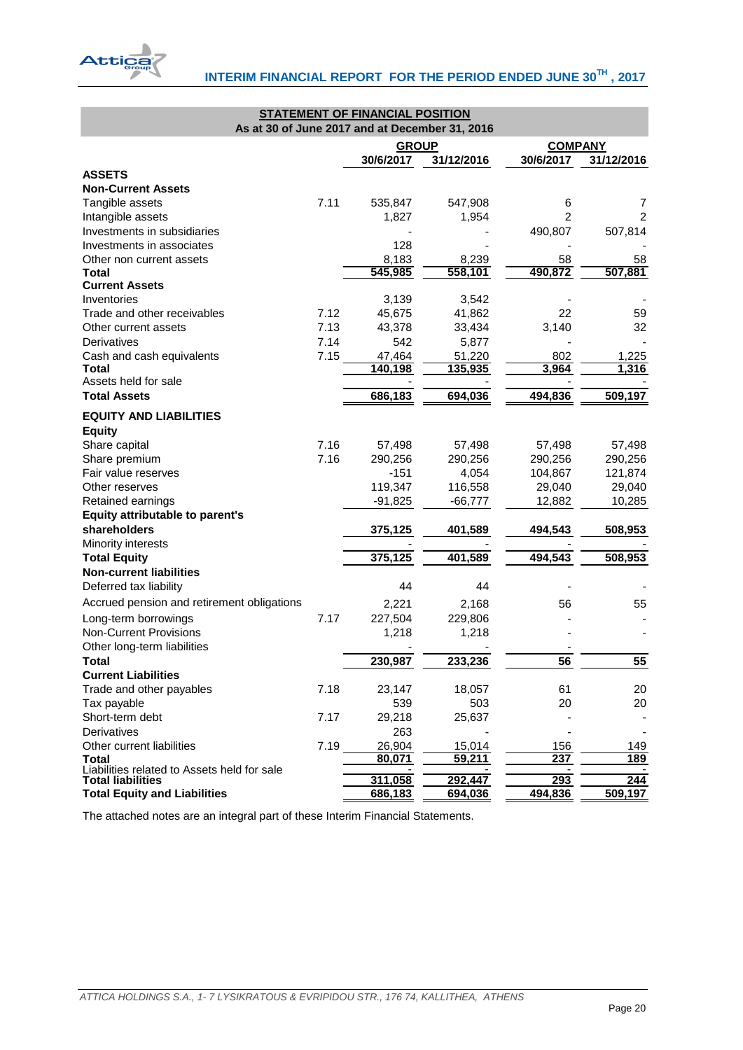## STATEMENT OF FINANCIAL POSITION

As at 30 of June 2017 and at December 31, 2016

| | | GROUP | | COMPANY | |
|---|---|---|---|---|---|
| | | 30/6/2017 | 31/12/2016 | 30/6/2017 | 31/12/2016 |
| **ASSETS** | | | | | |
| **Non-Current Assets** | | | | | |
| Tangible assets | 7.11 | 535,847 | 547,908 | 6 | 7 |
| Intangible assets | | 1,827 | 1,954 | 2 | 2 |
| Investments in subsidiaries | | - | - | 490,807 | 507,814 |
| Investments in associates | | 128 | - | - | - |
| Other non current assets | | 8,183 | 8,239 | 58 | 58 |
| **Total** | | 545,985 | 558,101 | 490,872 | 507,881 |
| **Current Assets** | | | | | |
| Inventories | | 3,139 | 3,542 | - | - |
| Trade and other receivables | 7.12 | 45,675 | 41,862 | 22 | 59 |
| Other current assets | 7.13 | 43,378 | 33,434 | 3,140 | 32 |
| Derivatives | 7.14 | 542 | 5,877 | - | - |
| Cash and cash equivalents | 7.15 | 47,464 | 51,220 | 802 | 1,225 |
| **Total** | | 140,198 | 135,935 | 3,964 | 1,316 |
| Assets held for sale | | - | - | - | - |
| **Total Assets** | | 686,183 | 694,036 | 494,836 | 509,197 |
| **EQUITY AND LIABILITIES** | | | | | |
| **Equity** | | | | | |
| Share capital | 7.16 | 57,498 | 57,498 | 57,498 | 57,498 |
| Share premium | 7.16 | 290,256 | 290,256 | 290,256 | 290,256 |
| Fair value reserves | | -151 | 4,054 | 104,867 | 121,874 |
| Other reserves | | 119,347 | 116,558 | 29,040 | 29,040 |
| Retained earnings | | -91,825 | -66,777 | 12,882 | 10,285 |
| **Equity attributable to parent's shareholders** | | 375,125 | 401,589 | 494,543 | 508,953 |
| Minority interests | | - | - | - | - |
| **Total Equity** | | 375,125 | 401,589 | 494,543 | 508,953 |
| **Non-current liabilities** | | | | | |
| Deferred tax liability | | 44 | 44 | - | - |
| Accrued pension and retirement obligations | | 2,221 | 2,168 | 56 | 55 |
| Long-term borrowings | 7.17 | 227,504 | 229,806 | - | - |
| Non-Current Provisions | | 1,218 | 1,218 | - | - |
| Other long-term liabilities | | - | - | - | - |
| **Total** | | 230,987 | 233,236 | 56 | 55 |
| **Current Liabilities** | | | | | |
| Trade and other payables | 7.18 | 23,147 | 18,057 | 61 | 20 |
| Tax payable | | 539 | 503 | 20 | 20 |
| Short-term debt | 7.17 | 29,218 | 25,637 | - | - |
| Derivatives | | 263 | - | - | - |
| Other current liabilities | 7.19 | 26,904 | 15,014 | 156 | 149 |
| **Total** | | 80,071 | 59,211 | 237 | 189 |
| Liabilities related to Assets held for sale | | - | - | - | - |
| **Total liabilities** | | 311,058 | 292,447 | 293 | 244 |
| **Total Equity and Liabilities** | | 686,183 | 694,036 | 494,836 | 509,197 |

The attached notes are an integral part of these Interim Financial Statements.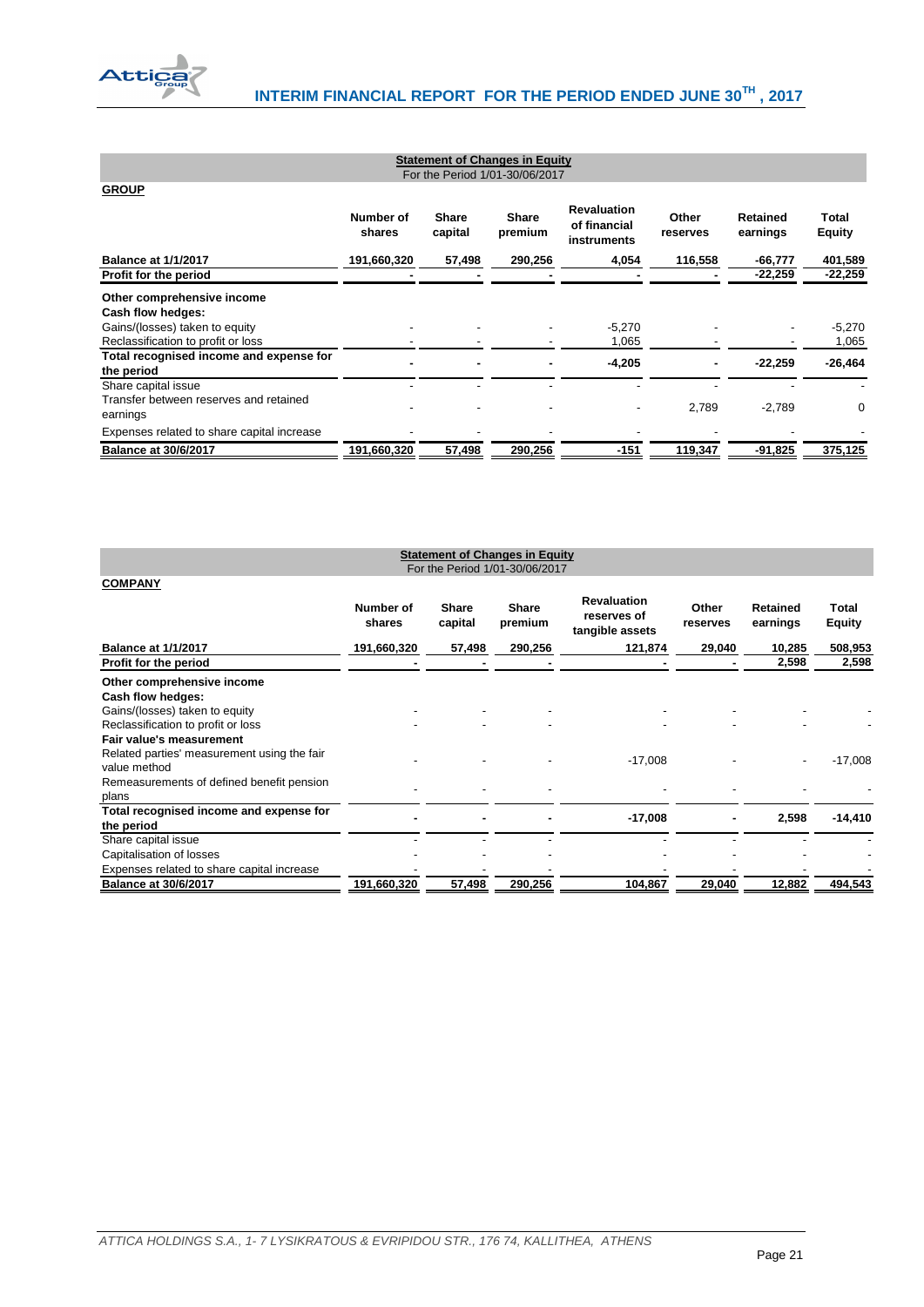**Statement of Changes in Equity**
For the Period 1/01-30/06/2017

**GROUP**

| | Number of shares | Share capital | Share premium | Revaluation of financial instruments | Other reserves | Retained earnings | Total Equity |
|---|---|---|---|---|---|---|---|
| **Balance at 1/1/2017** | **191,660,320** | **57,498** | **290,256** | **4,054** | **116,558** | **-66,777** | **401,589** |
| **Profit for the period** | **-** | **-** | **-** | **-** | **-** | **-22,259** | **-22,259** |
| **Other comprehensive income** | | | | | | | |
| **Cash flow hedges:** | | | | | | | |
| Gains/(losses) taken to equity | - | - | - | -5,270 | - | - | -5,270 |
| Reclassification to profit or loss | - | - | - | 1,065 | - | - | 1,065 |
| **Total recognised income and expense for the period** | **-** | **-** | **-** | **-4,205** | **-** | **-22,259** | **-26,464** |
| Share capital issue | - | - | - | - | - | - | - |
| Transfer between reserves and retained earnings | - | - | - | - | 2,789 | -2,789 | 0 |
| Expenses related to share capital increase | - | - | - | - | - | - | - |
| **Balance at 30/6/2017** | **191,660,320** | **57,498** | **290,256** | **-151** | **119,347** | **-91,825** | **375,125** |

**Statement of Changes in Equity**
For the Period 1/01-30/06/2017

**COMPANY**

| | Number of shares | Share capital | Share premium | Revaluation reserves of tangible assets | Other reserves | Retained earnings | Total Equity |
|---|---|---|---|---|---|---|---|
| **Balance at 1/1/2017** | **191,660,320** | **57,498** | **290,256** | **121,874** | **29,040** | **10,285** | **508,953** |
| **Profit for the period** | **-** | **-** | **-** | **-** | **-** | **2,598** | **2,598** |
| **Other comprehensive income** | | | | | | | |
| **Cash flow hedges:** | | | | | | | |
| Gains/(losses) taken to equity | - | - | - | - | - | - | - |
| Reclassification to profit or loss | - | - | - | - | - | - | - |
| **Fair value's measurement** | | | | | | | |
| Related parties' measurement using the fair value method | - | - | - | -17,008 | - | - | -17,008 |
| Remeasurements of defined benefit pension plans | - | - | - | - | - | - | - |
| **Total recognised income and expense for the period** | **-** | **-** | **-** | **-17,008** | **-** | **2,598** | **-14,410** |
| Share capital issue | - | - | - | - | - | - | - |
| Capitalisation of losses | - | - | - | - | - | - | - |
| Expenses related to share capital increase | - | - | - | - | - | - | - |
| **Balance at 30/6/2017** | **191,660,320** | **57,498** | **290,256** | **104,867** | **29,040** | **12,882** | **494,543** |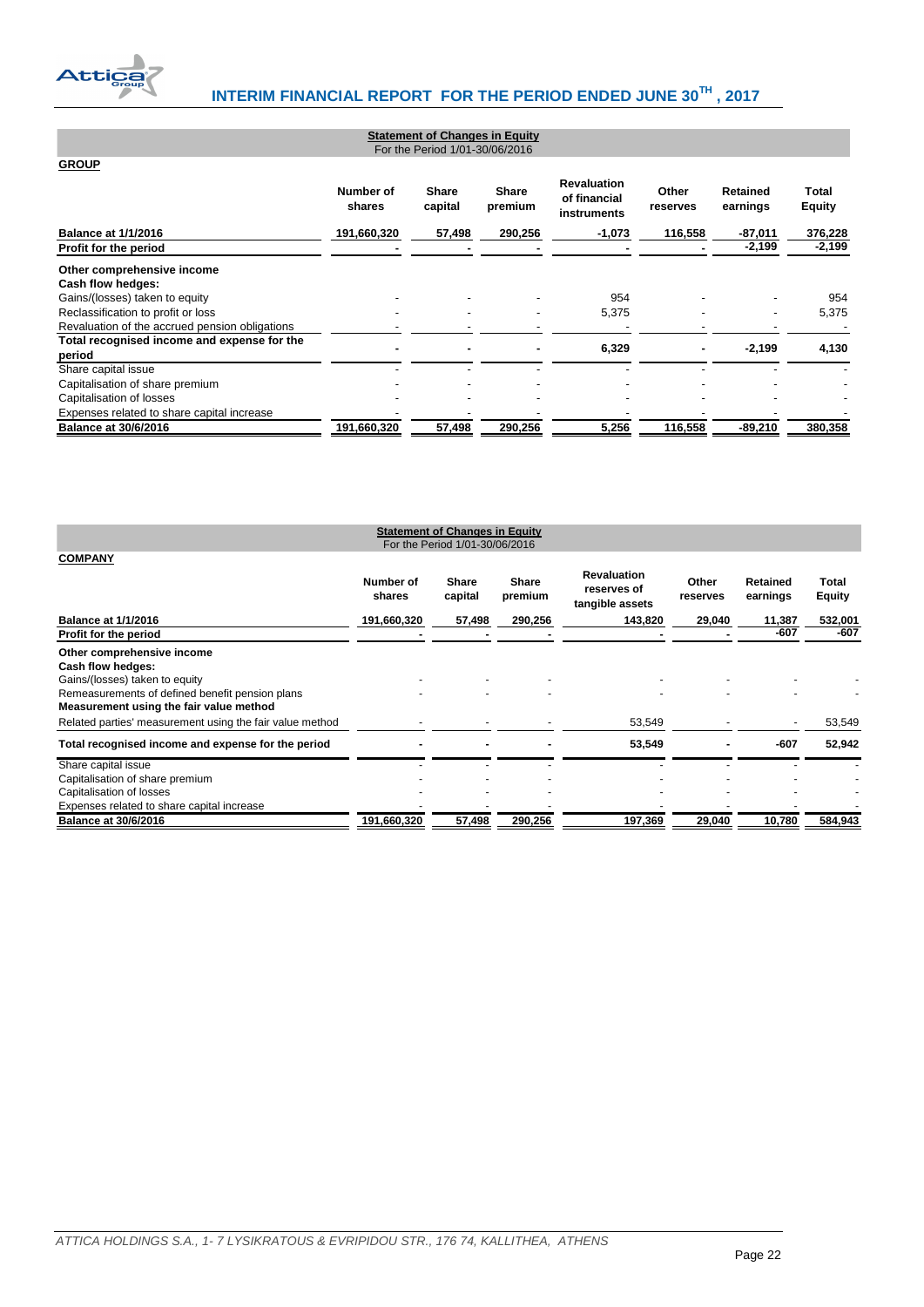**Statement of Changes in Equity**
For the Period 1/01-30/06/2016

**GROUP**

| | Number of shares | Share capital | Share premium | Revaluation of financial instruments | Other reserves | Retained earnings | Total Equity |
|---|---|---|---|---|---|---|---|
| **Balance at 1/1/2016** | 191,660,320 | 57,498 | 290,256 | -1,073 | 116,558 | -87,011 | 376,228 |
| **Profit for the period** | - | - | - | - | - | -2,199 | -2,199 |
| **Other comprehensive income** | | | | | | | |
| **Cash flow hedges:** | | | | | | | |
| Gains/(losses) taken to equity | - | - | - | 954 | - | - | 954 |
| Reclassification to profit or loss | - | - | - | 5,375 | - | - | 5,375 |
| Revaluation of the accrued pension obligations | - | - | - | - | - | - | - |
| **Total recognised income and expense for the period** | - | - | - | 6,329 | - | -2,199 | 4,130 |
| Share capital issue | - | - | - | - | - | - | - |
| Capitalisation of share premium | - | - | - | - | - | - | - |
| Capitalisation of losses | - | - | - | - | - | - | - |
| Expenses related to share capital increase | - | - | - | - | - | - | - |
| **Balance at 30/6/2016** | 191,660,320 | 57,498 | 290,256 | 5,256 | 116,558 | -89,210 | 380,358 |

**Statement of Changes in Equity**
For the Period 1/01-30/06/2016

**COMPANY**

| | Number of shares | Share capital | Share premium | Revaluation reserves of tangible assets | Other reserves | Retained earnings | Total Equity |
|---|---|---|---|---|---|---|---|
| **Balance at 1/1/2016** | 191,660,320 | 57,498 | 290,256 | 143,820 | 29,040 | 11,387 | 532,001 |
| **Profit for the period** | - | - | - | - | - | -607 | -607 |
| **Other comprehensive income** | | | | | | | |
| **Cash flow hedges:** | | | | | | | |
| Gains/(losses) taken to equity | - | - | - | - | - | - | - |
| Remeasurements of defined benefit pension plans | - | - | - | - | - | - | - |
| **Measurement using the fair value method** | | | | | | | |
| Related parties' measurement using the fair value method | - | - | - | 53,549 | - | - | 53,549 |
| **Total recognised income and expense for the period** | - | - | - | 53,549 | - | -607 | 52,942 |
| Share capital issue | - | - | - | - | - | - | - |
| Capitalisation of share premium | - | - | - | - | - | - | - |
| Capitalisation of losses | - | - | - | - | - | - | - |
| Expenses related to share capital increase | - | - | - | - | - | - | - |
| **Balance at 30/6/2016** | 191,660,320 | 57,498 | 290,256 | 197,369 | 29,040 | 10,780 | 584,943 |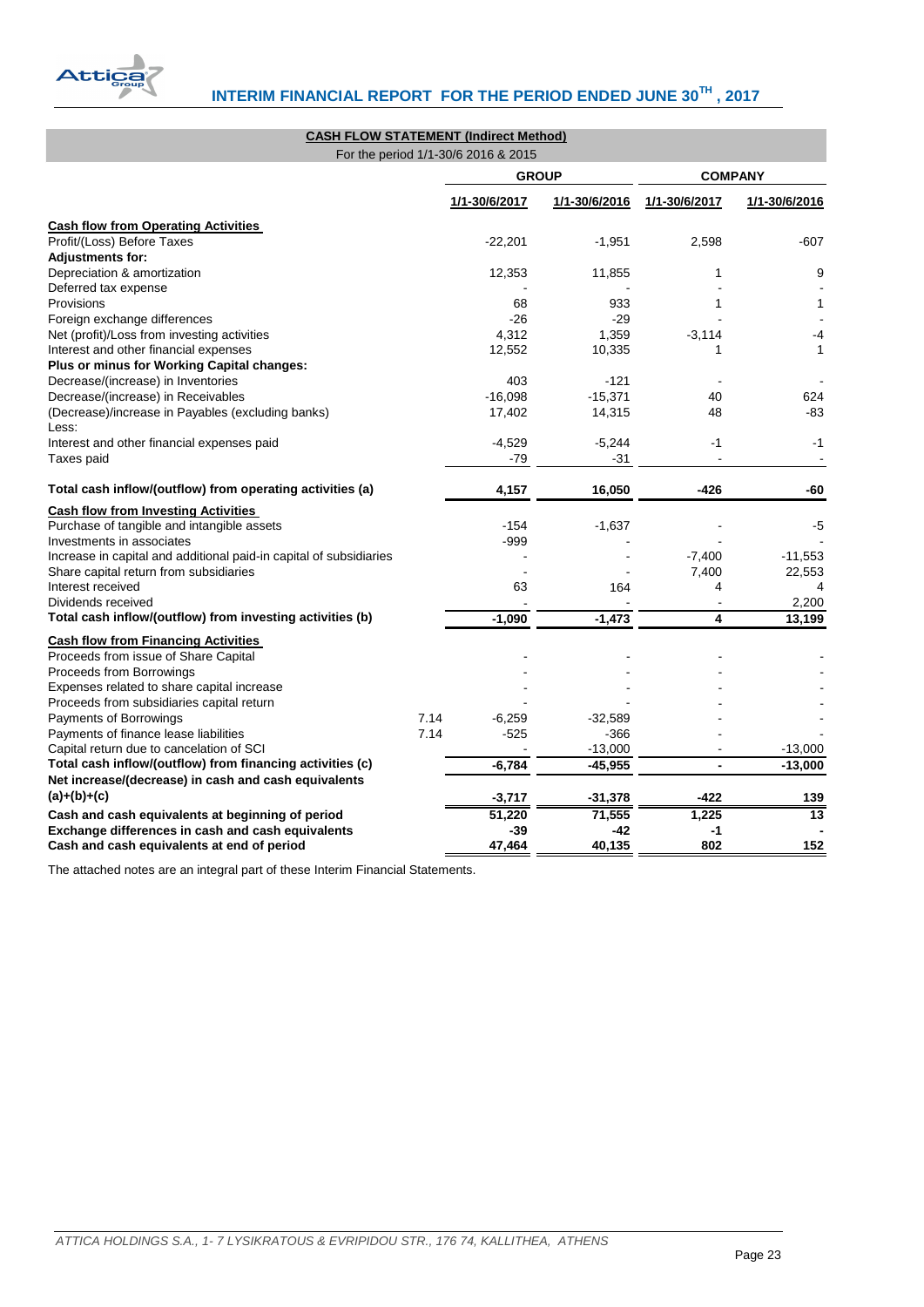## CASH FLOW STATEMENT (Indirect Method)

For the period 1/1-30/6 2016 & 2015

| | | GROUP | | COMPANY | |
|---|---|---|---|---|---|
| | | 1/1-30/6/2017 | 1/1-30/6/2016 | 1/1-30/6/2017 | 1/1-30/6/2016 |
| **Cash flow from Operating Activities** | | | | | |
| Profit/(Loss) Before Taxes | | -22,201 | -1,951 | 2,598 | -607 |
| **Adjustments for:** | | | | | |
| Depreciation & amortization | | 12,353 | 11,855 | 1 | 9 |
| Deferred tax expense | | - | - | - | - |
| Provisions | | 68 | 933 | 1 | 1 |
| Foreign exchange differences | | -26 | -29 | - | - |
| Net (profit)/Loss from investing activities | | 4,312 | 1,359 | -3,114 | -4 |
| Interest and other financial expenses | | 12,552 | 10,335 | 1 | 1 |
| **Plus or minus for Working Capital changes:** | | | | | |
| Decrease/(increase) in Inventories | | 403 | -121 | - | - |
| Decrease/(increase) in Receivables | | -16,098 | -15,371 | 40 | 624 |
| (Decrease)/increase in Payables (excluding banks) | | 17,402 | 14,315 | 48 | -83 |
| Less: | | | | | |
| Interest and other financial expenses paid | | -4,529 | -5,244 | -1 | -1 |
| Taxes paid | | -79 | -31 | - | - |
| **Total cash inflow/(outflow) from operating activities (a)** | | **4,157** | **16,050** | **-426** | **-60** |
| **Cash flow from Investing Activities** | | | | | |
| Purchase of tangible and intangible assets | | -154 | -1,637 | - | -5 |
| Investments in associates | | -999 | - | - | - |
| Increase in capital and additional paid-in capital of subsidiaries | | - | - | -7,400 | -11,553 |
| Share capital return from subsidiaries | | - | - | 7,400 | 22,553 |
| Interest received | | 63 | 164 | 4 | 4 |
| Dividends received | | - | - | - | 2,200 |
| **Total cash inflow/(outflow) from investing activities (b)** | | **-1,090** | **-1,473** | **4** | **13,199** |
| **Cash flow from Financing Activities** | | | | | |
| Proceeds from issue of Share Capital | | - | - | - | - |
| Proceeds from Borrowings | | - | - | - | - |
| Expenses related to share capital increase | | - | - | - | - |
| Proceeds from subsidiaries capital return | | - | - | - | - |
| Payments of Borrowings | 7.14 | -6,259 | -32,589 | - | - |
| Payments of finance lease liabilities | 7.14 | -525 | -366 | - | - |
| Capital return due to cancelation of SCI | | - | -13,000 | - | -13,000 |
| **Total cash inflow/(outflow) from financing activities (c)** | | **-6,784** | **-45,955** | **-** | **-13,000** |
| **Net increase/(decrease) in cash and cash equivalents (a)+(b)+(c)** | | **-3,717** | **-31,378** | **-422** | **139** |
| **Cash and cash equivalents at beginning of period** | | **51,220** | **71,555** | **1,225** | **13** |
| **Exchange differences in cash and cash equivalents** | | **-39** | **-42** | **-1** | **-** |
| **Cash and cash equivalents at end of period** | | **47,464** | **40,135** | **802** | **152** |

The attached notes are an integral part of these Interim Financial Statements.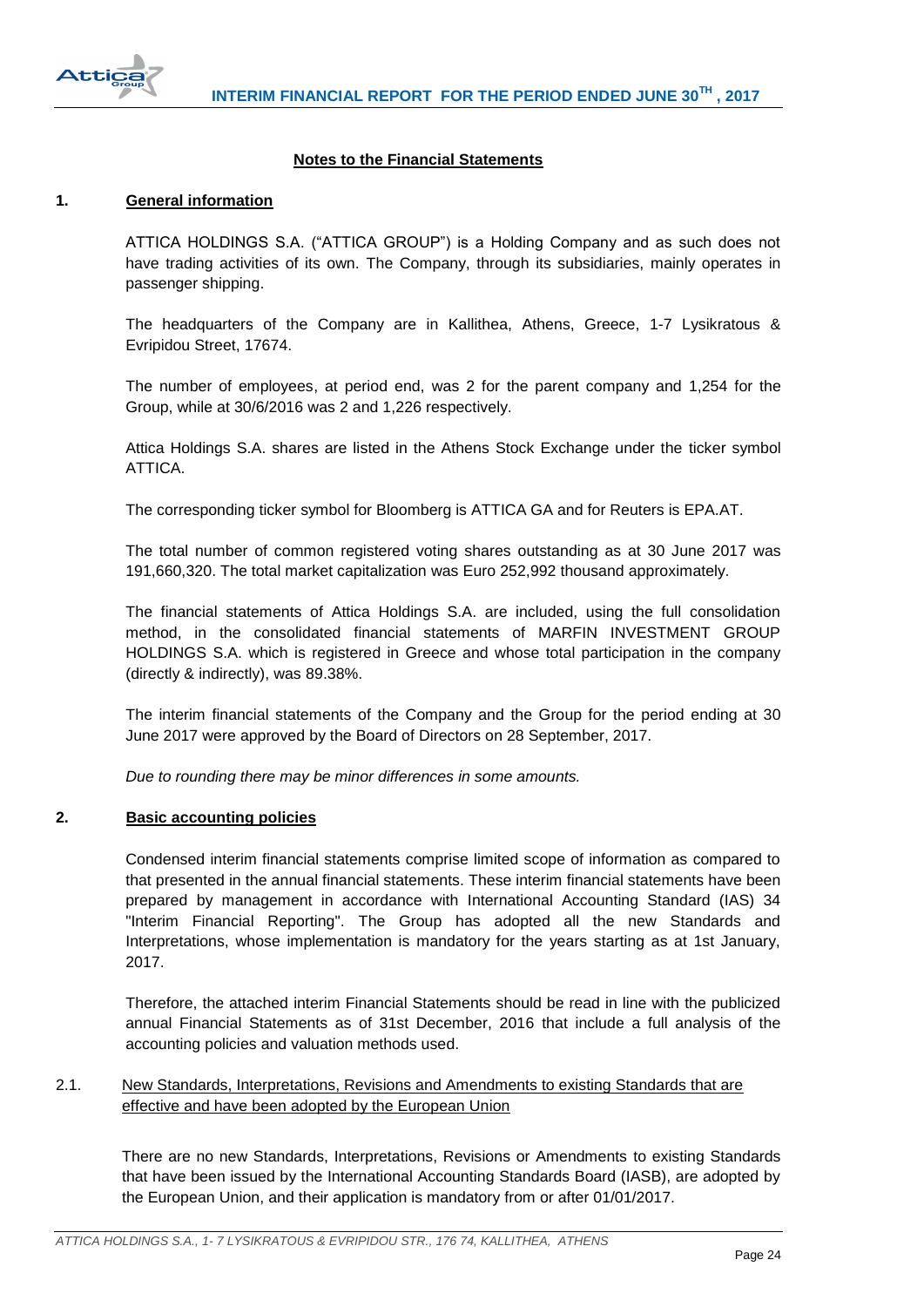## Notes to the Financial Statements

### 1. General information

ATTICA HOLDINGS S.A. ("ATTICA GROUP") is a Holding Company and as such does not have trading activities of its own. The Company, through its subsidiaries, mainly operates in passenger shipping.

The headquarters of the Company are in Kallithea, Athens, Greece, 1-7 Lysikratous & Evripidou Street, 17674.

The number of employees, at period end, was 2 for the parent company and 1,254 for the Group, while at 30/6/2016 was 2 and 1,226 respectively.

Attica Holdings S.A. shares are listed in the Athens Stock Exchange under the ticker symbol ATTICA.

The corresponding ticker symbol for Bloomberg is ATTICA GA and for Reuters is EPA.AT.

The total number of common registered voting shares outstanding as at 30 June 2017 was 191,660,320. The total market capitalization was Euro 252,992 thousand approximately.

The financial statements of Attica Holdings S.A. are included, using the full consolidation method, in the consolidated financial statements of MARFIN INVESTMENT GROUP HOLDINGS S.A. which is registered in Greece and whose total participation in the company (directly & indirectly), was 89.38%.

The interim financial statements of the Company and the Group for the period ending at 30 June 2017 were approved by the Board of Directors on 28 September, 2017.

*Due to rounding there may be minor differences in some amounts.*

### 2. Basic accounting policies

Condensed interim financial statements comprise limited scope of information as compared to that presented in the annual financial statements. These interim financial statements have been prepared by management in accordance with International Accounting Standard (IAS) 34 "Interim Financial Reporting". The Group has adopted all the new Standards and Interpretations, whose implementation is mandatory for the years starting as at 1st January, 2017.

Therefore, the attached interim Financial Statements should be read in line with the publicized annual Financial Statements as of 31st December, 2016 that include a full analysis of the accounting policies and valuation methods used.

#### 2.1. New Standards, Interpretations, Revisions and Amendments to existing Standards that are effective and have been adopted by the European Union

There are no new Standards, Interpretations, Revisions or Amendments to existing Standards that have been issued by the International Accounting Standards Board (IASB), are adopted by the European Union, and their application is mandatory from or after 01/01/2017.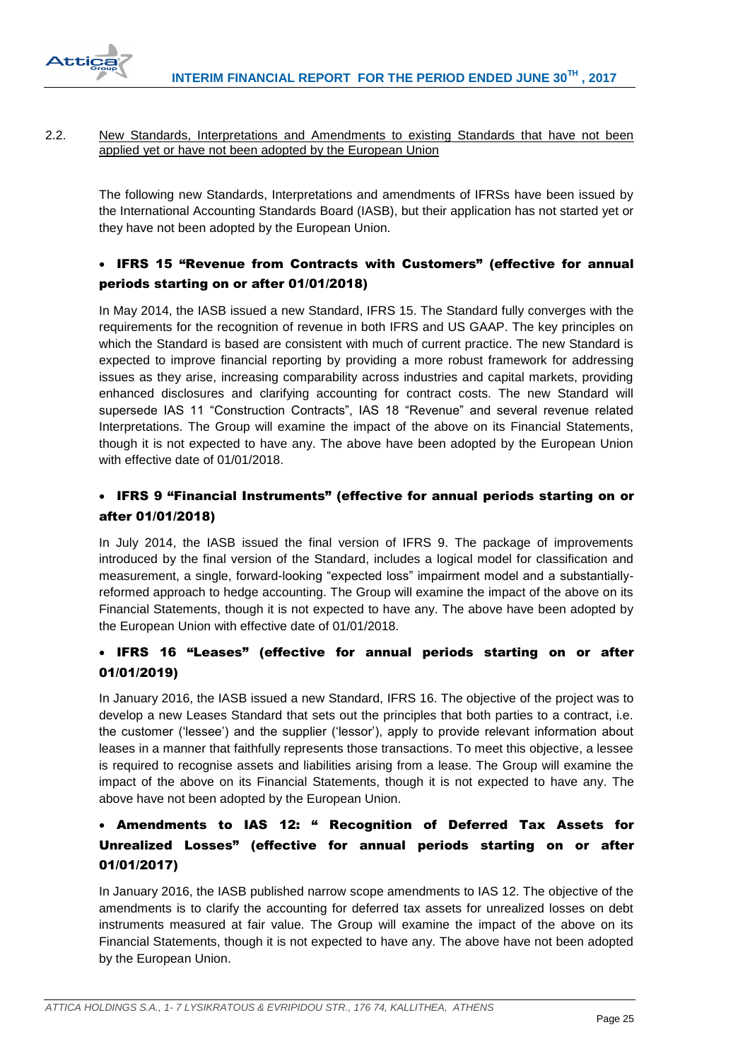## 2.2. New Standards, Interpretations and Amendments to existing Standards that have not been applied yet or have not been adopted by the European Union

The following new Standards, Interpretations and amendments of IFRSs have been issued by the International Accounting Standards Board (IASB), but their application has not started yet or they have not been adopted by the European Union.

- **IFRS 15 "Revenue from Contracts with Customers" (effective for annual periods starting on or after 01/01/2018)**

In May 2014, the IASB issued a new Standard, IFRS 15. The Standard fully converges with the requirements for the recognition of revenue in both IFRS and US GAAP. The key principles on which the Standard is based are consistent with much of current practice. The new Standard is expected to improve financial reporting by providing a more robust framework for addressing issues as they arise, increasing comparability across industries and capital markets, providing enhanced disclosures and clarifying accounting for contract costs. The new Standard will supersede IAS 11 "Construction Contracts", IAS 18 "Revenue" and several revenue related Interpretations. The Group will examine the impact of the above on its Financial Statements, though it is not expected to have any. The above have been adopted by the European Union with effective date of 01/01/2018.

- **IFRS 9 "Financial Instruments" (effective for annual periods starting on or after 01/01/2018)**

In July 2014, the IASB issued the final version of IFRS 9. The package of improvements introduced by the final version of the Standard, includes a logical model for classification and measurement, a single, forward-looking "expected loss" impairment model and a substantially-reformed approach to hedge accounting. The Group will examine the impact of the above on its Financial Statements, though it is not expected to have any. The above have been adopted by the European Union with effective date of 01/01/2018.

- **IFRS 16 "Leases" (effective for annual periods starting on or after 01/01/2019)**

In January 2016, the IASB issued a new Standard, IFRS 16. The objective of the project was to develop a new Leases Standard that sets out the principles that both parties to a contract, i.e. the customer ('lessee') and the supplier ('lessor'), apply to provide relevant information about leases in a manner that faithfully represents those transactions. To meet this objective, a lessee is required to recognise assets and liabilities arising from a lease. The Group will examine the impact of the above on its Financial Statements, though it is not expected to have any. The above have not been adopted by the European Union.

- **Amendments to IAS 12: " Recognition of Deferred Tax Assets for Unrealized Losses" (effective for annual periods starting on or after 01/01/2017)**

In January 2016, the IASB published narrow scope amendments to IAS 12. The objective of the amendments is to clarify the accounting for deferred tax assets for unrealized losses on debt instruments measured at fair value. The Group will examine the impact of the above on its Financial Statements, though it is not expected to have any. The above have not been adopted by the European Union.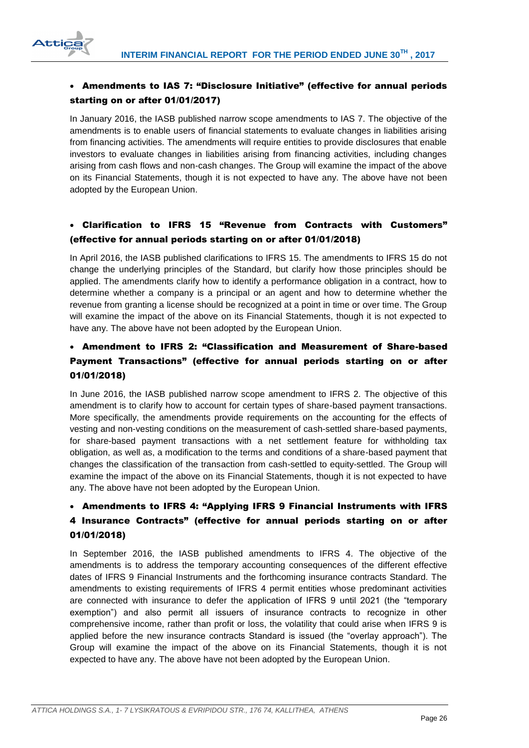- **Amendments to IAS 7: "Disclosure Initiative" (effective for annual periods starting on or after 01/01/2017)**

In January 2016, the IASB published narrow scope amendments to IAS 7. The objective of the amendments is to enable users of financial statements to evaluate changes in liabilities arising from financing activities. The amendments will require entities to provide disclosures that enable investors to evaluate changes in liabilities arising from financing activities, including changes arising from cash flows and non-cash changes. The Group will examine the impact of the above on its Financial Statements, though it is not expected to have any. The above have not been adopted by the European Union.

- **Clarification to IFRS 15 "Revenue from Contracts with Customers" (effective for annual periods starting on or after 01/01/2018)**

In April 2016, the IASB published clarifications to IFRS 15. The amendments to IFRS 15 do not change the underlying principles of the Standard, but clarify how those principles should be applied. The amendments clarify how to identify a performance obligation in a contract, how to determine whether a company is a principal or an agent and how to determine whether the revenue from granting a license should be recognized at a point in time or over time. The Group will examine the impact of the above on its Financial Statements, though it is not expected to have any. The above have not been adopted by the European Union.

- **Amendment to IFRS 2: "Classification and Measurement of Share-based Payment Transactions" (effective for annual periods starting on or after 01/01/2018)**

In June 2016, the IASB published narrow scope amendment to IFRS 2. The objective of this amendment is to clarify how to account for certain types of share-based payment transactions. More specifically, the amendments provide requirements on the accounting for the effects of vesting and non-vesting conditions on the measurement of cash-settled share-based payments, for share-based payment transactions with a net settlement feature for withholding tax obligation, as well as, a modification to the terms and conditions of a share-based payment that changes the classification of the transaction from cash-settled to equity-settled. The Group will examine the impact of the above on its Financial Statements, though it is not expected to have any. The above have not been adopted by the European Union.

- **Amendments to IFRS 4: "Applying IFRS 9 Financial Instruments with IFRS 4 Insurance Contracts" (effective for annual periods starting on or after 01/01/2018)**

In September 2016, the IASB published amendments to IFRS 4. The objective of the amendments is to address the temporary accounting consequences of the different effective dates of IFRS 9 Financial Instruments and the forthcoming insurance contracts Standard. The amendments to existing requirements of IFRS 4 permit entities whose predominant activities are connected with insurance to defer the application of IFRS 9 until 2021 (the "temporary exemption") and also permit all issuers of insurance contracts to recognize in other comprehensive income, rather than profit or loss, the volatility that could arise when IFRS 9 is applied before the new insurance contracts Standard is issued (the "overlay approach"). The Group will examine the impact of the above on its Financial Statements, though it is not expected to have any. The above have not been adopted by the European Union.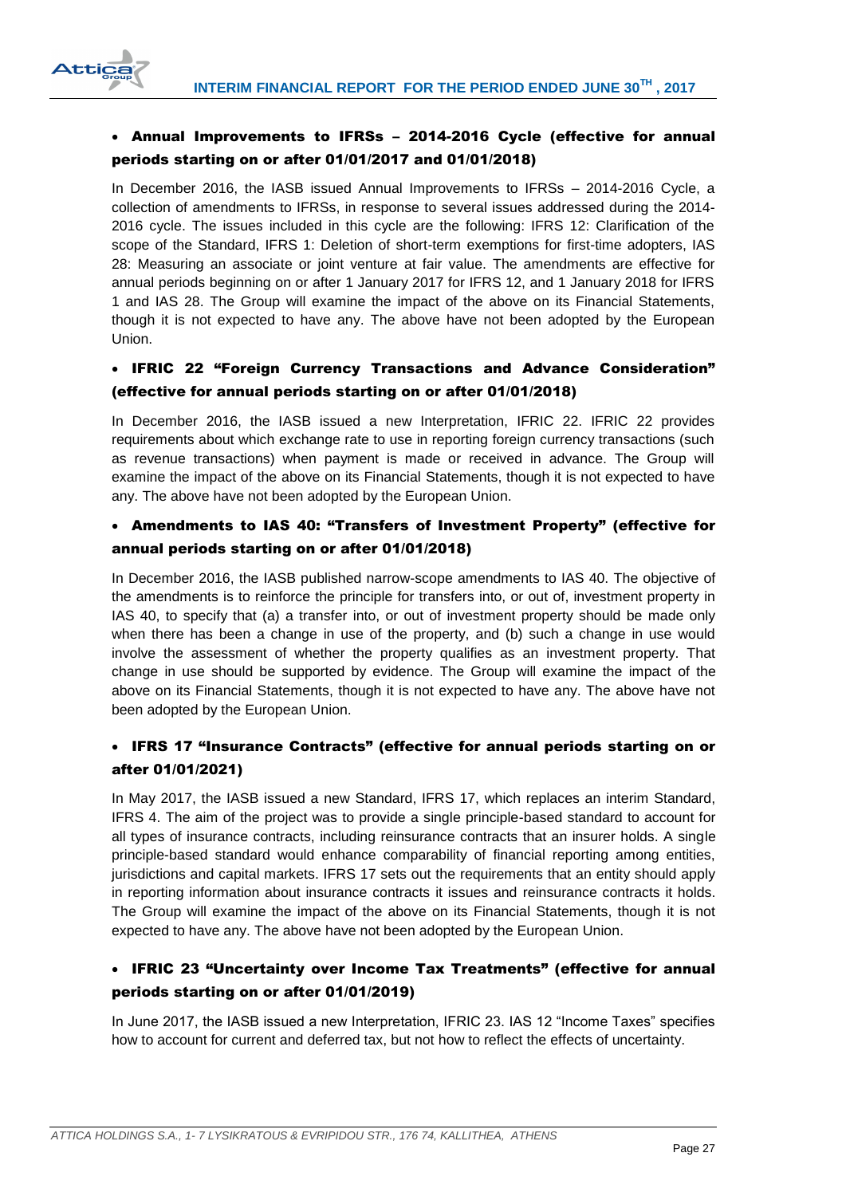- **Annual Improvements to IFRSs – 2014-2016 Cycle (effective for annual periods starting on or after 01/01/2017 and 01/01/2018)**

In December 2016, the IASB issued Annual Improvements to IFRSs – 2014-2016 Cycle, a collection of amendments to IFRSs, in response to several issues addressed during the 2014-2016 cycle. The issues included in this cycle are the following: IFRS 12: Clarification of the scope of the Standard, IFRS 1: Deletion of short-term exemptions for first-time adopters, IAS 28: Measuring an associate or joint venture at fair value. The amendments are effective for annual periods beginning on or after 1 January 2017 for IFRS 12, and 1 January 2018 for IFRS 1 and IAS 28. The Group will examine the impact of the above on its Financial Statements, though it is not expected to have any. The above have not been adopted by the European Union.

- **IFRIC 22 "Foreign Currency Transactions and Advance Consideration" (effective for annual periods starting on or after 01/01/2018)**

In December 2016, the IASB issued a new Interpretation, IFRIC 22. IFRIC 22 provides requirements about which exchange rate to use in reporting foreign currency transactions (such as revenue transactions) when payment is made or received in advance. The Group will examine the impact of the above on its Financial Statements, though it is not expected to have any. The above have not been adopted by the European Union.

- **Amendments to IAS 40: "Transfers of Investment Property" (effective for annual periods starting on or after 01/01/2018)**

In December 2016, the IASB published narrow-scope amendments to IAS 40. The objective of the amendments is to reinforce the principle for transfers into, or out of, investment property in IAS 40, to specify that (a) a transfer into, or out of investment property should be made only when there has been a change in use of the property, and (b) such a change in use would involve the assessment of whether the property qualifies as an investment property. That change in use should be supported by evidence. The Group will examine the impact of the above on its Financial Statements, though it is not expected to have any. The above have not been adopted by the European Union.

- **IFRS 17 "Insurance Contracts" (effective for annual periods starting on or after 01/01/2021)**

In May 2017, the IASB issued a new Standard, IFRS 17, which replaces an interim Standard, IFRS 4. The aim of the project was to provide a single principle-based standard to account for all types of insurance contracts, including reinsurance contracts that an insurer holds. A single principle-based standard would enhance comparability of financial reporting among entities, jurisdictions and capital markets. IFRS 17 sets out the requirements that an entity should apply in reporting information about insurance contracts it issues and reinsurance contracts it holds. The Group will examine the impact of the above on its Financial Statements, though it is not expected to have any. The above have not been adopted by the European Union.

- **IFRIC 23 "Uncertainty over Income Tax Treatments" (effective for annual periods starting on or after 01/01/2019)**

In June 2017, the IASB issued a new Interpretation, IFRIC 23. IAS 12 "Income Taxes" specifies how to account for current and deferred tax, but not how to reflect the effects of uncertainty.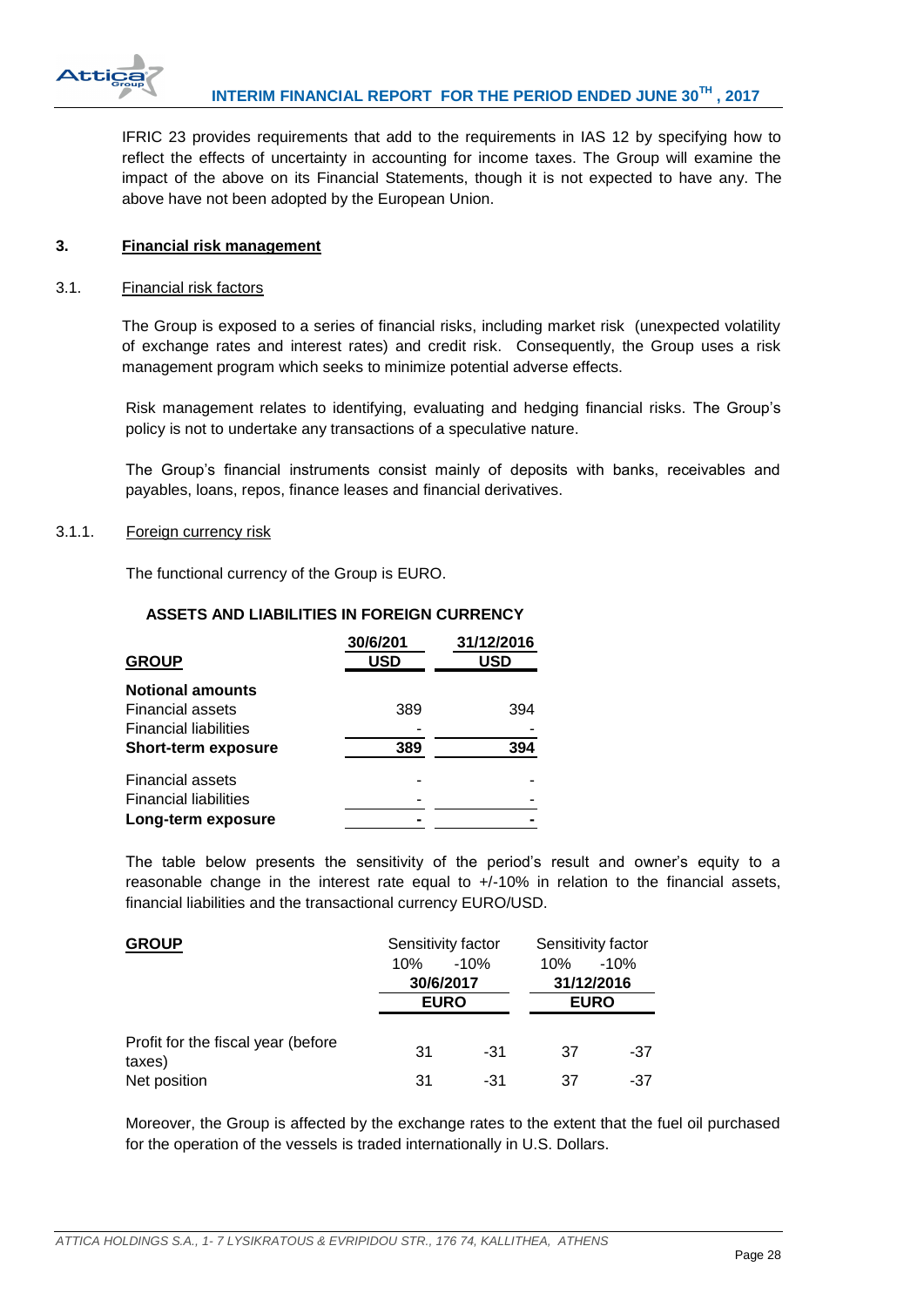IFRIC 23 provides requirements that add to the requirements in IAS 12 by specifying how to reflect the effects of uncertainty in accounting for income taxes. The Group will examine the impact of the above on its Financial Statements, though it is not expected to have any. The above have not been adopted by the European Union.

## 3. Financial risk management

### 3.1. Financial risk factors

The Group is exposed to a series of financial risks, including market risk (unexpected volatility of exchange rates and interest rates) and credit risk. Consequently, the Group uses a risk management program which seeks to minimize potential adverse effects.

Risk management relates to identifying, evaluating and hedging financial risks. The Group's policy is not to undertake any transactions of a speculative nature.

The Group's financial instruments consist mainly of deposits with banks, receivables and payables, loans, repos, finance leases and financial derivatives.

#### 3.1.1. Foreign currency risk

The functional currency of the Group is EURO.

**ASSETS AND LIABILITIES IN FOREIGN CURRENCY**

| GROUP | 30/6/201 USD | 31/12/2016 USD |
|---|---|---|
| **Notional amounts** | | |
| Financial assets | 389 | 394 |
| Financial liabilities | - | - |
| **Short-term exposure** | **389** | **394** |
| Financial assets | - | - |
| Financial liabilities | - | - |
| **Long-term exposure** | **-** | **-** |

The table below presents the sensitivity of the period's result and owner's equity to a reasonable change in the interest rate equal to +/-10% in relation to the financial assets, financial liabilities and the transactional currency EURO/USD.

| GROUP | Sensitivity factor | | Sensitivity factor | |
|---|---|---|---|---|
| | 10% | -10% | 10% | -10% |
| | 30/6/2017 | | 31/12/2016 | |
| | EURO | | EURO | |
| Profit for the fiscal year (before taxes) | 31 | -31 | 37 | -37 |
| Net position | 31 | -31 | 37 | -37 |

Moreover, the Group is affected by the exchange rates to the extent that the fuel oil purchased for the operation of the vessels is traded internationally in U.S. Dollars.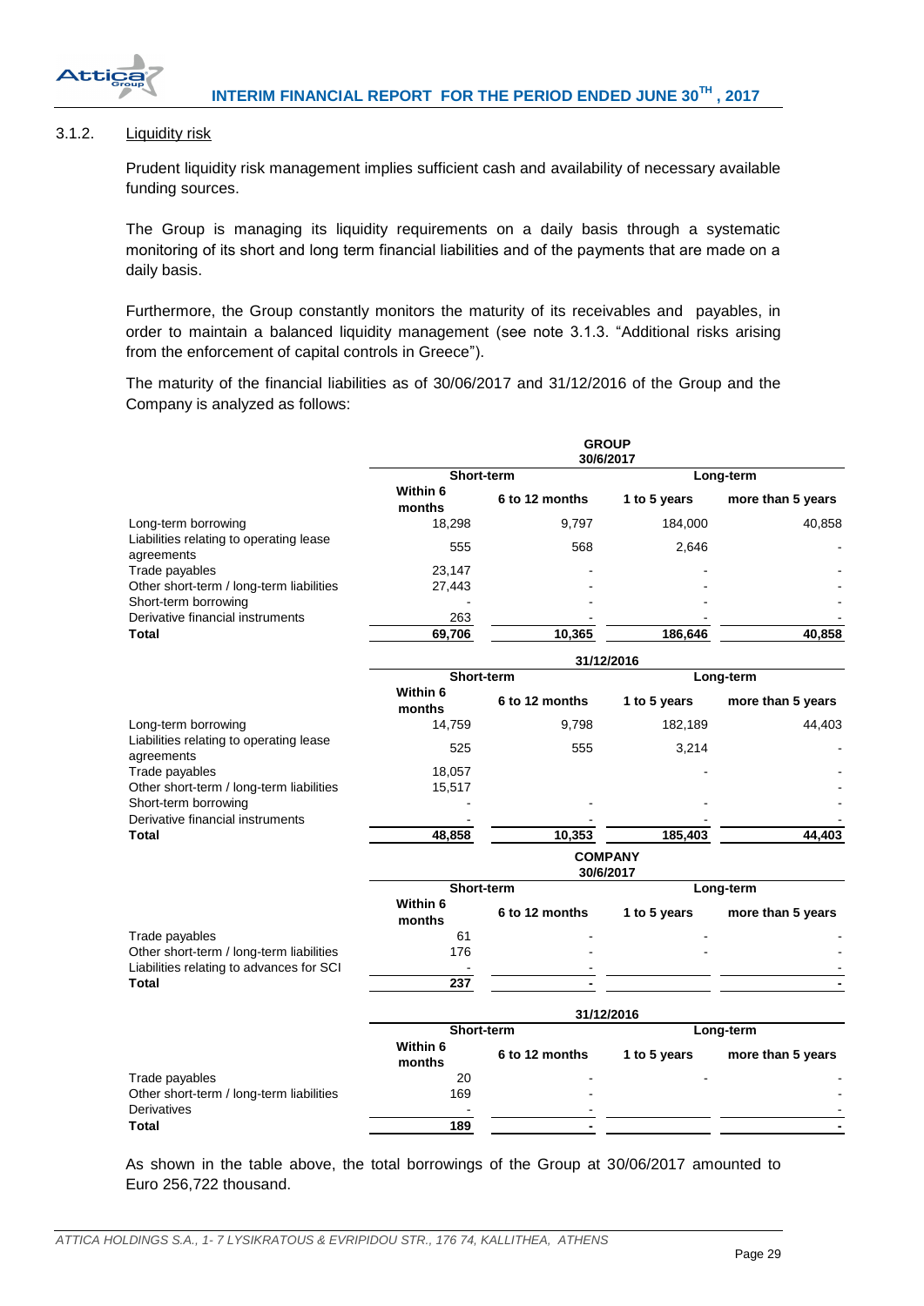### 3.1.2. Liquidity risk

Prudent liquidity risk management implies sufficient cash and availability of necessary available funding sources.

The Group is managing its liquidity requirements on a daily basis through a systematic monitoring of its short and long term financial liabilities and of the payments that are made on a daily basis.

Furthermore, the Group constantly monitors the maturity of its receivables and payables, in order to maintain a balanced liquidity management (see note 3.1.3. "Additional risks arising from the enforcement of capital controls in Greece").

The maturity of the financial liabilities as of 30/06/2017 and 31/12/2016 of the Group and the Company is analyzed as follows:

| | GROUP 30/6/2017 | | | |
|---|---|---|---|---|
| | Short-term | | Long-term | |
| | Within 6 months | 6 to 12 months | 1 to 5 years | more than 5 years |
| Long-term borrowing | 18,298 | 9,797 | 184,000 | 40,858 |
| Liabilities relating to operating lease agreements | 555 | 568 | 2,646 | - |
| Trade payables | 23,147 | - | - | - |
| Other short-term / long-term liabilities | 27,443 | - | - | - |
| Short-term borrowing | - | - | - | - |
| Derivative financial instruments | 263 | - | - | - |
| **Total** | **69,706** | **10,365** | **186,646** | **40,858** |

| | 31/12/2016 | | | |
|---|---|---|---|---|
| | Short-term | | Long-term | |
| | Within 6 months | 6 to 12 months | 1 to 5 years | more than 5 years |
| Long-term borrowing | 14,759 | 9,798 | 182,189 | 44,403 |
| Liabilities relating to operating lease agreements | 525 | 555 | 3,214 | - |
| Trade payables | 18,057 | | - | - |
| Other short-term / long-term liabilities | 15,517 | | | - |
| Short-term borrowing | - | - | - | - |
| Derivative financial instruments | - | - | - | - |
| **Total** | **48,858** | **10,353** | **185,403** | **44,403** |

| | COMPANY 30/6/2017 | | | |
|---|---|---|---|---|
| | Short-term | | Long-term | |
| | Within 6 months | 6 to 12 months | 1 to 5 years | more than 5 years |
| Trade payables | 61 | - | - | - |
| Other short-term / long-term liabilities | 176 | - | - | - |
| Liabilities relating to advances for SCI | - | - | | - |
| **Total** | **237** | **-** | | **-** |

| | 31/12/2016 | | | |
|---|---|---|---|---|
| | Short-term | | Long-term | |
| | Within 6 months | 6 to 12 months | 1 to 5 years | more than 5 years |
| Trade payables | 20 | - | - | - |
| Other short-term / long-term liabilities | 169 | - | | - |
| Derivatives | - | - | | - |
| **Total** | **189** | **-** | | **-** |

As shown in the table above, the total borrowings of the Group at 30/06/2017 amounted to Euro 256,722 thousand.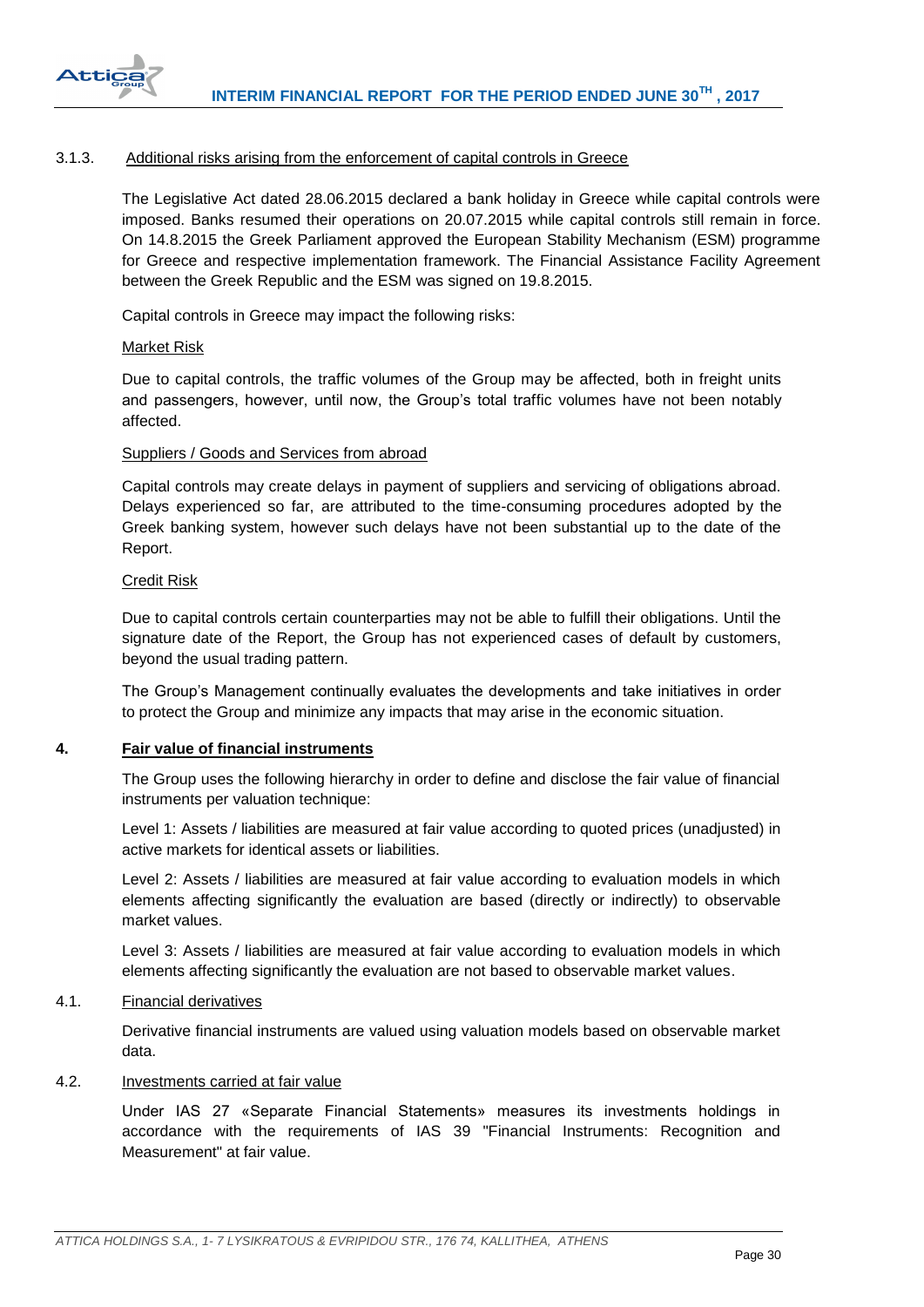### 3.1.3. Additional risks arising from the enforcement of capital controls in Greece

The Legislative Act dated 28.06.2015 declared a bank holiday in Greece while capital controls were imposed. Banks resumed their operations on 20.07.2015 while capital controls still remain in force. On 14.8.2015 the Greek Parliament approved the European Stability Mechanism (ESM) programme for Greece and respective implementation framework. The Financial Assistance Facility Agreement between the Greek Republic and the ESM was signed on 19.8.2015.

Capital controls in Greece may impact the following risks:

Market Risk

Due to capital controls, the traffic volumes of the Group may be affected, both in freight units and passengers, however, until now, the Group's total traffic volumes have not been notably affected.

Suppliers / Goods and Services from abroad

Capital controls may create delays in payment of suppliers and servicing of obligations abroad. Delays experienced so far, are attributed to the time-consuming procedures adopted by the Greek banking system, however such delays have not been substantial up to the date of the Report.

Credit Risk

Due to capital controls certain counterparties may not be able to fulfill their obligations. Until the signature date of the Report, the Group has not experienced cases of default by customers, beyond the usual trading pattern.

The Group's Management continually evaluates the developments and take initiatives in order to protect the Group and minimize any impacts that may arise in the economic situation.

## 4. Fair value of financial instruments

The Group uses the following hierarchy in order to define and disclose the fair value of financial instruments per valuation technique:

Level 1: Assets / liabilities are measured at fair value according to quoted prices (unadjusted) in active markets for identical assets or liabilities.

Level 2: Assets / liabilities are measured at fair value according to evaluation models in which elements affecting significantly the evaluation are based (directly or indirectly) to observable market values.

Level 3: Assets / liabilities are measured at fair value according to evaluation models in which elements affecting significantly the evaluation are not based to observable market values.

### 4.1. Financial derivatives

Derivative financial instruments are valued using valuation models based on observable market data.

### 4.2. Investments carried at fair value

Under IAS 27 «Separate Financial Statements» measures its investments holdings in accordance with the requirements of IAS 39 "Financial Instruments: Recognition and Measurement" at fair value.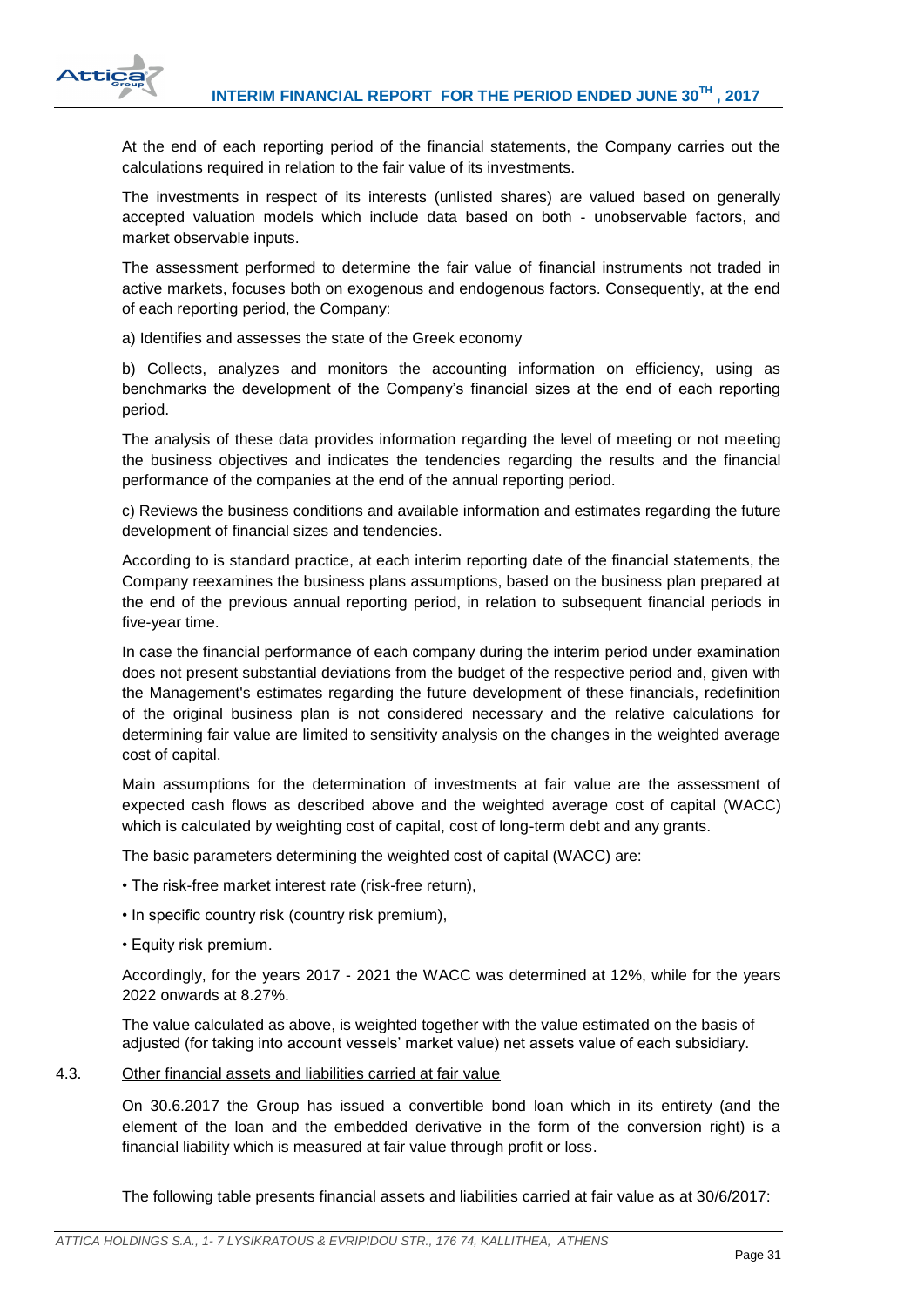At the end of each reporting period of the financial statements, the Company carries out the calculations required in relation to the fair value of its investments.

The investments in respect of its interests (unlisted shares) are valued based on generally accepted valuation models which include data based on both - unobservable factors, and market observable inputs.

The assessment performed to determine the fair value of financial instruments not traded in active markets, focuses both on exogenous and endogenous factors. Consequently, at the end of each reporting period, the Company:

a) Identifies and assesses the state of the Greek economy

b) Collects, analyzes and monitors the accounting information on efficiency, using as benchmarks the development of the Company's financial sizes at the end of each reporting period.

The analysis of these data provides information regarding the level of meeting or not meeting the business objectives and indicates the tendencies regarding the results and the financial performance of the companies at the end of the annual reporting period.

c) Reviews the business conditions and available information and estimates regarding the future development of financial sizes and tendencies.

According to is standard practice, at each interim reporting date of the financial statements, the Company reexamines the business plans assumptions, based on the business plan prepared at the end of the previous annual reporting period, in relation to subsequent financial periods in five-year time.

In case the financial performance of each company during the interim period under examination does not present substantial deviations from the budget of the respective period and, given with the Management's estimates regarding the future development of these financials, redefinition of the original business plan is not considered necessary and the relative calculations for determining fair value are limited to sensitivity analysis on the changes in the weighted average cost of capital.

Main assumptions for the determination of investments at fair value are the assessment of expected cash flows as described above and the weighted average cost of capital (WACC) which is calculated by weighting cost of capital, cost of long-term debt and any grants.

The basic parameters determining the weighted cost of capital (WACC) are:

- The risk-free market interest rate (risk-free return),
- In specific country risk (country risk premium),
- Equity risk premium.

Accordingly, for the years 2017 - 2021 the WACC was determined at 12%, while for the years 2022 onwards at 8.27%.

The value calculated as above, is weighted together with the value estimated on the basis of adjusted (for taking into account vessels' market value) net assets value of each subsidiary.

## 4.3. Other financial assets and liabilities carried at fair value

On 30.6.2017 the Group has issued a convertible bond loan which in its entirety (and the element of the loan and the embedded derivative in the form of the conversion right) is a financial liability which is measured at fair value through profit or loss.

The following table presents financial assets and liabilities carried at fair value as at 30/6/2017: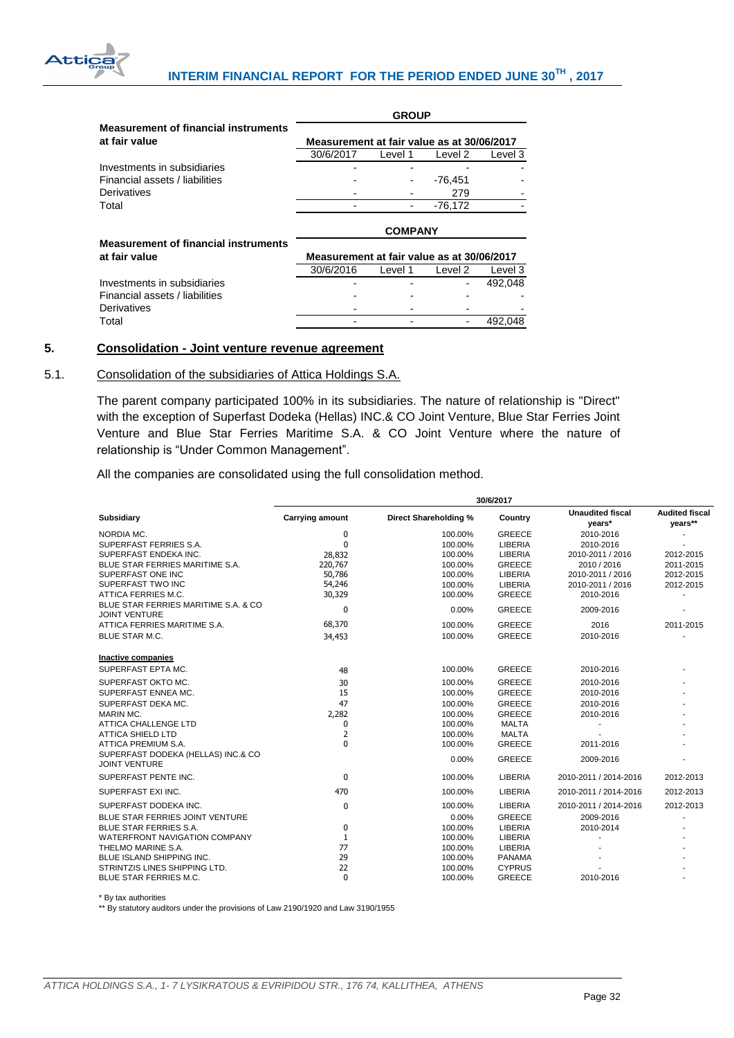| Measurement of financial instruments at fair value | GROUP | | | |
|---|---|---|---|---|
| | Measurement at fair value as at 30/06/2017 | | | |
| | 30/6/2017 | Level 1 | Level 2 | Level 3 |
| Investments in subsidiaries | - | - | - | - |
| Financial assets / liabilities | - | - | -76,451 | - |
| Derivatives | - | - | 279 | - |
| Total | - | - | -76,172 | - |

| Measurement of financial instruments at fair value | COMPANY | | | |
|---|---|---|---|---|
| | Measurement at fair value as at 30/06/2017 | | | |
| | 30/6/2016 | Level 1 | Level 2 | Level 3 |
| Investments in subsidiaries | - | - | - | 492,048 |
| Financial assets / liabilities | - | - | - | - |
| Derivatives | - | - | - | - |
| Total | - | - | - | 492,048 |

## 5. Consolidation - Joint venture revenue agreement

### 5.1. Consolidation of the subsidiaries of Attica Holdings S.A.

The parent company participated 100% in its subsidiaries. The nature of relationship is "Direct" with the exception of Superfast Dodeka (Hellas) INC.& CO Joint Venture, Blue Star Ferries Joint Venture and Blue Star Ferries Maritime S.A. & CO Joint Venture where the nature of relationship is "Under Common Management".

All the companies are consolidated using the full consolidation method.

| Subsidiary | 30/6/2017 | | | | |
|---|---|---|---|---|---|
| | Carrying amount | Direct Shareholding % | Country | Unaudited fiscal years* | Audited fiscal years** |
| NORDIA MC. | 0 | 100.00% | GREECE | 2010-2016 | - |
| SUPERFAST FERRIES S.A. | 0 | 100.00% | LIBERIA | 2010-2016 | - |
| SUPERFAST ENDEKA INC. | 28,832 | 100.00% | LIBERIA | 2010-2011 / 2016 | 2012-2015 |
| BLUE STAR FERRIES MARITIME S.A. | 220,767 | 100.00% | GREECE | 2010 / 2016 | 2011-2015 |
| SUPERFAST ONE INC | 50,786 | 100.00% | LIBERIA | 2010-2011 / 2016 | 2012-2015 |
| SUPERFAST TWO INC | 54,246 | 100.00% | LIBERIA | 2010-2011 / 2016 | 2012-2015 |
| ATTICA FERRIES M.C. | 30,329 | 100.00% | GREECE | 2010-2016 | - |
| BLUE STAR FERRIES MARITIME S.A. & CO JOINT VENTURE | 0 | 0.00% | GREECE | 2009-2016 | - |
| ATTICA FERRIES MARITIME S.A. | 68,370 | 100.00% | GREECE | 2016 | 2011-2015 |
| BLUE STAR M.C. | 34,453 | 100.00% | GREECE | 2010-2016 | - |
| **Inactive companies** | | | | | |
| SUPERFAST EPTA MC. | 48 | 100.00% | GREECE | 2010-2016 | - |
| SUPERFAST OKTO MC. | 30 | 100.00% | GREECE | 2010-2016 | - |
| SUPERFAST ENNEA MC. | 15 | 100.00% | GREECE | 2010-2016 | - |
| SUPERFAST DEKA MC. | 47 | 100.00% | GREECE | 2010-2016 | - |
| MARIN MC. | 2,282 | 100.00% | GREECE | 2010-2016 | - |
| ATTICA CHALLENGE LTD | 0 | 100.00% | MALTA | - | - |
| ATTICA SHIELD LTD | 2 | 100.00% | MALTA | - | - |
| ATTICA PREMIUM S.A. | 0 | 100.00% | GREECE | 2011-2016 | - |
| SUPERFAST DODEKA (HELLAS) INC.& CO JOINT VENTURE | | 0.00% | GREECE | 2009-2016 | - |
| SUPERFAST PENTE INC. | 0 | 100.00% | LIBERIA | 2010-2011 / 2014-2016 | 2012-2013 |
| SUPERFAST EXI INC. | 470 | 100.00% | LIBERIA | 2010-2011 / 2014-2016 | 2012-2013 |
| SUPERFAST DODEKA INC. | 0 | 100.00% | LIBERIA | 2010-2011 / 2014-2016 | 2012-2013 |
| BLUE STAR FERRIES JOINT VENTURE | | 0.00% | GREECE | 2009-2016 | - |
| BLUE STAR FERRIES S.A. | 0 | 100.00% | LIBERIA | 2010-2014 | - |
| WATERFRONT NAVIGATION COMPANY | 1 | 100.00% | LIBERIA | - | - |
| THELMO MARINE S.A. | 77 | 100.00% | LIBERIA | - | - |
| BLUE ISLAND SHIPPING INC. | 29 | 100.00% | PANAMA | - | - |
| STRINTZIS LINES SHIPPING LTD. | 22 | 100.00% | CYPRUS | - | - |
| BLUE STAR FERRIES M.C. | 0 | 100.00% | GREECE | 2010-2016 | - |

\* By tax authorities

** By statutory auditors under the provisions of Law 2190/1920 and Law 3190/1955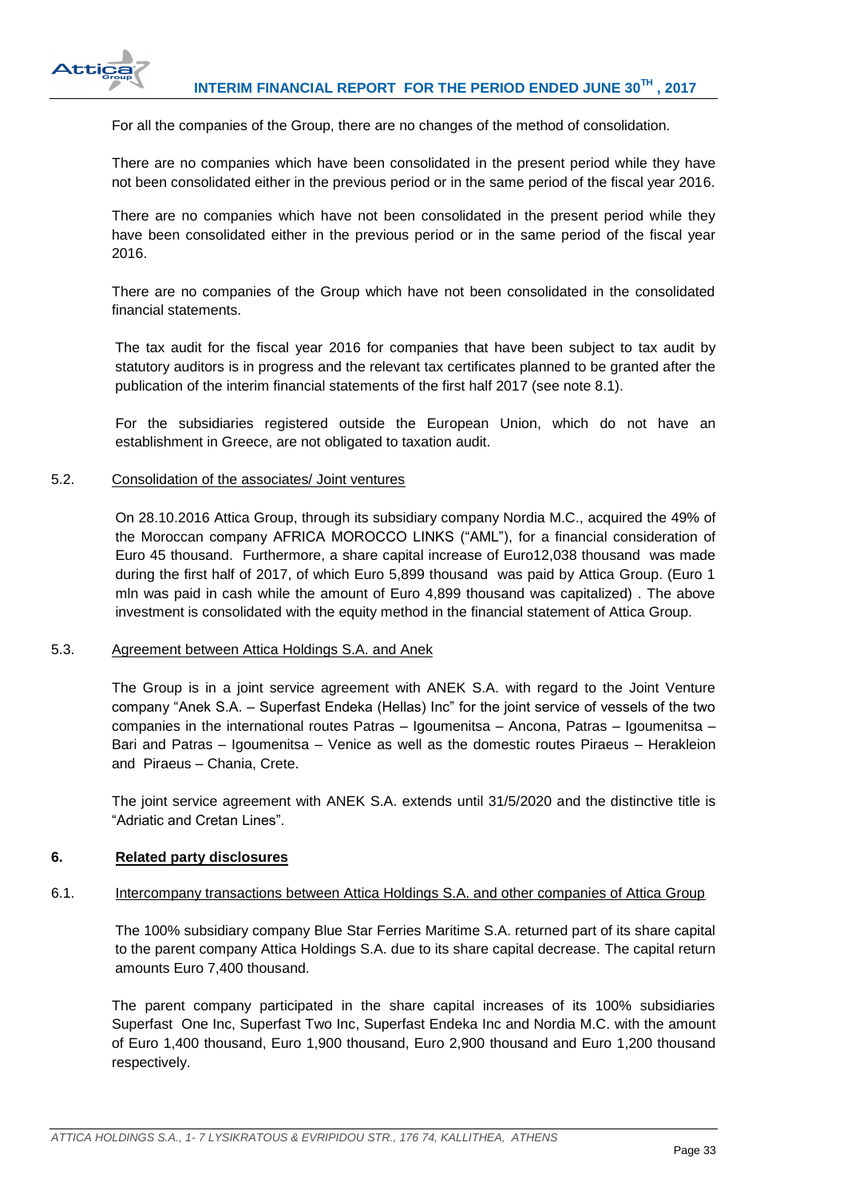For all the companies of the Group, there are no changes of the method of consolidation.

There are no companies which have been consolidated in the present period while they have not been consolidated either in the previous period or in the same period of the fiscal year 2016.

There are no companies which have not been consolidated in the present period while they have been consolidated either in the previous period or in the same period of the fiscal year 2016.

There are no companies of the Group which have not been consolidated in the consolidated financial statements.

The tax audit for the fiscal year 2016 for companies that have been subject to tax audit by statutory auditors is in progress and the relevant tax certificates planned to be granted after the publication of the interim financial statements of the first half 2017 (see note 8.1).

For the subsidiaries registered outside the European Union, which do not have an establishment in Greece, are not obligated to taxation audit.

### 5.2. Consolidation of the associates/ Joint ventures

On 28.10.2016 Attica Group, through its subsidiary company Nordia M.C., acquired the 49% of the Moroccan company AFRICA MOROCCO LINKS ("AML"), for a financial consideration of Euro 45 thousand. Furthermore, a share capital increase of Euro12,038 thousand was made during the first half of 2017, of which Euro 5,899 thousand was paid by Attica Group. (Euro 1 mln was paid in cash while the amount of Euro 4,899 thousand was capitalized) . The above investment is consolidated with the equity method in the financial statement of Attica Group.

### 5.3. Agreement between Attica Holdings S.A. and Anek

The Group is in a joint service agreement with ANEK S.A. with regard to the Joint Venture company "Anek S.A. – Superfast Endeka (Hellas) Inc" for the joint service of vessels of the two companies in the international routes Patras – Igoumenitsa – Ancona, Patras – Igoumenitsa – Bari and Patras – Igoumenitsa – Venice as well as the domestic routes Piraeus – Herakleion and Piraeus – Chania, Crete.

The joint service agreement with ANEK S.A. extends until 31/5/2020 and the distinctive title is "Adriatic and Cretan Lines".

## 6. Related party disclosures

### 6.1. Intercompany transactions between Attica Holdings S.A. and other companies of Attica Group

The 100% subsidiary company Blue Star Ferries Maritime S.A. returned part of its share capital to the parent company Attica Holdings S.A. due to its share capital decrease. The capital return amounts Euro 7,400 thousand.

The parent company participated in the share capital increases of its 100% subsidiaries Superfast One Inc, Superfast Two Inc, Superfast Endeka Inc and Nordia M.C. with the amount of Euro 1,400 thousand, Euro 1,900 thousand, Euro 2,900 thousand and Euro 1,200 thousand respectively.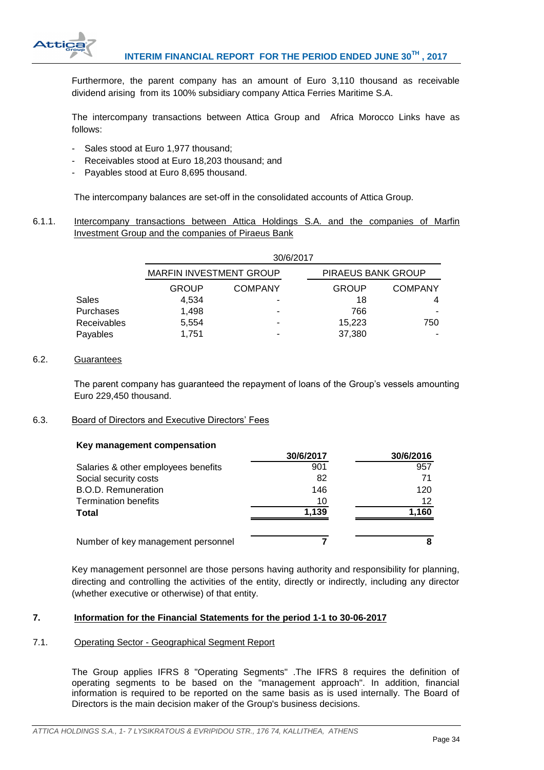Furthermore, the parent company has an amount of Euro 3,110 thousand as receivable dividend arising from its 100% subsidiary company Attica Ferries Maritime S.A.

The intercompany transactions between Attica Group and Africa Morocco Links have as follows:

- Sales stood at Euro 1,977 thousand;
- Receivables stood at Euro 18,203 thousand; and
- Payables stood at Euro 8,695 thousand.

The intercompany balances are set-off in the consolidated accounts of Attica Group.

### 6.1.1. Intercompany transactions between Attica Holdings S.A. and the companies of Marfin Investment Group and the companies of Piraeus Bank

| | 30/6/2017 | | | |
|---|---|---|---|---|
| | MARFIN INVESTMENT GROUP | | PIRAEUS BANK GROUP | |
| | GROUP | COMPANY | GROUP | COMPANY |
| Sales | 4,534 | - | 18 | 4 |
| Purchases | 1,498 | - | 766 | - |
| Receivables | 5,554 | - | 15,223 | 750 |
| Payables | 1,751 | - | 37,380 | - |

### 6.2. Guarantees

The parent company has guaranteed the repayment of loans of the Group's vessels amounting Euro 229,450 thousand.

### 6.3. Board of Directors and Executive Directors' Fees

| **Key management compensation** | **30/6/2017** | **30/6/2016** |
|---|---|---|
| Salaries & other employees benefits | 901 | 957 |
| Social security costs | 82 | 71 |
| B.O.D. Remuneration | 146 | 120 |
| Termination benefits | 10 | 12 |
| **Total** | **1,139** | **1,160** |
| | | |
| Number of key management personnel | **7** | **8** |

Key management personnel are those persons having authority and responsibility for planning, directing and controlling the activities of the entity, directly or indirectly, including any director (whether executive or otherwise) of that entity.

## 7. Information for the Financial Statements for the period 1-1 to 30-06-2017

### 7.1. Operating Sector - Geographical Segment Report

The Group applies IFRS 8 "Operating Segments" .The IFRS 8 requires the definition of operating segments to be based on the "management approach". In addition, financial information is required to be reported on the same basis as is used internally. The Board of Directors is the main decision maker of the Group's business decisions.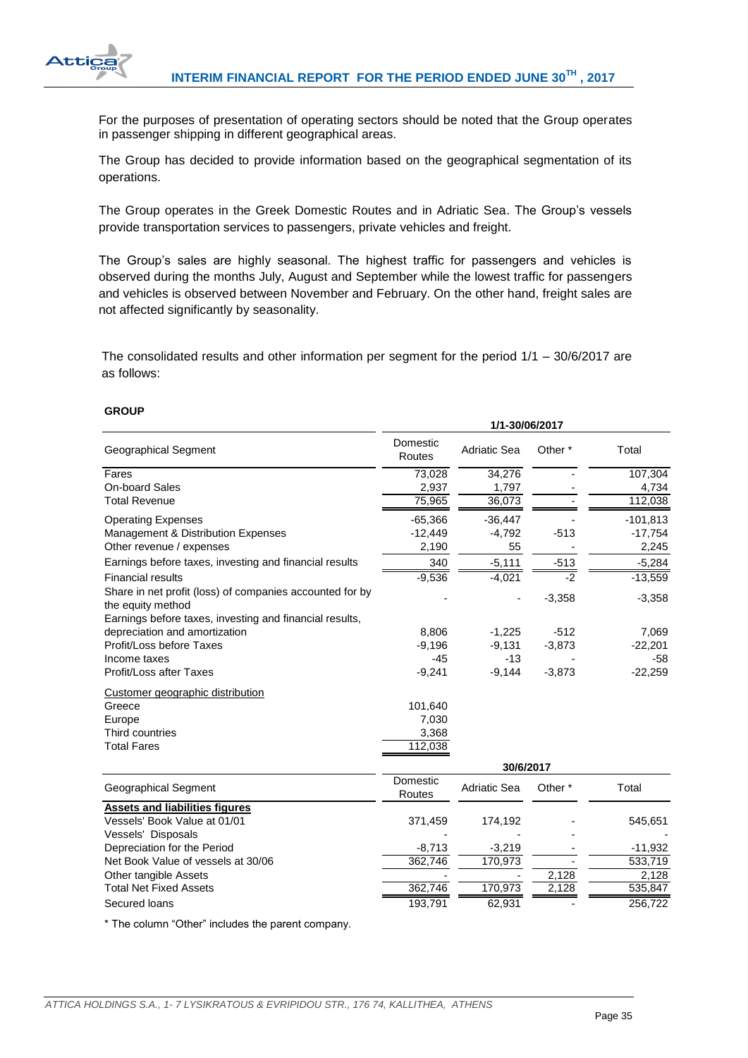For the purposes of presentation of operating sectors should be noted that the Group operates in passenger shipping in different geographical areas.

The Group has decided to provide information based on the geographical segmentation of its operations.

The Group operates in the Greek Domestic Routes and in Adriatic Sea. The Group's vessels provide transportation services to passengers, private vehicles and freight.

The Group's sales are highly seasonal. The highest traffic for passengers and vehicles is observed during the months July, August and September while the lowest traffic for passengers and vehicles is observed between November and February. On the other hand, freight sales are not affected significantly by seasonality.

The consolidated results and other information per segment for the period 1/1 – 30/6/2017 are as follows:

**GROUP**

| | 1/1-30/06/2017 | | | |
|---|---|---|---|---|
| Geographical Segment | Domestic Routes | Adriatic Sea | Other * | Total |
| Fares | 73,028 | 34,276 | - | 107,304 |
| On-board Sales | 2,937 | 1,797 | - | 4,734 |
| Total Revenue | 75,965 | 36,073 | - | 112,038 |
| Operating Expenses | -65,366 | -36,447 | - | -101,813 |
| Management & Distribution Expenses | -12,449 | -4,792 | -513 | -17,754 |
| Other revenue / expenses | 2,190 | 55 | - | 2,245 |
| Earnings before taxes, investing and financial results | 340 | -5,111 | -513 | -5,284 |
| Financial results | -9,536 | -4,021 | -2 | -13,559 |
| Share in net profit (loss) of companies accounted for by the equity method | - | - | -3,358 | -3,358 |
| Earnings before taxes, investing and financial results, depreciation and amortization | 8,806 | -1,225 | -512 | 7,069 |
| Profit/Loss before Taxes | -9,196 | -9,131 | -3,873 | -22,201 |
| Income taxes | -45 | -13 | - | -58 |
| Profit/Loss after Taxes | -9,241 | -9,144 | -3,873 | -22,259 |
| Customer geographic distribution | | | | |
| Greece | 101,640 | | | |
| Europe | 7,030 | | | |
| Third countries | 3,368 | | | |
| Total Fares | 112,038 | | | |

| | 30/6/2017 | | | |
|---|---|---|---|---|
| Geographical Segment | Domestic Routes | Adriatic Sea | Other * | Total |
| **Assets and liabilities figures** | | | | |
| Vessels' Book Value at 01/01 | 371,459 | 174,192 | - | 545,651 |
| Vessels' Disposals | - | - | - | - |
| Depreciation for the Period | -8,713 | -3,219 | - | -11,932 |
| Net Book Value of vessels at 30/06 | 362,746 | 170,973 | - | 533,719 |
| Other tangible Assets | - | - | 2,128 | 2,128 |
| Total Net Fixed Assets | 362,746 | 170,973 | 2,128 | 535,847 |
| Secured loans | 193,791 | 62,931 | - | 256,722 |

* The column "Other" includes the parent company.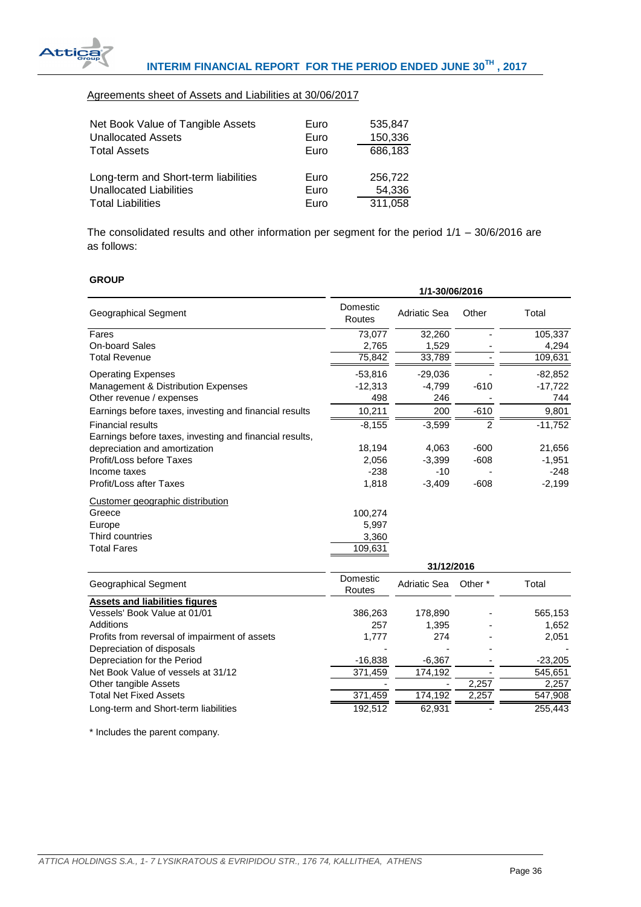Agreements sheet of Assets and Liabilities at 30/06/2017

| | | |
|---|---|---|
| Net Book Value of Tangible Assets | Euro | 535,847 |
| Unallocated Assets | Euro | 150,336 |
| Total Assets | Euro | 686,183 |
| | | |
| Long-term and Short-term liabilities | Euro | 256,722 |
| Unallocated Liabilities | Euro | 54,336 |
| Total Liabilities | Euro | 311,058 |

The consolidated results and other information per segment for the period 1/1 – 30/6/2016 are as follows:

**GROUP**

| | 1/1-30/06/2016 | | | |
|---|---|---|---|---|
| Geographical Segment | Domestic Routes | Adriatic Sea | Other | Total |
| Fares | 73,077 | 32,260 | - | 105,337 |
| On-board Sales | 2,765 | 1,529 | - | 4,294 |
| Total Revenue | 75,842 | 33,789 | - | 109,631 |
| Operating Expenses | -53,816 | -29,036 | - | -82,852 |
| Management & Distribution Expenses | -12,313 | -4,799 | -610 | -17,722 |
| Other revenue / expenses | 498 | 246 | - | 744 |
| Earnings before taxes, investing and financial results | 10,211 | 200 | -610 | 9,801 |
| Financial results | -8,155 | -3,599 | 2 | -11,752 |
| Earnings before taxes, investing and financial results, depreciation and amortization | 18,194 | 4,063 | -600 | 21,656 |
| Profit/Loss before Taxes | 2,056 | -3,399 | -608 | -1,951 |
| Income taxes | -238 | -10 | - | -248 |
| Profit/Loss after Taxes | 1,818 | -3,409 | -608 | -2,199 |
| Customer geographic distribution | | | | |
| Greece | 100,274 | | | |
| Europe | 5,997 | | | |
| Third countries | 3,360 | | | |
| Total Fares | 109,631 | | | |

| | 31/12/2016 | | | |
|---|---|---|---|---|
| Geographical Segment | Domestic Routes | Adriatic Sea | Other * | Total |
| **Assets and liabilities figures** | | | | |
| Vessels' Book Value at 01/01 | 386,263 | 178,890 | - | 565,153 |
| Additions | 257 | 1,395 | - | 1,652 |
| Profits from reversal of impairment of assets | 1,777 | 274 | - | 2,051 |
| Depreciation of disposals | - | - | - | - |
| Depreciation for the Period | -16,838 | -6,367 | - | -23,205 |
| Net Book Value of vessels at 31/12 | 371,459 | 174,192 | - | 545,651 |
| Other tangible Assets | - | - | 2,257 | 2,257 |
| Total Net Fixed Assets | 371,459 | 174,192 | 2,257 | 547,908 |
| Long-term and Short-term liabilities | 192,512 | 62,931 | - | 255,443 |

\* Includes the parent company.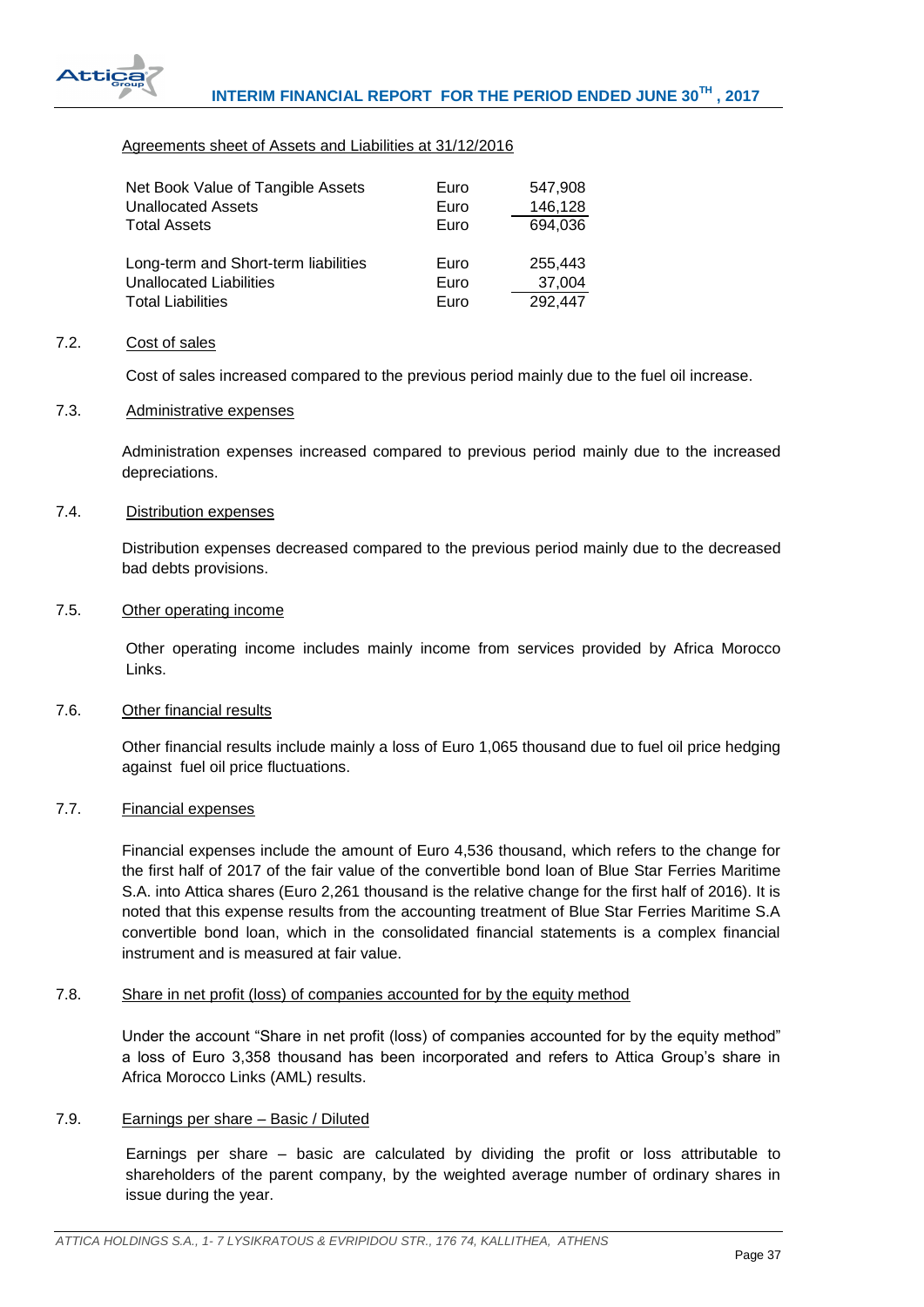Agreements sheet of Assets and Liabilities at 31/12/2016

| | | |
|---|---|---|
| Net Book Value of Tangible Assets | Euro | 547,908 |
| Unallocated Assets | Euro | 146,128 |
| Total Assets | Euro | 694,036 |
| | | |
| Long-term and Short-term liabilities | Euro | 255,443 |
| Unallocated Liabilities | Euro | 37,004 |
| Total Liabilities | Euro | 292,447 |

### 7.2. Cost of sales

Cost of sales increased compared to the previous period mainly due to the fuel oil increase.

### 7.3. Administrative expenses

Administration expenses increased compared to previous period mainly due to the increased depreciations.

### 7.4. Distribution expenses

Distribution expenses decreased compared to the previous period mainly due to the decreased bad debts provisions.

### 7.5. Other operating income

Other operating income includes mainly income from services provided by Africa Morocco Links.

### 7.6. Other financial results

Other financial results include mainly a loss of Euro 1,065 thousand due to fuel oil price hedging against fuel oil price fluctuations.

### 7.7. Financial expenses

Financial expenses include the amount of Euro 4,536 thousand, which refers to the change for the first half of 2017 of the fair value of the convertible bond loan of Blue Star Ferries Maritime S.A. into Attica shares (Euro 2,261 thousand is the relative change for the first half of 2016). It is noted that this expense results from the accounting treatment of Blue Star Ferries Maritime S.A convertible bond loan, which in the consolidated financial statements is a complex financial instrument and is measured at fair value.

### 7.8. Share in net profit (loss) of companies accounted for by the equity method

Under the account "Share in net profit (loss) of companies accounted for by the equity method" a loss of Euro 3,358 thousand has been incorporated and refers to Attica Group's share in Africa Morocco Links (AML) results.

### 7.9. Earnings per share – Basic / Diluted

Earnings per share – basic are calculated by dividing the profit or loss attributable to shareholders of the parent company, by the weighted average number of ordinary shares in issue during the year.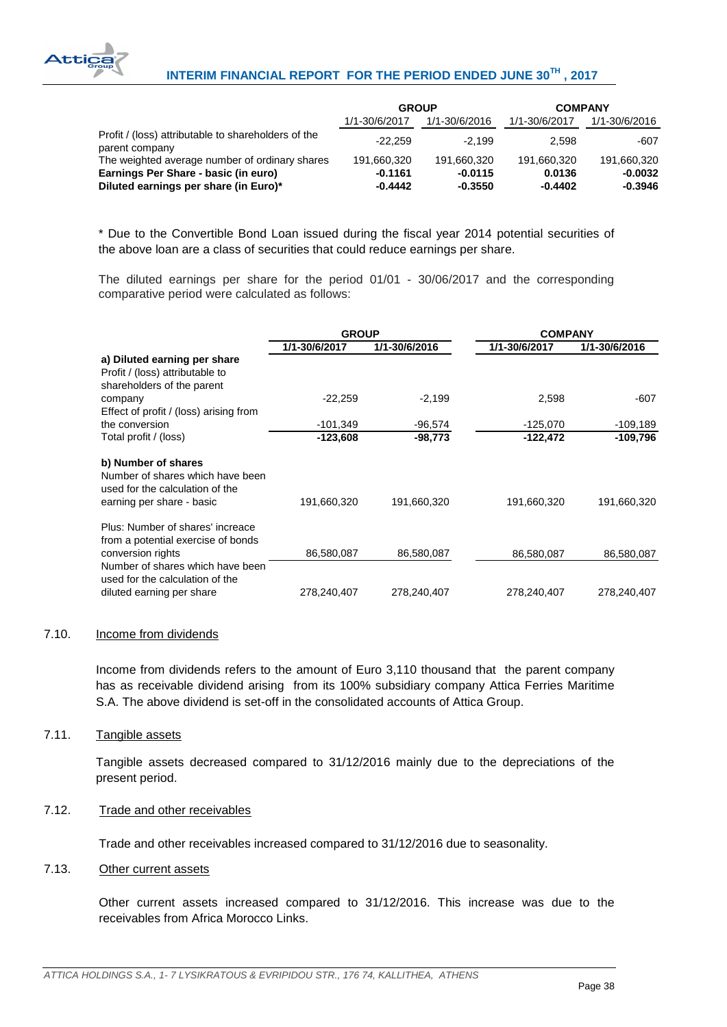| | GROUP | | COMPANY | |
|---|---|---|---|---|
| | 1/1-30/6/2017 | 1/1-30/6/2016 | 1/1-30/6/2017 | 1/1-30/6/2016 |
| Profit / (loss) attributable to shareholders of the parent company | -22,259 | -2,199 | 2,598 | -607 |
| The weighted average number of ordinary shares | 191,660,320 | 191,660,320 | 191,660,320 | 191,660,320 |
| **Earnings Per Share - basic (in euro)** | **-0.1161** | **-0.0115** | **0.0136** | **-0.0032** |
| **Diluted earnings per share (in Euro)*** | **-0.4442** | **-0.3550** | **-0.4402** | **-0.3946** |

* Due to the Convertible Bond Loan issued during the fiscal year 2014 potential securities of the above loan are a class of securities that could reduce earnings per share.

The diluted earnings per share for the period 01/01 - 30/06/2017 and the corresponding comparative period were calculated as follows:

| | GROUP | | COMPANY | |
|---|---|---|---|---|
| | **1/1-30/6/2017** | **1/1-30/6/2016** | **1/1-30/6/2017** | **1/1-30/6/2016** |
| **a) Diluted earning per share** | | | | |
| Profit / (loss) attributable to shareholders of the parent company | -22,259 | -2,199 | 2,598 | -607 |
| Effect of profit / (loss) arising from the conversion | -101,349 | -96,574 | -125,070 | -109,189 |
| Total profit / (loss) | **-123,608** | **-98,773** | **-122,472** | **-109,796** |
| **b) Number of shares** | | | | |
| Number of shares which have been used for the calculation of the earning per share - basic | 191,660,320 | 191,660,320 | 191,660,320 | 191,660,320 |
| Plus: Number of shares' increace from a potential exercise of bonds conversion rights | 86,580,087 | 86,580,087 | 86,580,087 | 86,580,087 |
| Number of shares which have been used for the calculation of the diluted earning per share | 278,240,407 | 278,240,407 | 278,240,407 | 278,240,407 |

### 7.10. Income from dividends

Income from dividends refers to the amount of Euro 3,110 thousand that the parent company has as receivable dividend arising from its 100% subsidiary company Attica Ferries Maritime S.A. The above dividend is set-off in the consolidated accounts of Attica Group.

### 7.11. Tangible assets

Tangible assets decreased compared to 31/12/2016 mainly due to the depreciations of the present period.

### 7.12. Trade and other receivables

Trade and other receivables increased compared to 31/12/2016 due to seasonality.

### 7.13. Other current assets

Other current assets increased compared to 31/12/2016. This increase was due to the receivables from Africa Morocco Links.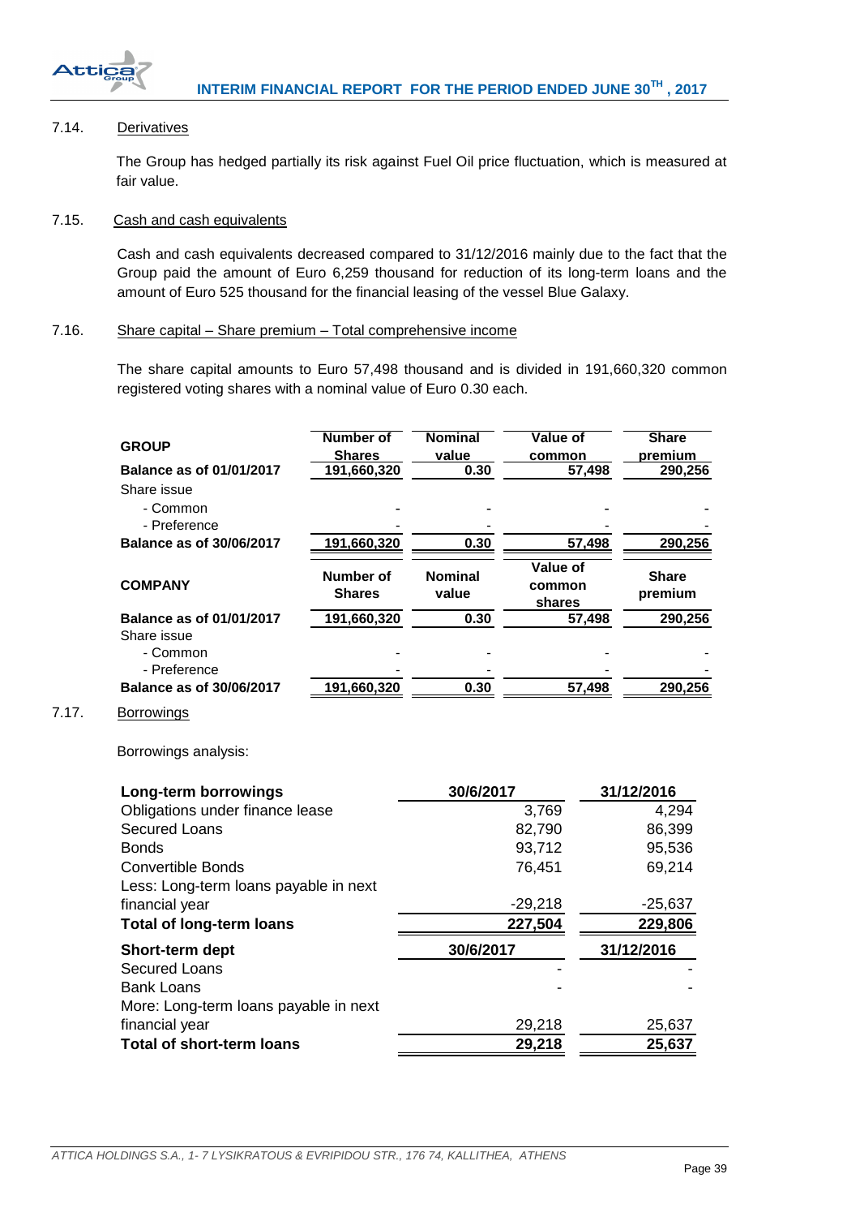### 7.14. Derivatives

The Group has hedged partially its risk against Fuel Oil price fluctuation, which is measured at fair value.

### 7.15. Cash and cash equivalents

Cash and cash equivalents decreased compared to 31/12/2016 mainly due to the fact that the Group paid the amount of Euro 6,259 thousand for reduction of its long-term loans and the amount of Euro 525 thousand for the financial leasing of the vessel Blue Galaxy.

### 7.16. Share capital – Share premium – Total comprehensive income

The share capital amounts to Euro 57,498 thousand and is divided in 191,660,320 common registered voting shares with a nominal value of Euro 0.30 each.

| GROUP | Number of Shares | Nominal value | Value of common | Share premium |
|---|---|---|---|---|
| **Balance as of 01/01/2017** | 191,660,320 | 0.30 | 57,498 | 290,256 |
| Share issue | | | | |
| - Common | - | - | - | - |
| - Preference | - | - | - | - |
| **Balance as of 30/06/2017** | 191,660,320 | 0.30 | 57,498 | 290,256 |

| COMPANY | Number of Shares | Nominal value | Value of common shares | Share premium |
|---|---|---|---|---|
| **Balance as of 01/01/2017** | 191,660,320 | 0.30 | 57,498 | 290,256 |
| Share issue | | | | |
| - Common | - | - | - | - |
| - Preference | - | - | - | - |
| **Balance as of 30/06/2017** | 191,660,320 | 0.30 | 57,498 | 290,256 |

### 7.17. Borrowings

Borrowings analysis:

| Long-term borrowings | 30/6/2017 | 31/12/2016 |
|---|---|---|
| Obligations under finance lease | 3,769 | 4,294 |
| Secured Loans | 82,790 | 86,399 |
| Bonds | 93,712 | 95,536 |
| Convertible Bonds | 76,451 | 69,214 |
| Less: Long-term loans payable in next financial year | -29,218 | -25,637 |
| **Total of long-term loans** | **227,504** | **229,806** |

| Short-term dept | 30/6/2017 | 31/12/2016 |
|---|---|---|
| Secured Loans | - | - |
| Bank Loans | - | - |
| More: Long-term loans payable in next financial year | 29,218 | 25,637 |
| **Total of short-term loans** | **29,218** | **25,637** |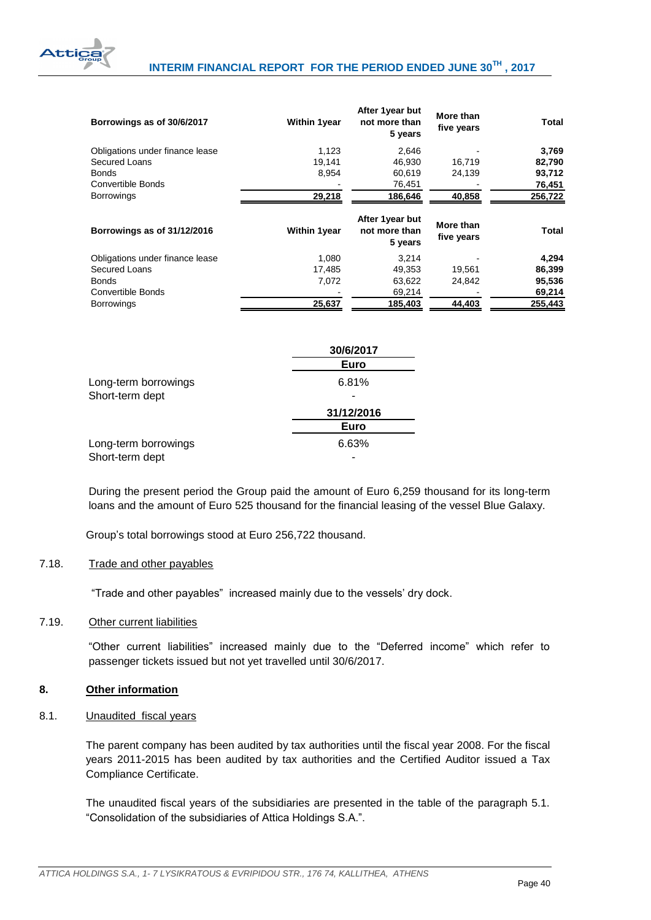| Borrowings as of 30/6/2017 | Within 1year | After 1year but not more than 5 years | More than five years | Total |
|---|---|---|---|---|
| Obligations under finance lease | 1,123 | 2,646 | - | **3,769** |
| Secured Loans | 19,141 | 46,930 | 16,719 | **82,790** |
| Bonds | 8,954 | 60,619 | 24,139 | **93,712** |
| Convertible Bonds | - | 76,451 | - | **76,451** |
| Borrowings | **29,218** | **186,646** | **40,858** | **256,722** |

| Borrowings as of 31/12/2016 | Within 1year | After 1year but not more than 5 years | More than five years | Total |
|---|---|---|---|---|
| Obligations under finance lease | 1,080 | 3,214 | - | **4,294** |
| Secured Loans | 17,485 | 49,353 | 19,561 | **86,399** |
| Bonds | 7,072 | 63,622 | 24,842 | **95,536** |
| Convertible Bonds | - | 69,214 | - | **69,214** |
| Borrowings | **25,637** | **185,403** | **44,403** | **255,443** |

| | 30/6/2017 |
|---|---|
| | Euro |
| Long-term borrowings | 6.81% |
| Short-term dept | - |
| | **31/12/2016** |
| | **Euro** |
| Long-term borrowings | 6.63% |
| Short-term dept | - |

During the present period the Group paid the amount of Euro 6,259 thousand for its long-term loans and the amount of Euro 525 thousand for the financial leasing of the vessel Blue Galaxy.

Group's total borrowings stood at Euro 256,722 thousand.

### 7.18. Trade and other payables

"Trade and other payables" increased mainly due to the vessels' dry dock.

### 7.19. Other current liabilities

"Other current liabilities" increased mainly due to the "Deferred income" which refer to passenger tickets issued but not yet travelled until 30/6/2017.

## 8. Other information

### 8.1. Unaudited fiscal years

The parent company has been audited by tax authorities until the fiscal year 2008. For the fiscal years 2011-2015 has been audited by tax authorities and the Certified Auditor issued a Tax Compliance Certificate.

The unaudited fiscal years of the subsidiaries are presented in the table of the paragraph 5.1. "Consolidation of the subsidiaries of Attica Holdings S.A.".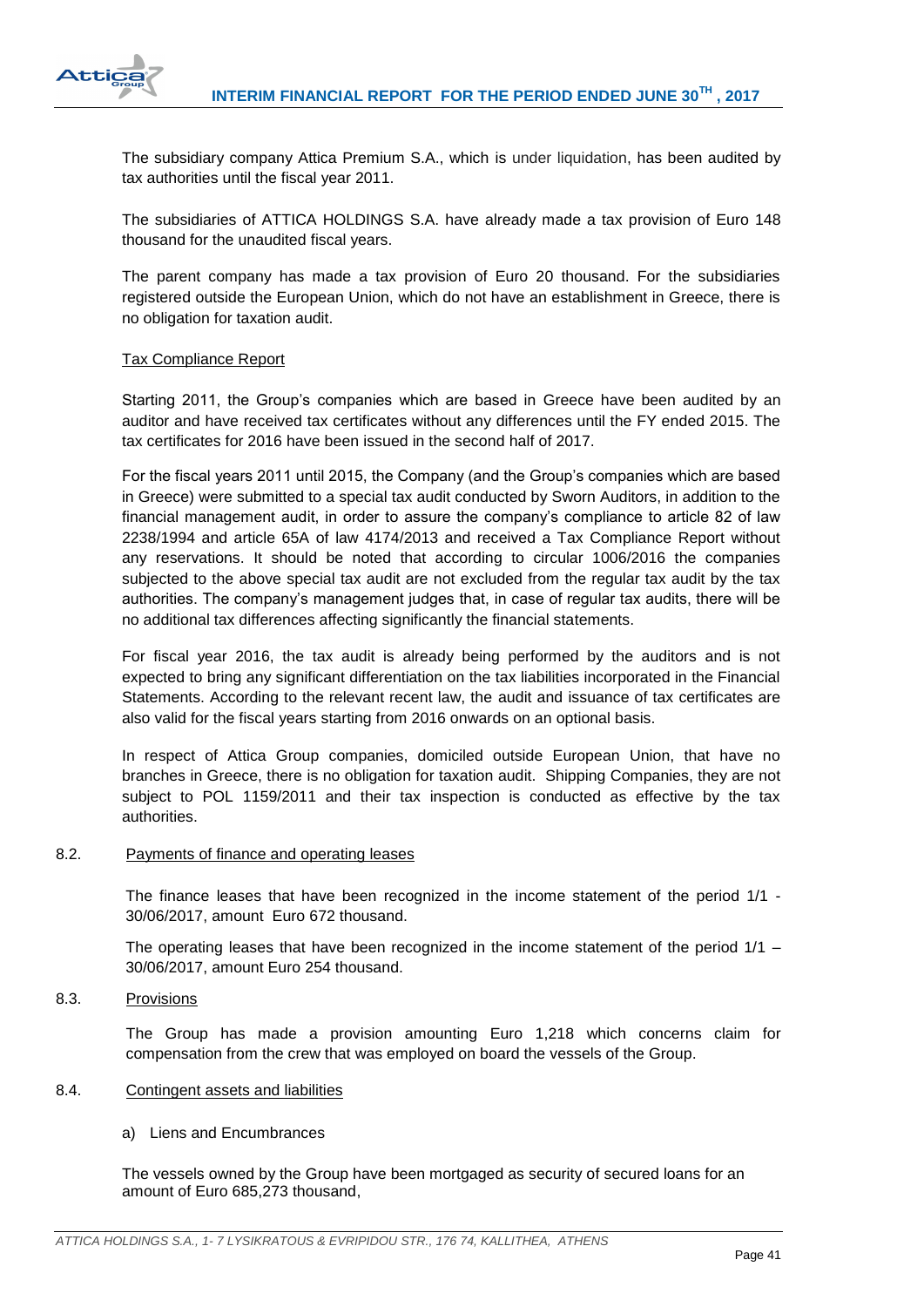The subsidiary company Attica Premium S.A., which is under liquidation, has been audited by tax authorities until the fiscal year 2011.

The subsidiaries of ATTICA HOLDINGS S.A. have already made a tax provision of Euro 148 thousand for the unaudited fiscal years.

The parent company has made a tax provision of Euro 20 thousand. For the subsidiaries registered outside the European Union, which do not have an establishment in Greece, there is no obligation for taxation audit.

Tax Compliance Report

Starting 2011, the Group's companies which are based in Greece have been audited by an auditor and have received tax certificates without any differences until the FY ended 2015. The tax certificates for 2016 have been issued in the second half of 2017.

For the fiscal years 2011 until 2015, the Company (and the Group's companies which are based in Greece) were submitted to a special tax audit conducted by Sworn Auditors, in addition to the financial management audit, in order to assure the company's compliance to article 82 of law 2238/1994 and article 65A of law 4174/2013 and received a Tax Compliance Report without any reservations. It should be noted that according to circular 1006/2016 the companies subjected to the above special tax audit are not excluded from the regular tax audit by the tax authorities. The company's management judges that, in case of regular tax audits, there will be no additional tax differences affecting significantly the financial statements.

For fiscal year 2016, the tax audit is already being performed by the auditors and is not expected to bring any significant differentiation on the tax liabilities incorporated in the Financial Statements. According to the relevant recent law, the audit and issuance of tax certificates are also valid for the fiscal years starting from 2016 onwards on an optional basis.

In respect of Attica Group companies, domiciled outside European Union, that have no branches in Greece, there is no obligation for taxation audit. Shipping Companies, they are not subject to POL 1159/2011 and their tax inspection is conducted as effective by the tax authorities.

### 8.2. Payments of finance and operating leases

The finance leases that have been recognized in the income statement of the period 1/1 - 30/06/2017, amount Euro 672 thousand.

The operating leases that have been recognized in the income statement of the period 1/1 – 30/06/2017, amount Euro 254 thousand.

### 8.3. Provisions

The Group has made a provision amounting Euro 1,218 which concerns claim for compensation from the crew that was employed on board the vessels of the Group.

### 8.4. Contingent assets and liabilities

a) Liens and Encumbrances

The vessels owned by the Group have been mortgaged as security of secured loans for an amount of Euro 685,273 thousand,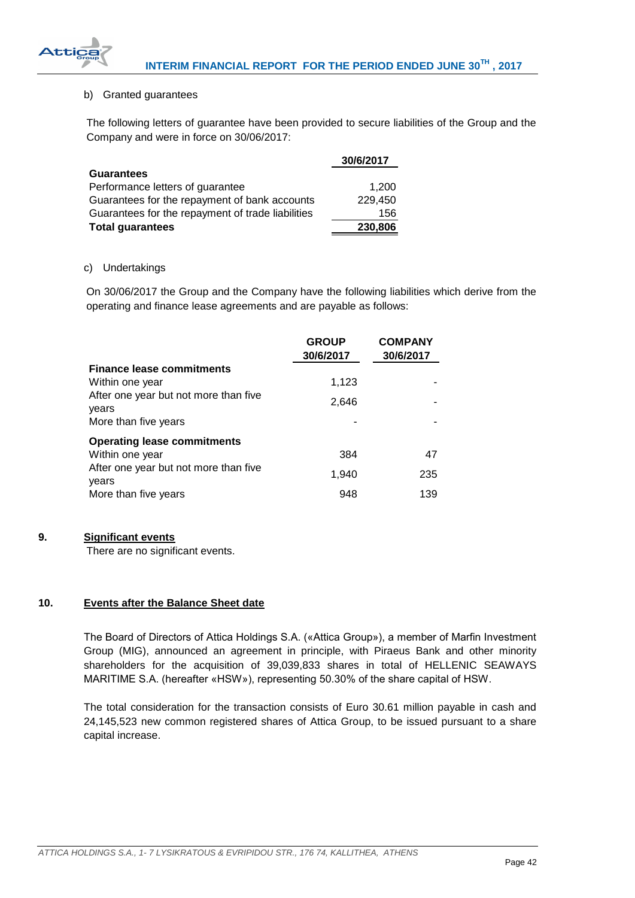b) Granted guarantees

The following letters of guarantee have been provided to secure liabilities of the Group and the Company and were in force on 30/06/2017:

| | 30/6/2017 |
|---|---|
| **Guarantees** | |
| Performance letters of guarantee | 1,200 |
| Guarantees for the repayment of bank accounts | 229,450 |
| Guarantees for the repayment of trade liabilities | 156 |
| **Total guarantees** | **230,806** |

c) Undertakings

On 30/06/2017 the Group and the Company have the following liabilities which derive from the operating and finance lease agreements and are payable as follows:

| | GROUP 30/6/2017 | COMPANY 30/6/2017 |
|---|---|---|
| **Finance lease commitments** | | |
| Within one year | 1,123 | - |
| After one year but not more than five years | 2,646 | - |
| More than five years | - | - |
| **Operating lease commitments** | | |
| Within one year | 384 | 47 |
| After one year but not more than five years | 1,940 | 235 |
| More than five years | 948 | 139 |

## 9. Significant events

There are no significant events.

## 10. Events after the Balance Sheet date

The Board of Directors of Attica Holdings S.A. («Attica Group»), a member of Marfin Investment Group (MIG), announced an agreement in principle, with Piraeus Bank and other minority shareholders for the acquisition of 39,039,833 shares in total of HELLENIC SEAWAYS MARITIME S.A. (hereafter «HSW»), representing 50.30% of the share capital of HSW.

The total consideration for the transaction consists of Euro 30.61 million payable in cash and 24,145,523 new common registered shares of Attica Group, to be issued pursuant to a share capital increase.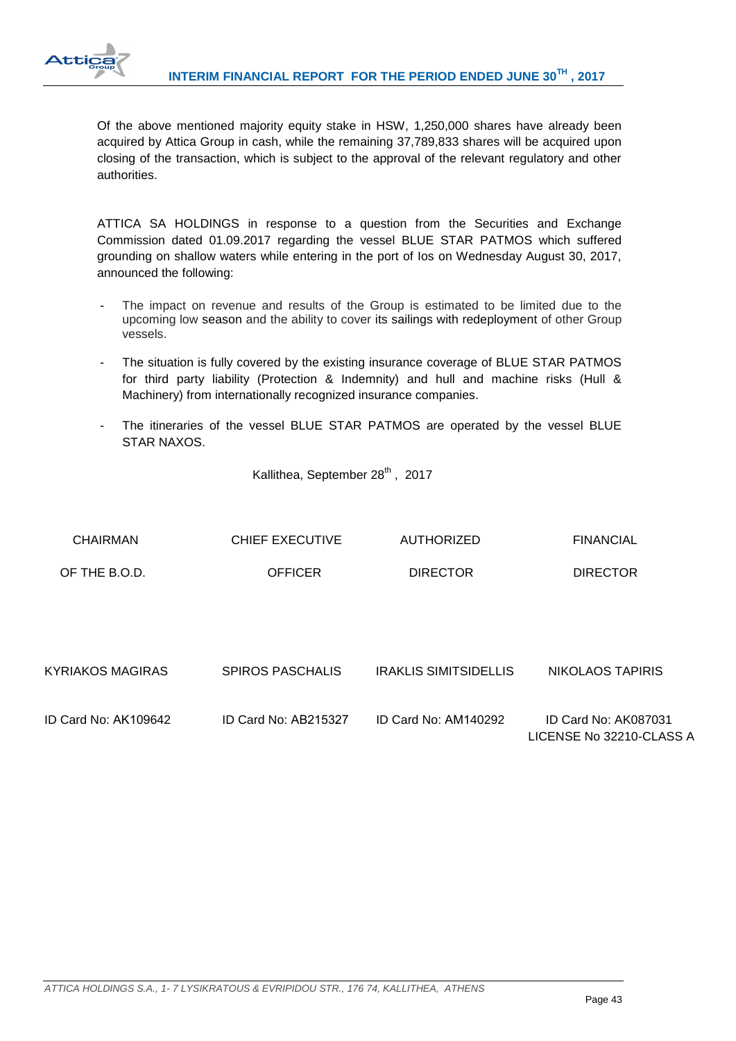Of the above mentioned majority equity stake in HSW, 1,250,000 shares have already been acquired by Attica Group in cash, while the remaining 37,789,833 shares will be acquired upon closing of the transaction, which is subject to the approval of the relevant regulatory and other authorities.

ATTICA SA HOLDINGS in response to a question from the Securities and Exchange Commission dated 01.09.2017 regarding the vessel BLUE STAR PATMOS which suffered grounding on shallow waters while entering in the port of Ios on Wednesday August 30, 2017, announced the following:

- The impact on revenue and results of the Group is estimated to be limited due to the upcoming low season and the ability to cover its sailings with redeployment of other Group vessels.
- The situation is fully covered by the existing insurance coverage of BLUE STAR PATMOS for third party liability (Protection & Indemnity) and hull and machine risks (Hull & Machinery) from internationally recognized insurance companies.
- The itineraries of the vessel BLUE STAR PATMOS are operated by the vessel BLUE STAR NAXOS.

Kallithea, September 28th , 2017

| CHAIRMAN OF THE B.O.D. | CHIEF EXECUTIVE OFFICER | AUTHORIZED DIRECTOR | FINANCIAL DIRECTOR |
|---|---|---|---|
| KYRIAKOS MAGIRAS | SPIROS PASCHALIS | IRAKLIS SIMITSIDELLIS | NIKOLAOS TAPIRIS |
| ID Card No: AK109642 | ID Card No: AB215327 | ID Card No: AM140292 | ID Card No: AK087031<br>LICENSE No 32210-CLASS A |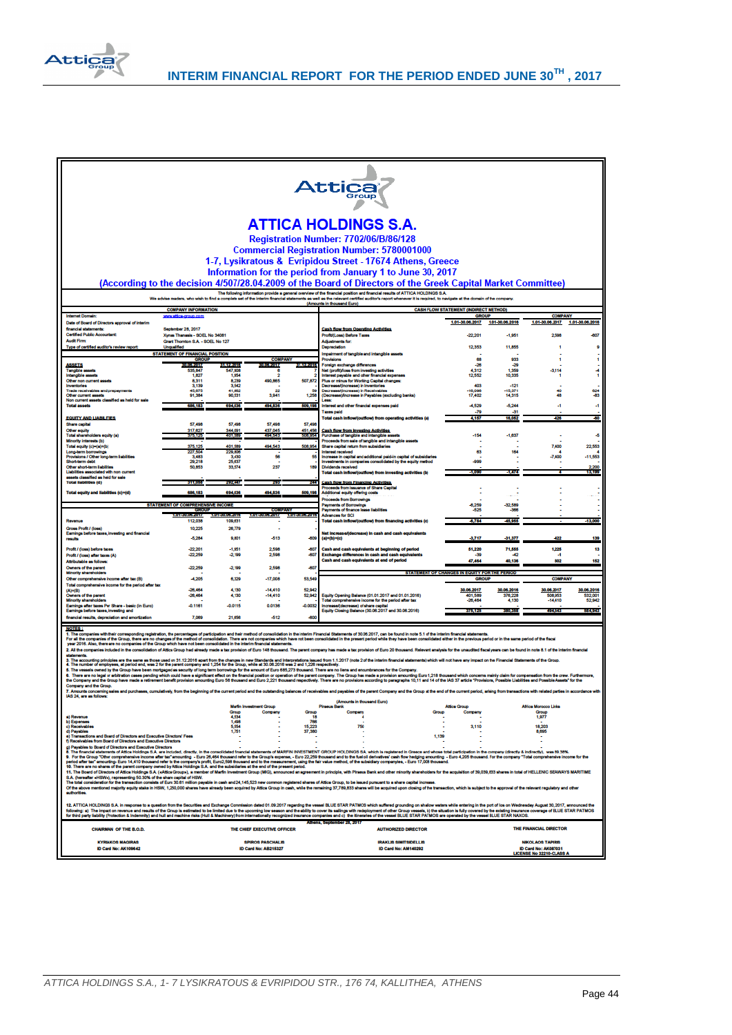# ATTICA HOLDINGS S.A.

**Registration Number: 7702/06/B/86/128**
**Commercial Registration Number: 5780001000**
**1-7, Lysikratous & Evripidou Street - 17674 Athens, Greece**
**Information for the period from January 1 to June 30, 2017**
**(According to the decision 4/507/28.04.2009 of the Board of Directors of the Greek Capital Market Committee)**

The following information provide a general overview of the financial position and financial results of ATTICA HOLDINGS S.A.
We advise readers, who wish to find a complete set of the interim financial statements as well as the relevant certified auditor's report whenever it is required, to navigate at the domain of the company.
(Amounts in thousand Euro)

**COMPANY INFORMATION**

| | |
|---|---|
| Internet Domain: | www.attica-group.com |
| Date of Board of Directors approval of interim financial statements: | September 28, 2017 |
| Certified Public Accountant: | Xynas Thanasis - SOEL No 34081 |
| Audit Firm: | Grant Thornton S.A. - SOEL No 127 |
| Type of certified auditor's review report: | Unqualified |

**STATEMENT OF FINANCIAL POSITION**

| | GROUP | | COMPANY | |
|---|---|---|---|---|
| **ASSETS** | 30.06.2017 | 31.12.2016 | 30.06.2017 | 31.12.2016 |
| Tangible assets | 535,847 | 547,908 | 6 | 7 |
| Intangible assets | 1,827 | 1,954 | 2 | 2 |
| Other non current assets | 8,311 | 8,239 | 490,865 | 507,872 |
| Inventories | 3,139 | 3,542 | - | - |
| Trade receivables and prepayments | 45,675 | 41,802 | 22 | 59 |
| Other current assets | 91,384 | 90,531 | 3,941 | 1,258 |
| Non current assets classified as held for sale | - | - | - | - |
| **Total assets** | **686,183** | **694,036** | **494,836** | **509,198** |
| **EQUITY AND LIABILITIES** | | | | |
| Share capital | 57,498 | 57,498 | 57,498 | 57,498 |
| Other equity | 317,627 | 344,091 | 437,045 | 451,456 |
| Total shareholders equity (a) | 375,125 | 401,589 | 494,543 | 508,954 |
| Minority interests (b) | - | - | - | - |
| Total equity (c)=(a)+(b) | 375,125 | 401,589 | 494,543 | 508,954 |
| Long-term borrowings | 227,504 | 229,806 | - | - |
| Provisions / Other long-term liabilities | 3,483 | 3,430 | 56 | 55 |
| Short-term debt | 29,218 | 25,637 | - | - |
| Other short-term liabilities | 50,853 | 33,574 | 237 | 189 |
| Liabilities associated with non current assets classified as held for sale | - | - | - | - |
| **Total liabilities (d)** | **311,058** | **292,447** | **293** | **244** |
| **Total equity and liabilities (c)+(d)** | **686,183** | **694,036** | **494,836** | **509,198** |

**STATEMENT OF COMPREHENSIVE INCOME**

| | GROUP | | COMPANY | |
|---|---|---|---|---|
| | 1.01-30.06.2017 | 1.01-30.06.2016 | 1.01-30.06.2017 | 1.01-30.06.2016 |
| Revenue | 112,038 | 109,631 | - | - |
| Gross Profit / (loss) | 10,225 | 26,779 | - | - |
| Earnings before taxes, investing and financial results | -5,284 | 9,801 | -513 | -609 |
| Profit / (loss) before taxes | -22,201 | -1,951 | 2,598 | -607 |
| Profit / (loss) after taxes (A) | -22,259 | -2,199 | 2,598 | -607 |
| Attributable as follows: | | | | |
| Owners of the parent | -22,259 | -2,199 | 2,598 | -607 |
| Minority shareholders | - | - | - | - |
| Other comprehensive income after tax (B) | -4,205 | 6,329 | -17,008 | 53,549 |
| Total comprehensive income for the period after tax (A)+(B) | -26,464 | 4,130 | -14,410 | 52,942 |
| Owners of the parent | -26,464 | 4,130 | -14,410 | 52,942 |
| Minority shareholders | - | - | - | - |
| Earnings after taxes Per Share - basic (in Euro) | -0.1161 | -0.0115 | 0.0136 | -0.0032 |
| Earnings before taxes, investing and financial results, depreciation and amortization | 7,069 | 21,656 | -512 | -600 |

**CASH FLOW STATEMENT (INDIRECT METHOD)**

| | GROUP | | COMPANY | |
|---|---|---|---|---|
| | 1.01-30.06.2017 | 1.01-30.06.2016 | 1.01-30.06.2017 | 1.01-30.06.2016 |
| **Cash flow from Operating Activities** | | | | |
| Profit/(Loss) Before Taxes | -22,201 | -1,951 | 2,598 | -607 |
| Adjustments for: | | | | |
| Depreciation | 12,353 | 11,855 | 1 | 9 |
| Impairment of tangible and intangible assets | - | - | - | - |
| Provisions | 68 | 933 | 1 | 1 |
| Foreign exchange differences | -26 | -29 | - | - |
| Net (profit)/loss from investing activities | 4,312 | 1,359 | -3,114 | -4 |
| Interest payable and other financial expenses | 12,552 | 10,335 | 1 | 1 |
| Plus or minus for Working Capital changes: | | | | |
| Decrease/(increase) in Inventories | 403 | -121 | - | - |
| Decrease/(increase) in Receivables | -16,090 | -15,371 | 40 | 624 |
| (Decrease)/increase in Payables (excluding banks) | 17,402 | 14,315 | 48 | -83 |
| Less: | | | | |
| Interest and other financial expenses paid | -4,529 | -5,244 | -1 | -1 |
| Taxes paid | -79 | -31 | - | - |
| **Total cash inflow/(outflow) from operating activities (a)** | **4,157** | **16,052** | **-426** | **-60** |
| **Cash flow from Investing Activities** | | | | |
| Purchase of tangible and intangible assets | -154 | -1,637 | - | -5 |
| Proceeds from sale of tangible and intangible assets | - | - | - | - |
| Share capital return from subsidiaries | - | - | 7,400 | 22,553 |
| Interest received | 63 | 164 | 4 | 4 |
| Increase in capital and additional paid-in capital of subsidiaries | - | - | -7,400 | -11,553 |
| Investments in companies consolidated by the equity method | -999 | - | - | - |
| Dividends received | - | - | - | 2,200 |
| **Total cash inflow/(outflow) from investing activities (b)** | **-1,090** | **-1,474** | **4** | **13,199** |
| **Cash flow from Financing Activities** | | | | |
| Proceeds from issuance of Share Capital | - | - | - | - |
| Additional equity offering costs | - | - | - | - |
| Proceeds from Borrowings | - | - | - | - |
| Payments of Borrowings | -6,259 | -32,589 | - | - |
| Payments of finance lease liabilities | -525 | -366 | - | - |
| Advances for SCI | - | - | - | - |
| **Total cash inflow/(outflow) from financing activities (c)** | **-6,784** | **-45,955** | **-** | **-13,000** |
| Net increase/(decrease) in cash and cash equivalents (a)+(b)+(c) | -3,717 | -31,377 | -422 | 139 |
| Cash and cash equivalents at beginning of period | 51,220 | 71,555 | 1,225 | 13 |
| Exchange differences in cash and cash equivalents | -39 | -42 | -1 | - |
| Cash and cash equivalents at end of period | 47,464 | 40,136 | 802 | 152 |

**STATEMENT OF CHANGES IN EQUITY FOR THE PERIOD**

| | GROUP | | COMPANY | |
|---|---|---|---|---|
| | 30.06.2017 | 30.06.2016 | 30.06.2017 | 30.06.2016 |
| Equity Opening Balance (01.01.2017 and 01.01.2016) | 401,589 | 376,228 | 508,953 | 532,001 |
| Total comprehensive income for the period after tax | -26,464 | 4,130 | -14,410 | 52,942 |
| Increase/(decrease) of share capital | - | - | - | - |
| **Equity Closing Balance (30.06.2017 and 30.06.2016)** | **375,125** | **380,358** | **494,543** | **584,943** |

**NOTES**

1. The companies with their corresponding registration, the percentages of participation and their method of consolidation in the interim Financial Statements of 30.06.2017, can be found in note 5.1 of the interim financial statements. For all the companies of the Group, there are no changes of the method of consolidation. There are not companies which have not been consolidated in the present period while they have been consolidated either in the previous period or in the same period of the fiscal year 2016. Also, there are no companies of the Group which have not been consolidated in the interim financial statements.
2. All the companies included in the consolidation of Attica Group had already made a tax provision of Euro 148 thousand. The parent company has made a tax provision of Euro 20 thousand. Relevant analysis for the unaudited fiscal years can be found in note 8.1 of the interim financial statements.
3. The accounting principles are the same as those used on 31.12.2016 apart from the changes in new Standards and Interpretations issued from 1.1.2017 (note 2 of the interim financial statements) which will not have any impact on the Financial Statements of the Group.
4. The number of employees, at period end, was 2 for the parent company and 1,254 for the Group, while at 30.06.2016 was 2 and 1,226 respectively.
5. The vessels owned by the Group have been mortgaged as security of long term borrowings for the amount of Euro 685,273 thousand. There are no liens and encumbrances for the Company.
6. There are no legal or arbitration cases pending which could have a significant effect on the financial position or operation of the parent company. The Group has made a provision amounting Euro 1,218 thousand which concerns mainly claim for compensation from the crew. Furthermore, the Company and the Group have made a retirement benefit provision amounting Euro 56 thousand and Euro 2,221 thousand respectively. There are no provisions according to paragraphs 10,11 and 14 of the IAS 37 article "Provisions, Possible Liabilities and Possible Assets" for the Company and the Group.
7. Amounts concerning sales and purchases, cumulatively, from the beginning of the current period and the outstanding balances of receivables and payables of the parent Company and the Group at the end of the current period, arising from transactions with related parties in accordance with IAS 24, are as follows:

(Amounts in thousand Euro)

| | Marfin Investment Group | | Piraeus Bank | | Attica Group | | Africa Morocco Links |
|---|---|---|---|---|---|---|---|
| | Group | Company | Group | Company | Group | Company | Group |
| a) Revenue | 4,534 | - | 18 | 4 | - | - | 1,977 |
| b) Expenses | 1,498 | - | 786 | - | - | - | - |
| c) Receivables | 5,554 | - | 15,223 | 750 | - | 3,110 | 18,203 |
| d) Payables | 1,751 | - | 37,380 | - | - | - | 8,695 |
| e) Transactions and Board of Directors and Executive Directors' Fees | - | - | - | - | 1,139 | - | - |
| f) Receivables from Board of Directors and Executive Directors | - | - | - | - | - | - | - |
| g) Payables to Board of Directors and Executive Directors | - | - | - | - | - | - | - |

8. The financial statements of Attica Holdings S.A. are included, directly, in the consolidated financial statements of MARFIN INVESTMENT GROUP HOLDINGS SA. which is registered in Greece and whose total participation in the company (directly & indirectly), was 89.38%.
9. For the Group "Other comprehensive income after tax" amounting - Euro 26,464 thousand refer to the Group's expense, - Euro 22,259 thousand and to the fuel oil derivatives' cash flow hedging amounting - Euro 4,205 thousand. For the company "Total comprehensive income for the period after tax" amounting- Euro 14,410 thousand refer to the company's profit, Euro2,598 thousand and to the measurement, using the fair value method, of the subsidiary companies, - Euro 17,008 thousand.
10. There are no shares of the parent company owned by Attica Holdings S.A. and the subsidiaries at the end of the present period.
11. The Board of Directors of Attica Holdings S.A. («Attica Group»), a member of Marfin Investment Group (MIG), announced an agreement in principle, with Piraeus Bank and other minority shareholders for the acquisition of 39,039,833 shares in total of HELLENIC SEAWAYS MARITIME S.A. (hereafter «HSW»), representing 50.30% of the share capital of HSW.
The total consideration for the transaction consists of Euro 30.81 million payable in cash and 24,145,523 new common registered shares of Attica Group, to be issued pursuant to a share capital increase.
Of the above mentioned majority equity stake in HSW, 1,250,000 shares have already been acquired by Attica Group in cash, while the remaining 37,789,833 shares will be acquired upon closing of the transaction, which is subject to the approval of the relevant regulatory and other authorities.
12. ATTICA HOLDINGS S.A. in response to a question from the Securities and Exchange Commission dated 01.09.2017 regarding the vessel BLUE STAR PATMOS which suffered grounding on shallow waters while entering in the port of Ios on Wednesday August 30, 2017, announced the following: a) The impact on revenue and results of the Group is estimated to be limited due to the upcoming low season and the ability to cover its sailings with redeployment of other Group vessels, b) the insurance is fully covered by the existing insurance coverage of BLUE STAR PATMOS for third party liability (Protection & Indemnity) and hull and machine risks (Hull & Machinery) from internationally recognized insurance companies and c) the itineraries of the vessel BLUE STAR PATMOS are operated by the vessel BLUE STAR NAXOS.

Athens, September 28, 2017

| CHAIRMAN OF THE B.O.D. | THE CHIEF EXECUTIVE OFFICER | AUTHORIZED DIRECTOR | THE FINANCIAL DIRECTOR |
|---|---|---|---|
| KYRIAKOS MAGIRAS | SPIROS PASCHALIS | IRAKLIS SIMITSIDELLIS | NIKOLAOS TAPIRIS |
| ID Card No: AK109642 | ID Card No: AB215327 | ID Card No: AM140292 | ID Card No: AK087031 |
| | | | LICENSE No 32210-CLASS A |